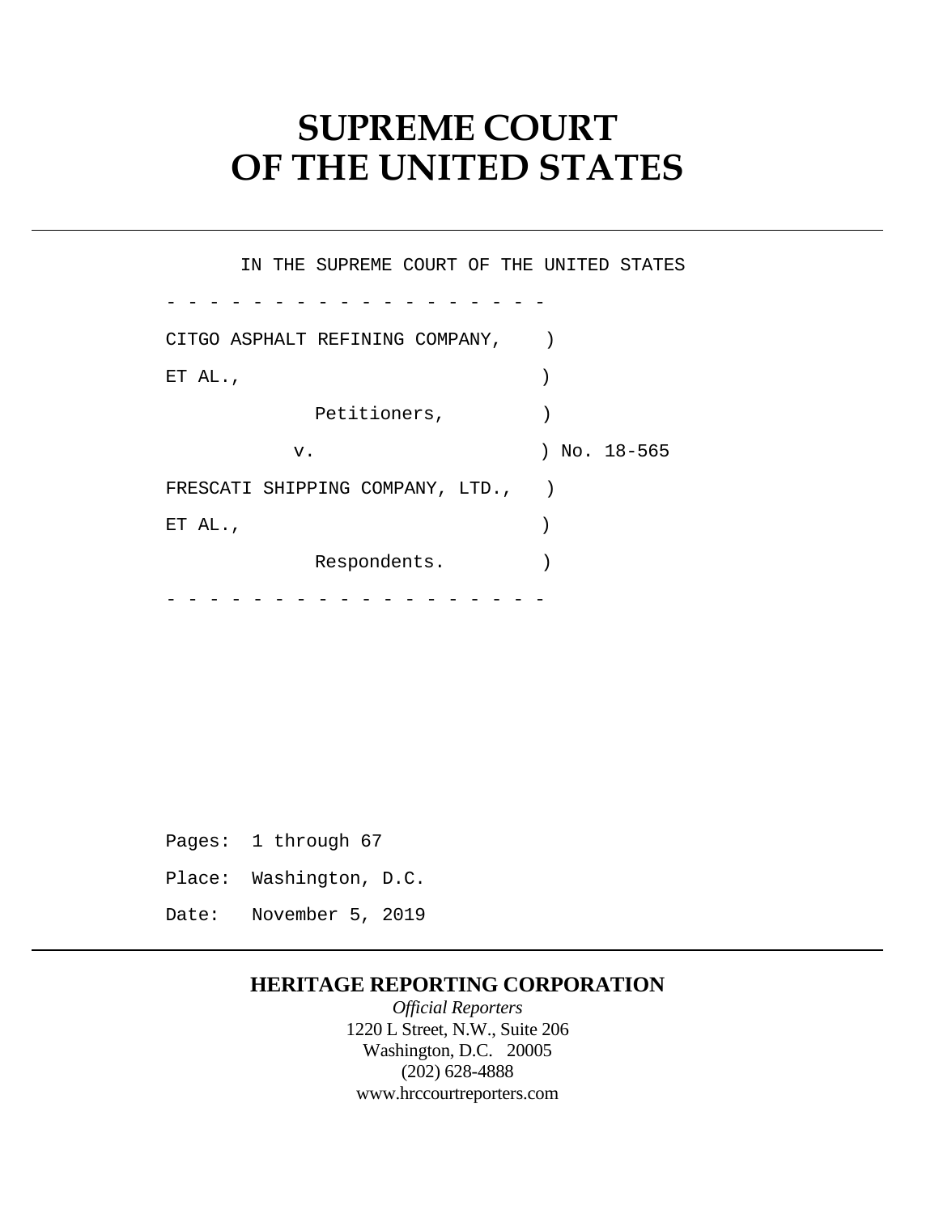# SUPREME COURT
# OF THE UNITED STATES

IN THE SUPREME COURT OF THE UNITED STATES

- - - - - - - - - - - - - - - - - -

CITGO ASPHALT REFINING COMPANY, )

ET AL., )

Petitioners, )

v. ) No. 18-565

FRESCATI SHIPPING COMPANY, LTD., )

ET AL., )

Respondents. )

- - - - - - - - - - - - - - - - - -

Pages: 1 through 67

Place: Washington, D.C.

Date: November 5, 2019

**HERITAGE REPORTING CORPORATION**

*Official Reporters*

1220 L Street, N.W., Suite 206

Washington, D.C. 20005

(202) 628-4888

www.hrccourtreporters.com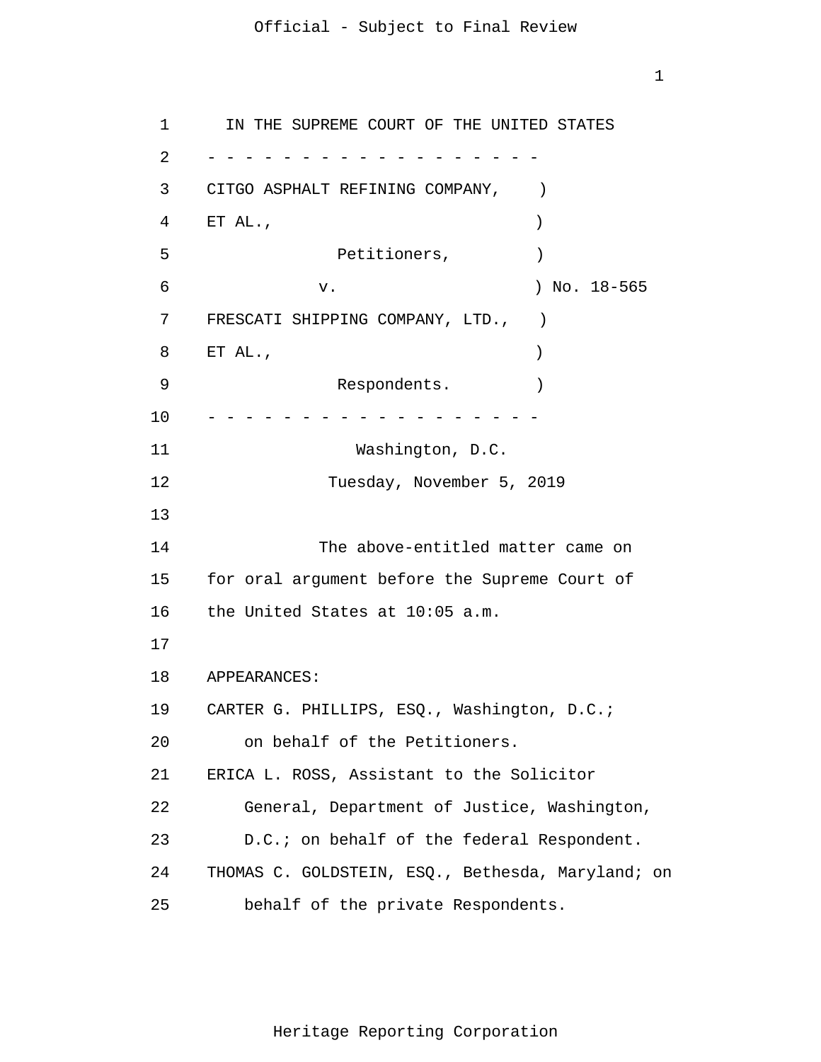IN THE SUPREME COURT OF THE UNITED STATES

\- - - - - - - - - - - - - - - - - - -

CITGO ASPHALT REFINING COMPANY, )
ET AL., )
Petitioners, )
v. ) No. 18-565
FRESCATI SHIPPING COMPANY, LTD., )
ET AL., )
Respondents. )

\- - - - - - - - - - - - - - - - - - -

Washington, D.C.

Tuesday, November 5, 2019

The above-entitled matter came on for oral argument before the Supreme Court of the United States at 10:05 a.m.

APPEARANCES:

CARTER G. PHILLIPS, ESQ., Washington, D.C.; on behalf of the Petitioners.

ERICA L. ROSS, Assistant to the Solicitor General, Department of Justice, Washington, D.C.; on behalf of the federal Respondent.

THOMAS C. GOLDSTEIN, ESQ., Bethesda, Maryland; on behalf of the private Respondents.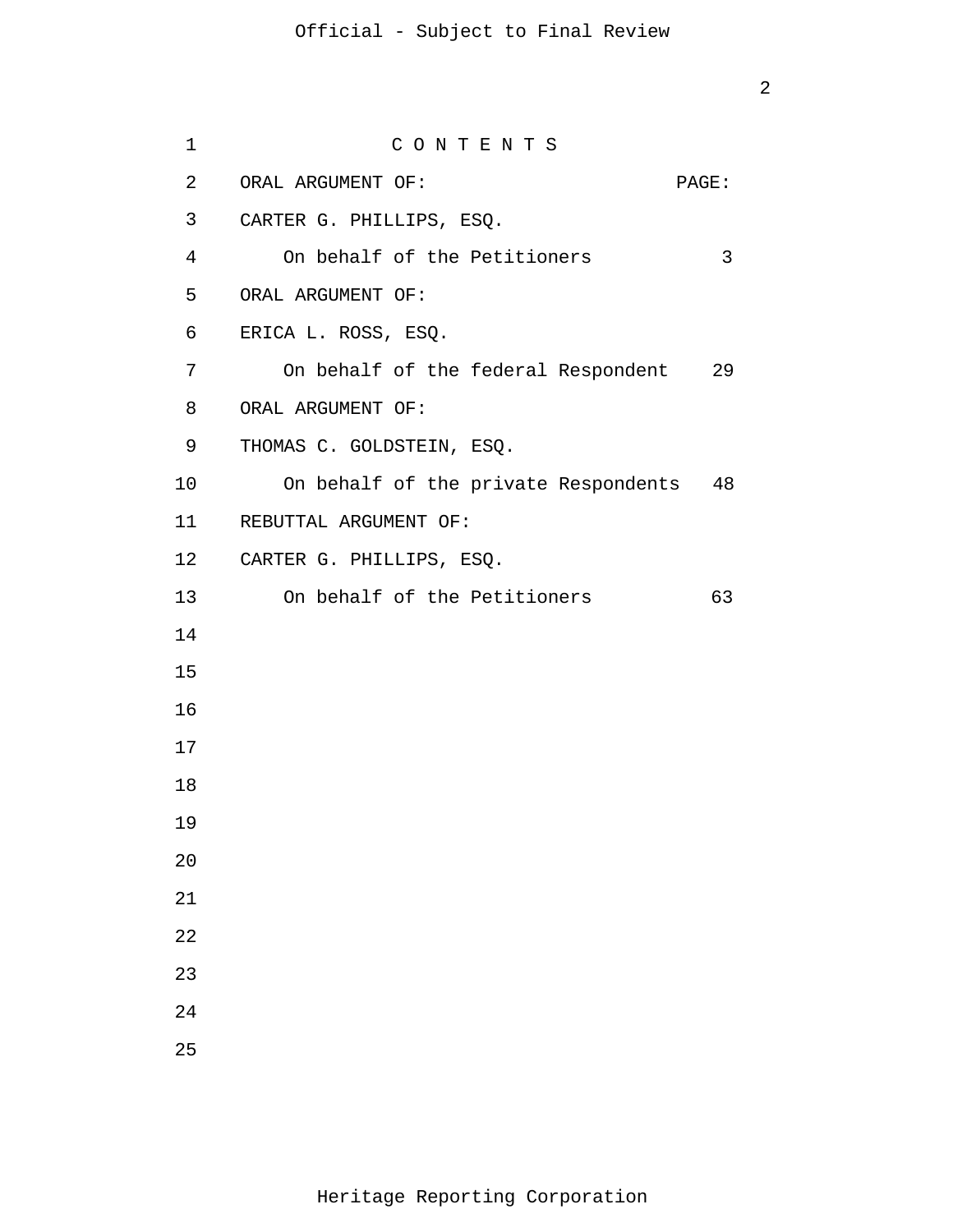# C O N T E N T S

| ORAL ARGUMENT OF: | PAGE: |
|---|---|
| CARTER G. PHILLIPS, ESQ. | |
| On behalf of the Petitioners | 3 |
| ORAL ARGUMENT OF: | |
| ERICA L. ROSS, ESQ. | |
| On behalf of the federal Respondent | 29 |
| ORAL ARGUMENT OF: | |
| THOMAS C. GOLDSTEIN, ESQ. | |
| On behalf of the private Respondents | 48 |
| REBUTTAL ARGUMENT OF: | |
| CARTER G. PHILLIPS, ESQ. | |
| On behalf of the Petitioners | 63 |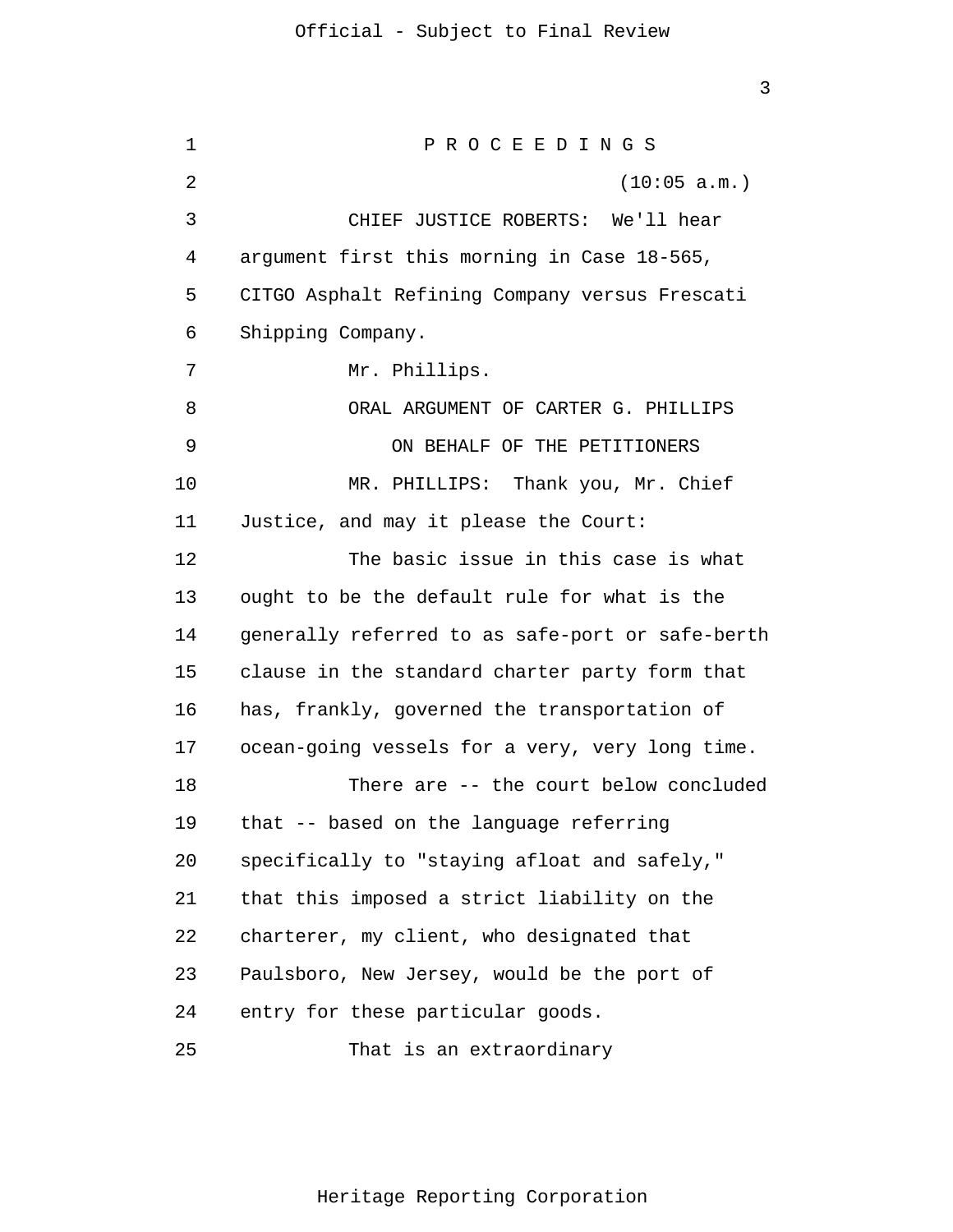P R O C E E D I N G S

(10:05 a.m.)

CHIEF JUSTICE ROBERTS: We'll hear argument first this morning in Case 18-565, CITGO Asphalt Refining Company versus Frescati Shipping Company.

Mr. Phillips.

ORAL ARGUMENT OF CARTER G. PHILLIPS

ON BEHALF OF THE PETITIONERS

MR. PHILLIPS: Thank you, Mr. Chief Justice, and may it please the Court:

The basic issue in this case is what ought to be the default rule for what is the generally referred to as safe-port or safe-berth clause in the standard charter party form that has, frankly, governed the transportation of ocean-going vessels for a very, very long time.

There are -- the court below concluded that -- based on the language referring specifically to "staying afloat and safely," that this imposed a strict liability on the charterer, my client, who designated that Paulsboro, New Jersey, would be the port of entry for these particular goods.

That is an extraordinary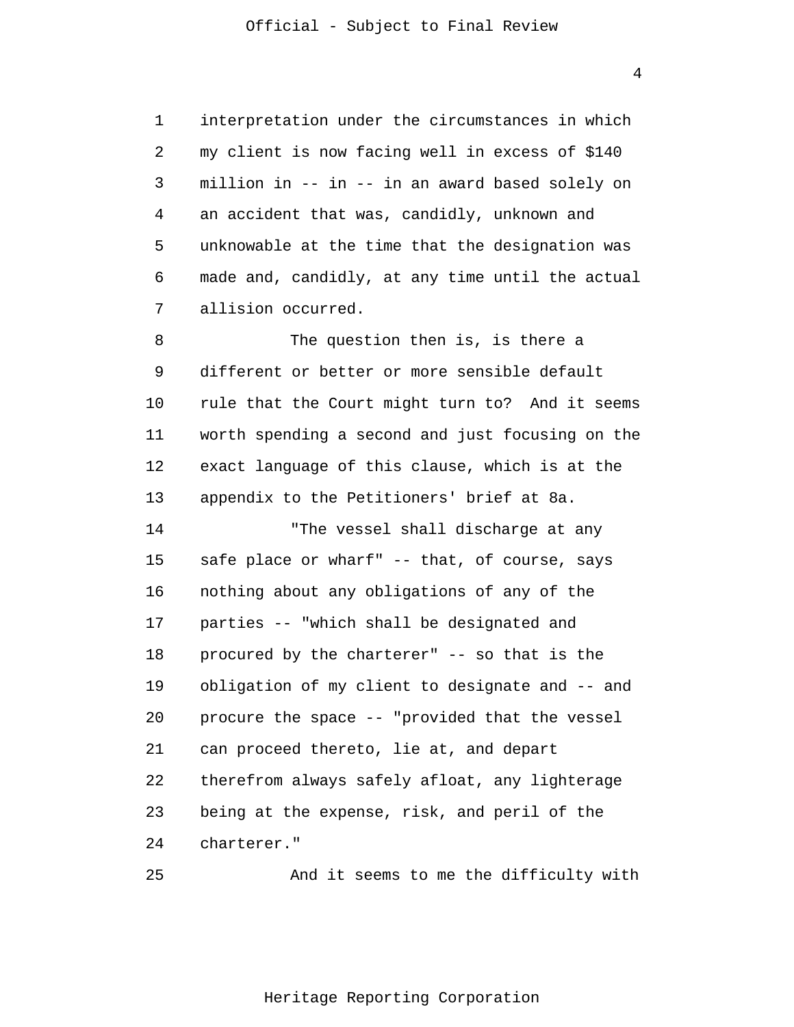interpretation under the circumstances in which my client is now facing well in excess of $140 million in -- in -- in an award based solely on an accident that was, candidly, unknown and unknowable at the time that the designation was made and, candidly, at any time until the actual allision occurred.

The question then is, is there a different or better or more sensible default rule that the Court might turn to? And it seems worth spending a second and just focusing on the exact language of this clause, which is at the appendix to the Petitioners' brief at 8a.

"The vessel shall discharge at any safe place or wharf" -- that, of course, says nothing about any obligations of any of the parties -- "which shall be designated and procured by the charterer" -- so that is the obligation of my client to designate and -- and procure the space -- "provided that the vessel can proceed thereto, lie at, and depart therefrom always safely afloat, any lighterage being at the expense, risk, and peril of the charterer."

And it seems to me the difficulty with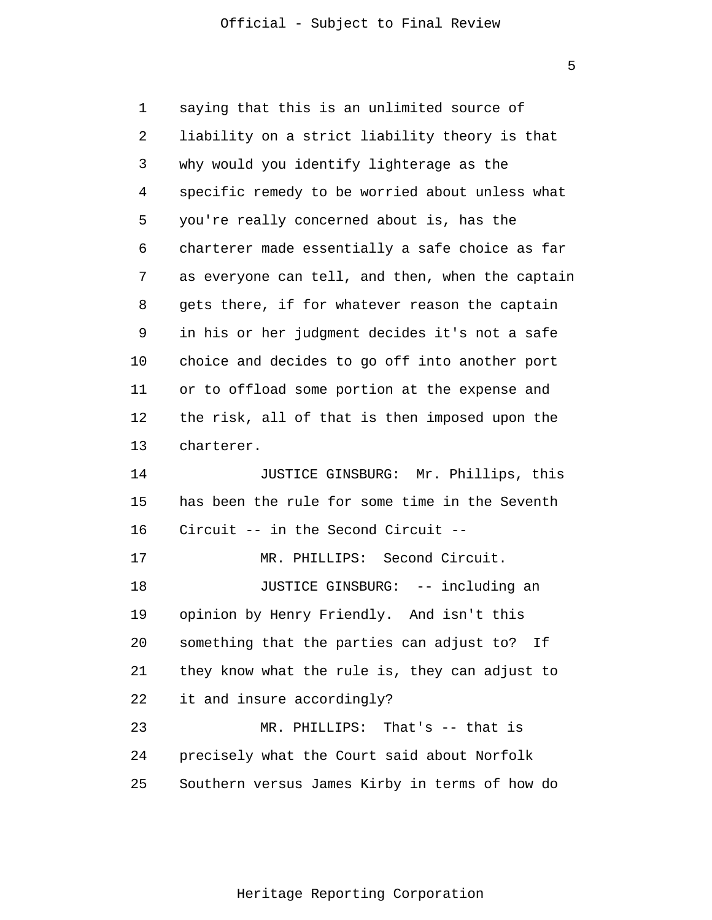saying that this is an unlimited source of liability on a strict liability theory is that why would you identify lighterage as the specific remedy to be worried about unless what you're really concerned about is, has the charterer made essentially a safe choice as far as everyone can tell, and then, when the captain gets there, if for whatever reason the captain in his or her judgment decides it's not a safe choice and decides to go off into another port or to offload some portion at the expense and the risk, all of that is then imposed upon the charterer.

JUSTICE GINSBURG: Mr. Phillips, this has been the rule for some time in the Seventh Circuit -- in the Second Circuit --

MR. PHILLIPS: Second Circuit.

JUSTICE GINSBURG: -- including an opinion by Henry Friendly. And isn't this something that the parties can adjust to? If they know what the rule is, they can adjust to it and insure accordingly?

MR. PHILLIPS: That's -- that is precisely what the Court said about Norfolk Southern versus James Kirby in terms of how do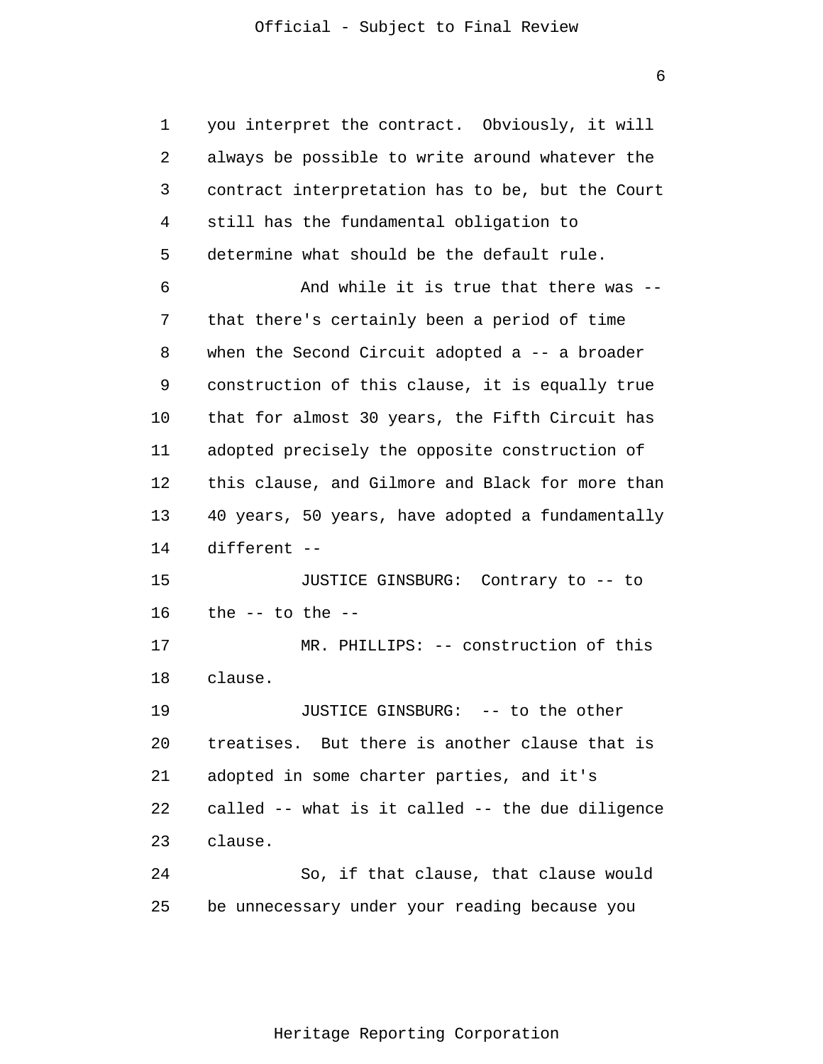you interpret the contract. Obviously, it will always be possible to write around whatever the contract interpretation has to be, but the Court still has the fundamental obligation to determine what should be the default rule.

And while it is true that there was -- that there's certainly been a period of time when the Second Circuit adopted a -- a broader construction of this clause, it is equally true that for almost 30 years, the Fifth Circuit has adopted precisely the opposite construction of this clause, and Gilmore and Black for more than 40 years, 50 years, have adopted a fundamentally different --

JUSTICE GINSBURG: Contrary to -- to the -- to the --

MR. PHILLIPS: -- construction of this clause.

JUSTICE GINSBURG: -- to the other treatises. But there is another clause that is adopted in some charter parties, and it's called -- what is it called -- the due diligence clause.

So, if that clause, that clause would be unnecessary under your reading because you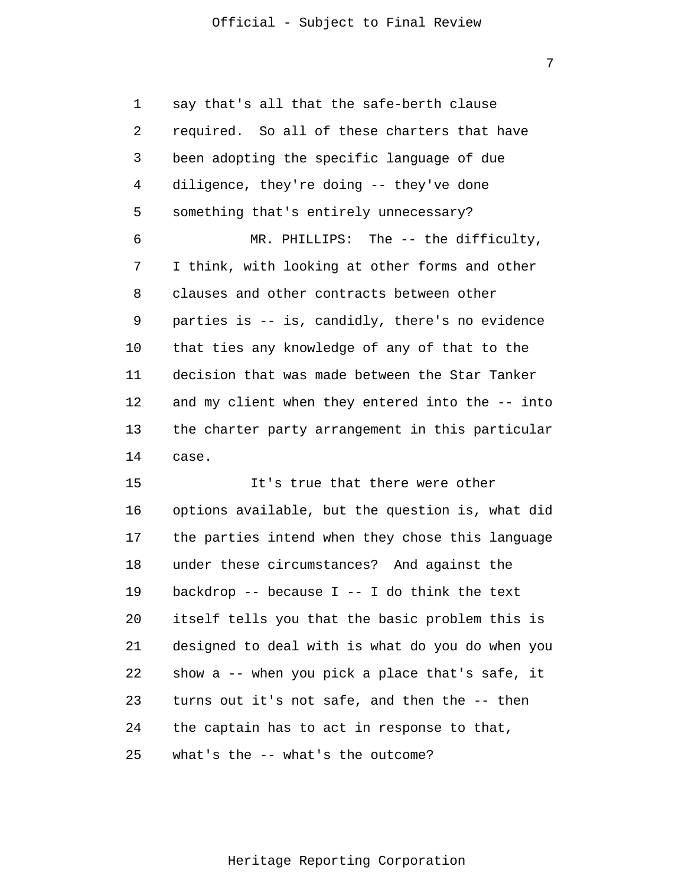say that's all that the safe-berth clause required. So all of these charters that have been adopting the specific language of due diligence, they're doing -- they've done something that's entirely unnecessary?

MR. PHILLIPS: The -- the difficulty, I think, with looking at other forms and other clauses and other contracts between other parties is -- is, candidly, there's no evidence that ties any knowledge of any of that to the decision that was made between the Star Tanker and my client when they entered into the -- into the charter party arrangement in this particular case.

It's true that there were other options available, but the question is, what did the parties intend when they chose this language under these circumstances? And against the backdrop -- because I -- I do think the text itself tells you that the basic problem this is designed to deal with is what do you do when you show a -- when you pick a place that's safe, it turns out it's not safe, and then the -- then the captain has to act in response to that, what's the -- what's the outcome?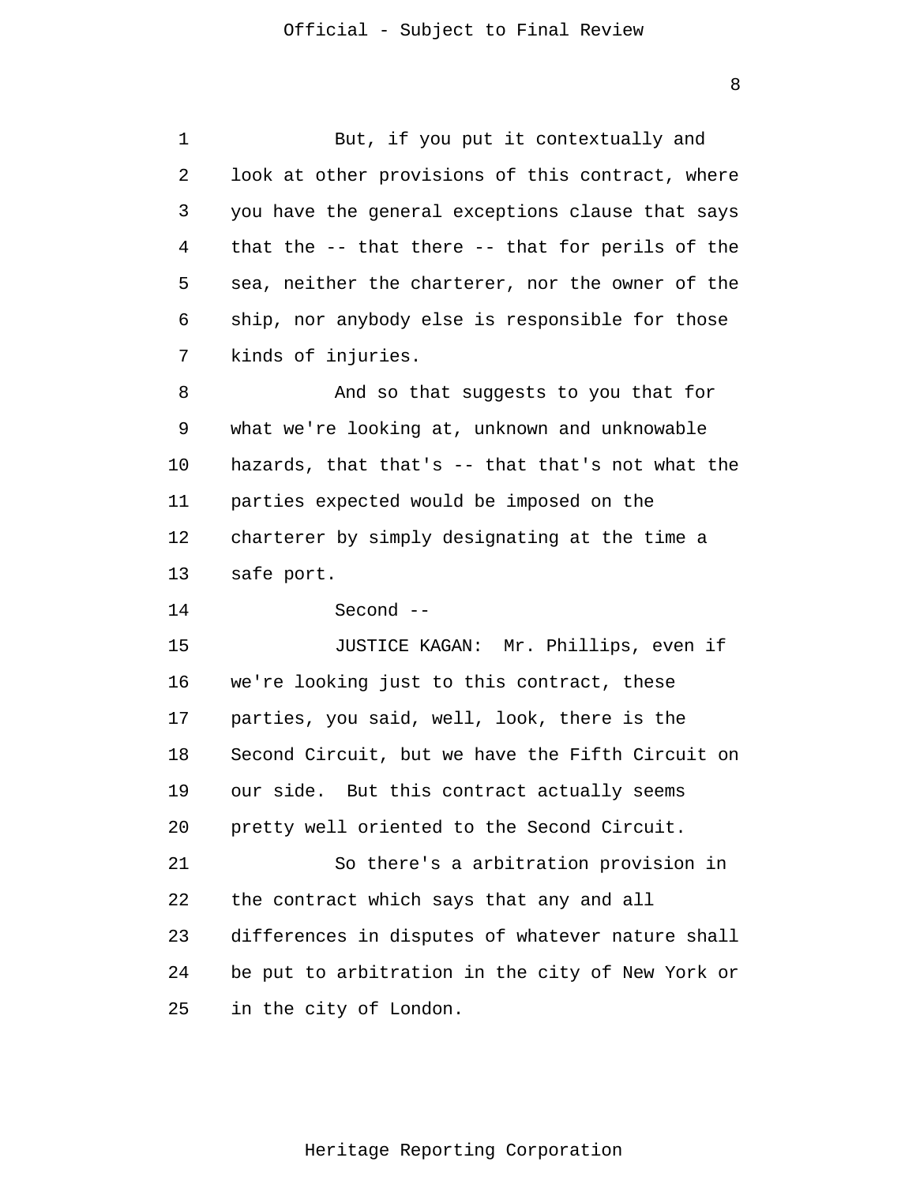But, if you put it contextually and look at other provisions of this contract, where you have the general exceptions clause that says that the -- that there -- that for perils of the sea, neither the charterer, nor the owner of the ship, nor anybody else is responsible for those kinds of injuries.

And so that suggests to you that for what we're looking at, unknown and unknowable hazards, that that's -- that that's not what the parties expected would be imposed on the charterer by simply designating at the time a safe port.

Second --

JUSTICE KAGAN: Mr. Phillips, even if we're looking just to this contract, these parties, you said, well, look, there is the Second Circuit, but we have the Fifth Circuit on our side. But this contract actually seems pretty well oriented to the Second Circuit.

So there's a arbitration provision in the contract which says that any and all differences in disputes of whatever nature shall be put to arbitration in the city of New York or in the city of London.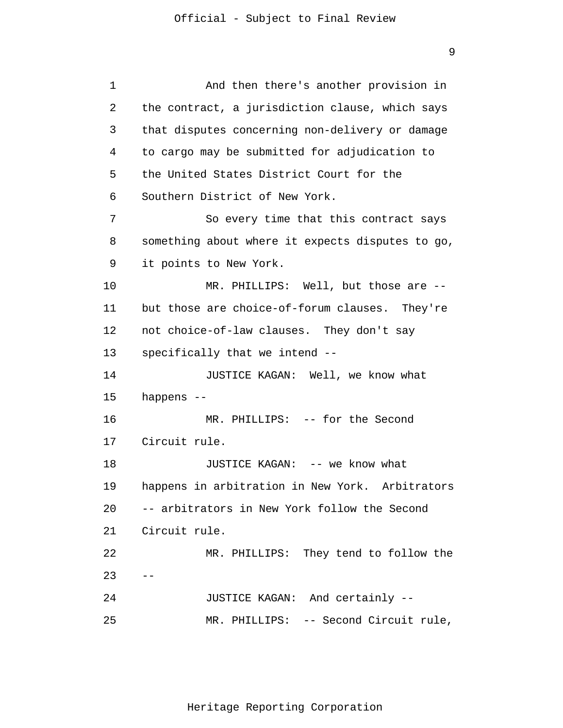And then there's another provision in the contract, a jurisdiction clause, which says that disputes concerning non-delivery or damage to cargo may be submitted for adjudication to the United States District Court for the Southern District of New York.

So every time that this contract says something about where it expects disputes to go, it points to New York.

MR. PHILLIPS: Well, but those are -- but those are choice-of-forum clauses. They're not choice-of-law clauses. They don't say specifically that we intend --

JUSTICE KAGAN: Well, we know what happens --

MR. PHILLIPS: -- for the Second Circuit rule.

JUSTICE KAGAN: -- we know what happens in arbitration in New York. Arbitrators -- arbitrators in New York follow the Second Circuit rule.

MR. PHILLIPS: They tend to follow the --

JUSTICE KAGAN: And certainly --

MR. PHILLIPS: -- Second Circuit rule,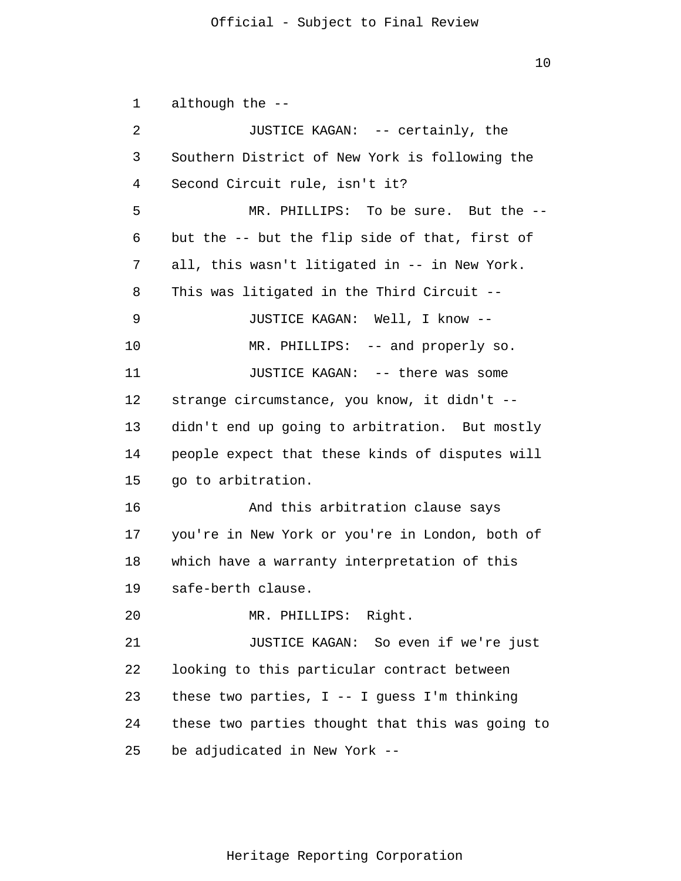1 although the --

2 JUSTICE KAGAN: -- certainly, the

3 Southern District of New York is following the

4 Second Circuit rule, isn't it?

5 MR. PHILLIPS: To be sure. But the --

6 but the -- but the flip side of that, first of

7 all, this wasn't litigated in -- in New York.

8 This was litigated in the Third Circuit --

9 JUSTICE KAGAN: Well, I know --

10 MR. PHILLIPS: -- and properly so.

11 JUSTICE KAGAN: -- there was some

12 strange circumstance, you know, it didn't --

13 didn't end up going to arbitration. But mostly

14 people expect that these kinds of disputes will

15 go to arbitration.

16 And this arbitration clause says

17 you're in New York or you're in London, both of

18 which have a warranty interpretation of this

19 safe-berth clause.

20 MR. PHILLIPS: Right.

21 JUSTICE KAGAN: So even if we're just

22 looking to this particular contract between

23 these two parties, I -- I guess I'm thinking

24 these two parties thought that this was going to

25 be adjudicated in New York --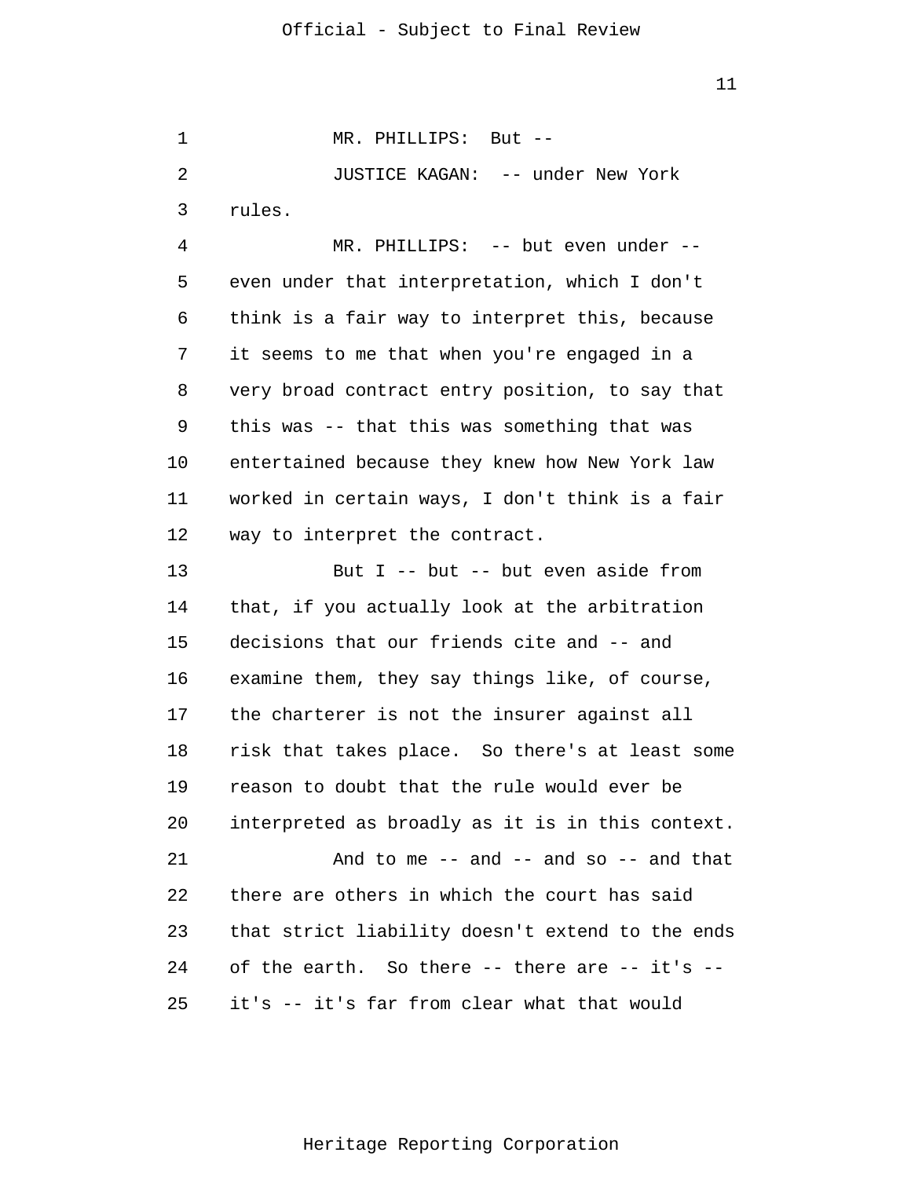MR. PHILLIPS: But --

JUSTICE KAGAN: -- under New York rules.

MR. PHILLIPS: -- but even under -- even under that interpretation, which I don't think is a fair way to interpret this, because it seems to me that when you're engaged in a very broad contract entry position, to say that this was -- that this was something that was entertained because they knew how New York law worked in certain ways, I don't think is a fair way to interpret the contract.

But I -- but -- but even aside from that, if you actually look at the arbitration decisions that our friends cite and -- and examine them, they say things like, of course, the charterer is not the insurer against all risk that takes place. So there's at least some reason to doubt that the rule would ever be interpreted as broadly as it is in this context.

And to me -- and -- and so -- and that there are others in which the court has said that strict liability doesn't extend to the ends of the earth. So there -- there are -- it's -- it's -- it's far from clear what that would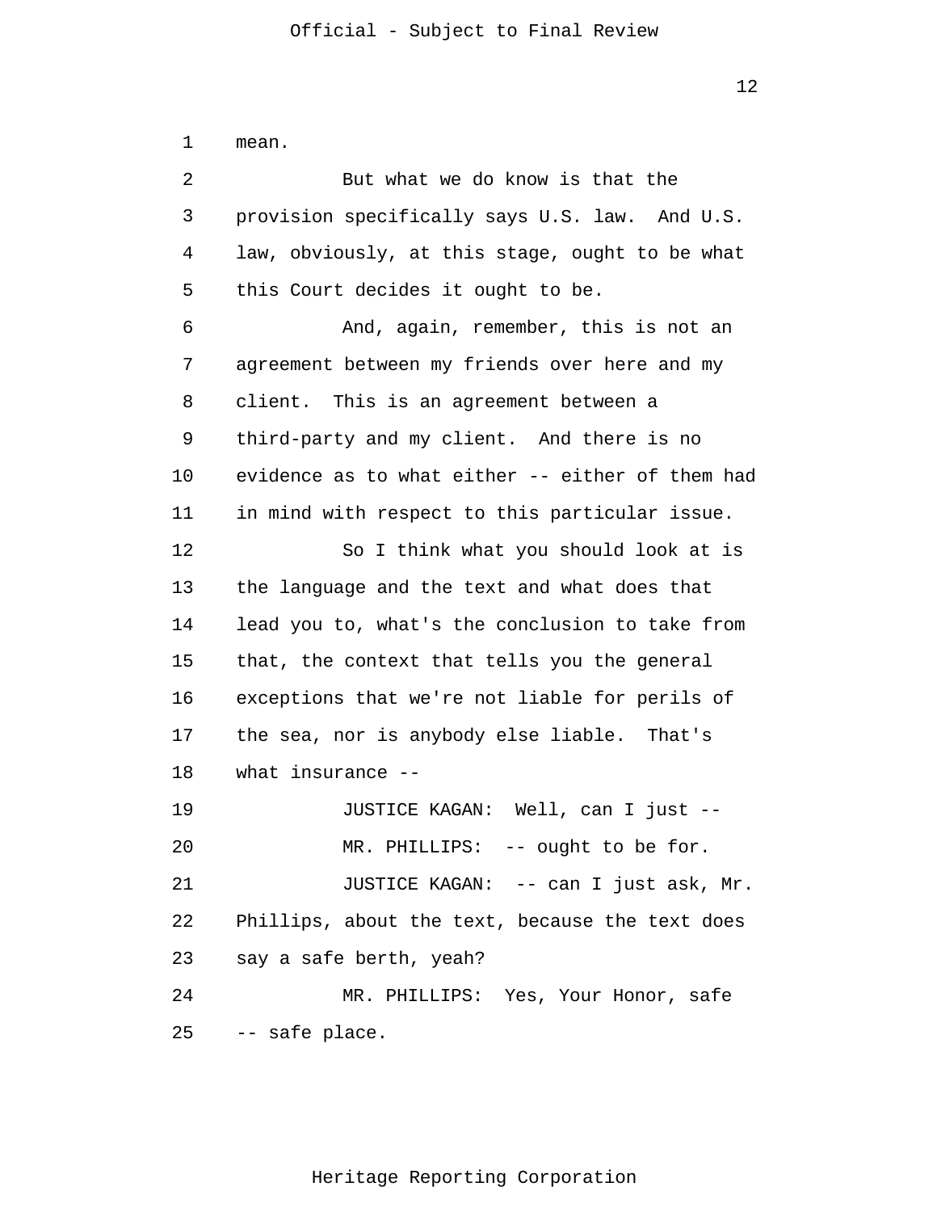mean.

But what we do know is that the provision specifically says U.S. law. And U.S. law, obviously, at this stage, ought to be what this Court decides it ought to be.

And, again, remember, this is not an agreement between my friends over here and my client. This is an agreement between a third-party and my client. And there is no evidence as to what either -- either of them had in mind with respect to this particular issue.

So I think what you should look at is the language and the text and what does that lead you to, what's the conclusion to take from that, the context that tells you the general exceptions that we're not liable for perils of the sea, nor is anybody else liable. That's what insurance --

JUSTICE KAGAN: Well, can I just --

MR. PHILLIPS: -- ought to be for.

JUSTICE KAGAN: -- can I just ask, Mr. Phillips, about the text, because the text does say a safe berth, yeah?

MR. PHILLIPS: Yes, Your Honor, safe -- safe place.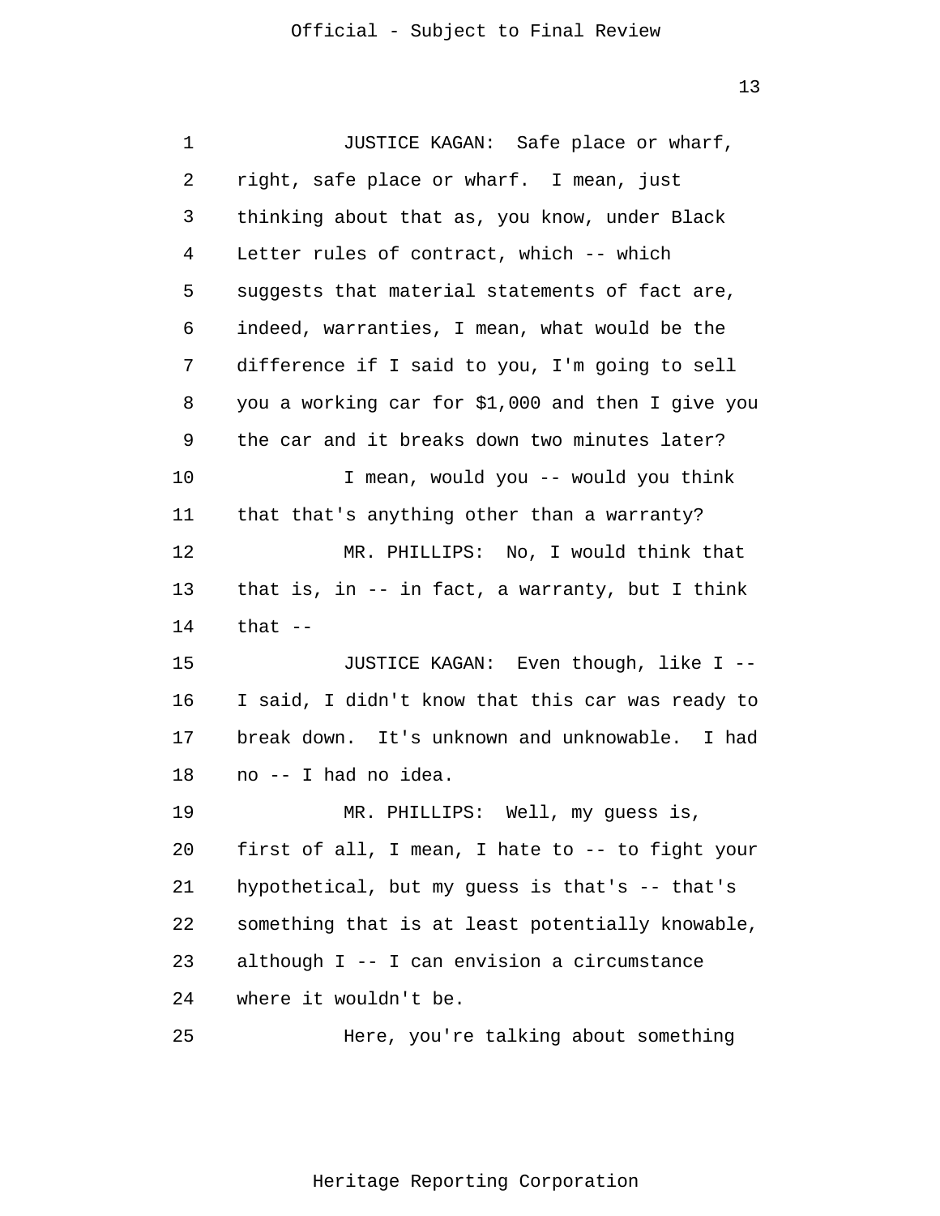JUSTICE KAGAN: Safe place or wharf, right, safe place or wharf. I mean, just thinking about that as, you know, under Black Letter rules of contract, which -- which suggests that material statements of fact are, indeed, warranties, I mean, what would be the difference if I said to you, I'm going to sell you a working car for $1,000 and then I give you the car and it breaks down two minutes later?

I mean, would you -- would you think that that's anything other than a warranty?

MR. PHILLIPS: No, I would think that that is, in -- in fact, a warranty, but I think that --

JUSTICE KAGAN: Even though, like I -- I said, I didn't know that this car was ready to break down. It's unknown and unknowable. I had no -- I had no idea.

MR. PHILLIPS: Well, my guess is, first of all, I mean, I hate to -- to fight your hypothetical, but my guess is that's -- that's something that is at least potentially knowable, although I -- I can envision a circumstance where it wouldn't be.

Here, you're talking about something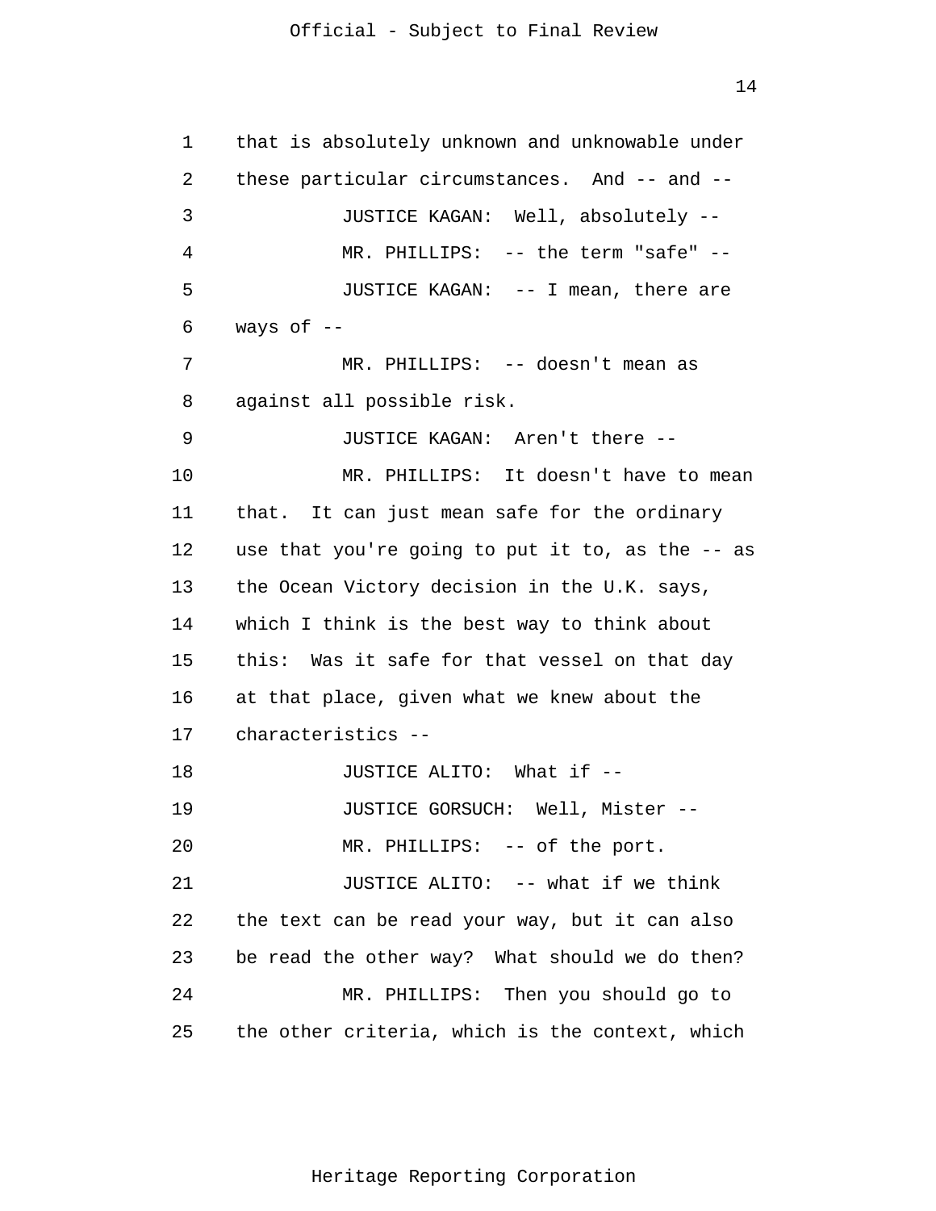that is absolutely unknown and unknowable under these particular circumstances. And -- and --

JUSTICE KAGAN: Well, absolutely --

MR. PHILLIPS: -- the term "safe" --

JUSTICE KAGAN: -- I mean, there are ways of --

MR. PHILLIPS: -- doesn't mean as against all possible risk.

JUSTICE KAGAN: Aren't there --

MR. PHILLIPS: It doesn't have to mean that. It can just mean safe for the ordinary use that you're going to put it to, as the -- as the Ocean Victory decision in the U.K. says, which I think is the best way to think about this: Was it safe for that vessel on that day at that place, given what we knew about the characteristics --

JUSTICE ALITO: What if --

JUSTICE GORSUCH: Well, Mister --

MR. PHILLIPS: -- of the port.

JUSTICE ALITO: -- what if we think the text can be read your way, but it can also be read the other way? What should we do then?

MR. PHILLIPS: Then you should go to the other criteria, which is the context, which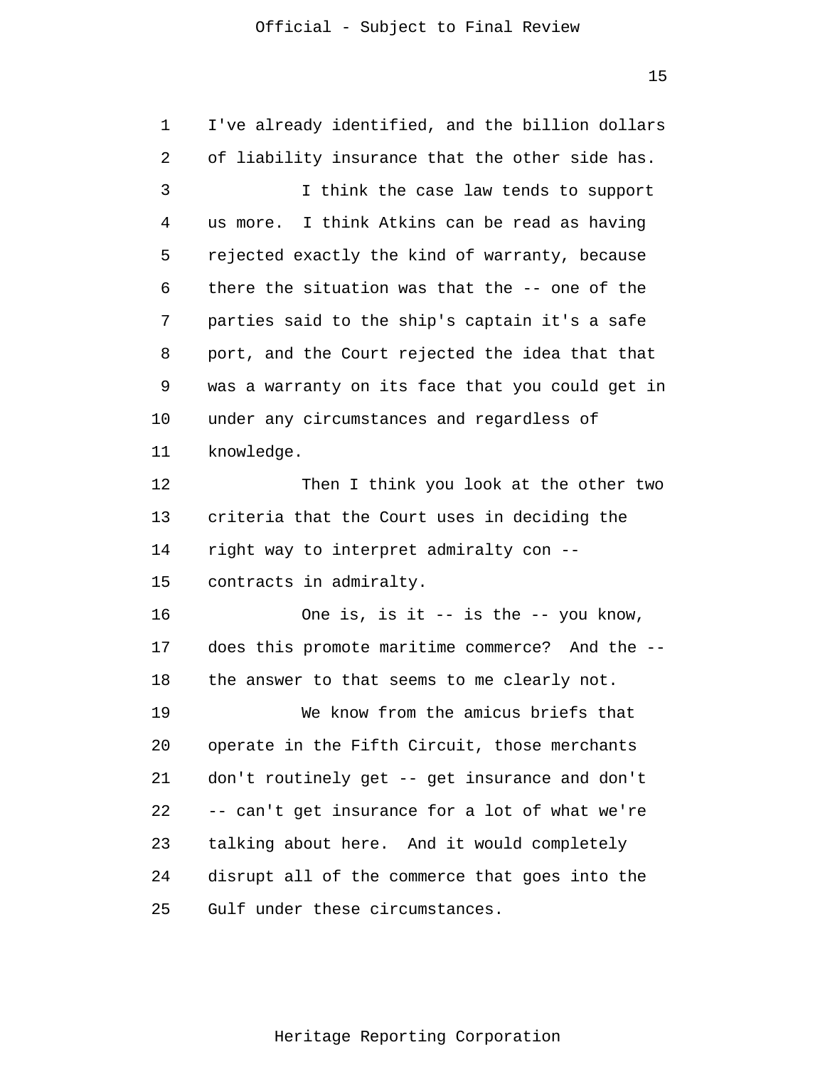I've already identified, and the billion dollars of liability insurance that the other side has.

I think the case law tends to support us more. I think Atkins can be read as having rejected exactly the kind of warranty, because there the situation was that the -- one of the parties said to the ship's captain it's a safe port, and the Court rejected the idea that that was a warranty on its face that you could get in under any circumstances and regardless of knowledge.

Then I think you look at the other two criteria that the Court uses in deciding the right way to interpret admiralty con -- contracts in admiralty.

One is, is it -- is the -- you know, does this promote maritime commerce? And the -- the answer to that seems to me clearly not.

We know from the amicus briefs that operate in the Fifth Circuit, those merchants don't routinely get -- get insurance and don't -- can't get insurance for a lot of what we're talking about here. And it would completely disrupt all of the commerce that goes into the Gulf under these circumstances.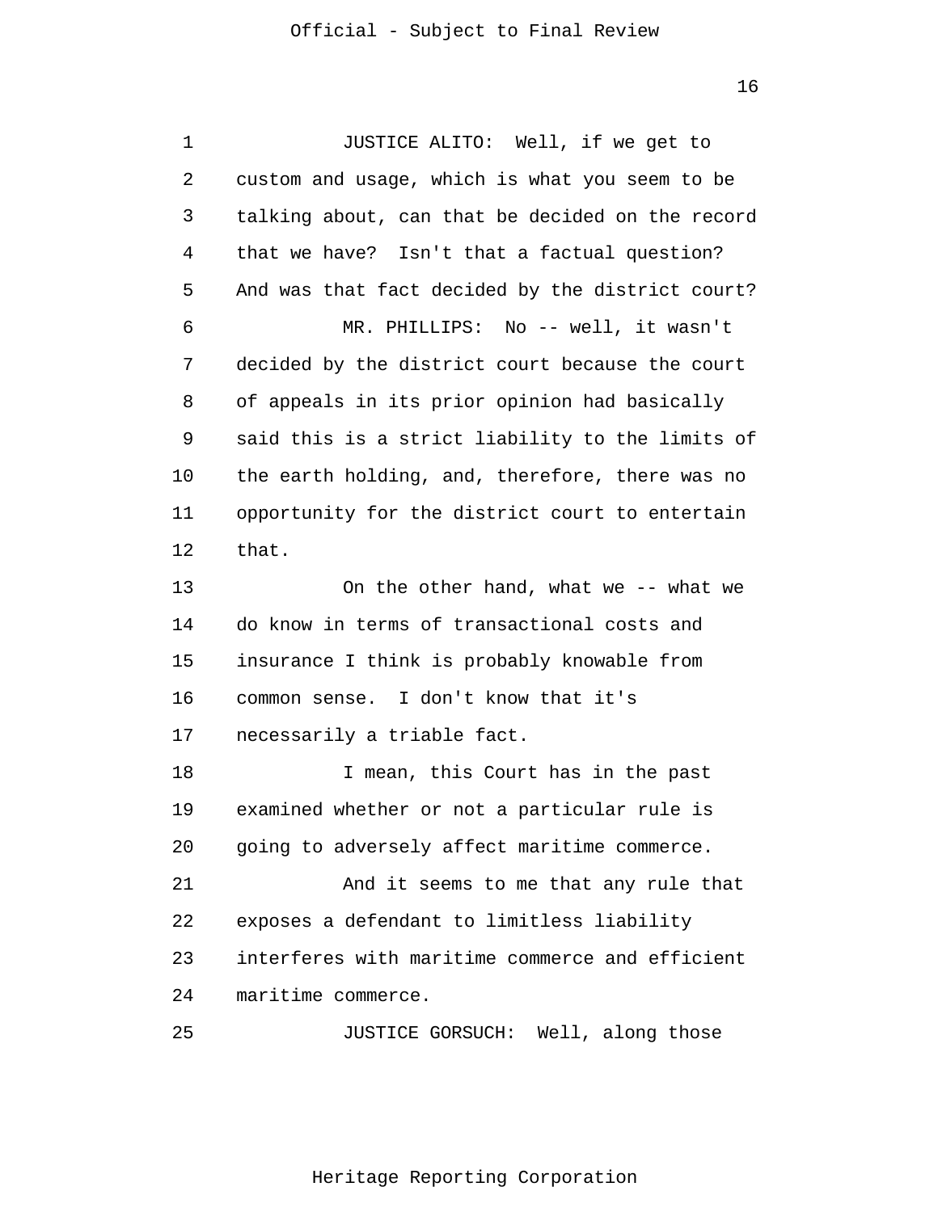JUSTICE ALITO: Well, if we get to custom and usage, which is what you seem to be talking about, can that be decided on the record that we have? Isn't that a factual question? And was that fact decided by the district court?

MR. PHILLIPS: No -- well, it wasn't decided by the district court because the court of appeals in its prior opinion had basically said this is a strict liability to the limits of the earth holding, and, therefore, there was no opportunity for the district court to entertain that.

On the other hand, what we -- what we do know in terms of transactional costs and insurance I think is probably knowable from common sense. I don't know that it's necessarily a triable fact.

I mean, this Court has in the past examined whether or not a particular rule is going to adversely affect maritime commerce.

And it seems to me that any rule that exposes a defendant to limitless liability interferes with maritime commerce and efficient maritime commerce.

JUSTICE GORSUCH: Well, along those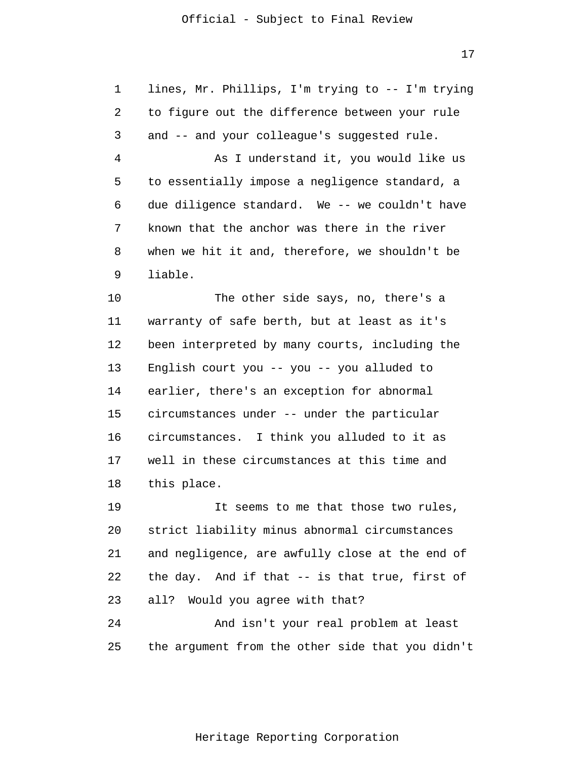lines, Mr. Phillips, I'm trying to -- I'm trying to figure out the difference between your rule and -- and your colleague's suggested rule.

As I understand it, you would like us to essentially impose a negligence standard, a due diligence standard. We -- we couldn't have known that the anchor was there in the river when we hit it and, therefore, we shouldn't be liable.

The other side says, no, there's a warranty of safe berth, but at least as it's been interpreted by many courts, including the English court you -- you -- you alluded to earlier, there's an exception for abnormal circumstances under -- under the particular circumstances. I think you alluded to it as well in these circumstances at this time and this place.

It seems to me that those two rules, strict liability minus abnormal circumstances and negligence, are awfully close at the end of the day. And if that -- is that true, first of all? Would you agree with that?

And isn't your real problem at least the argument from the other side that you didn't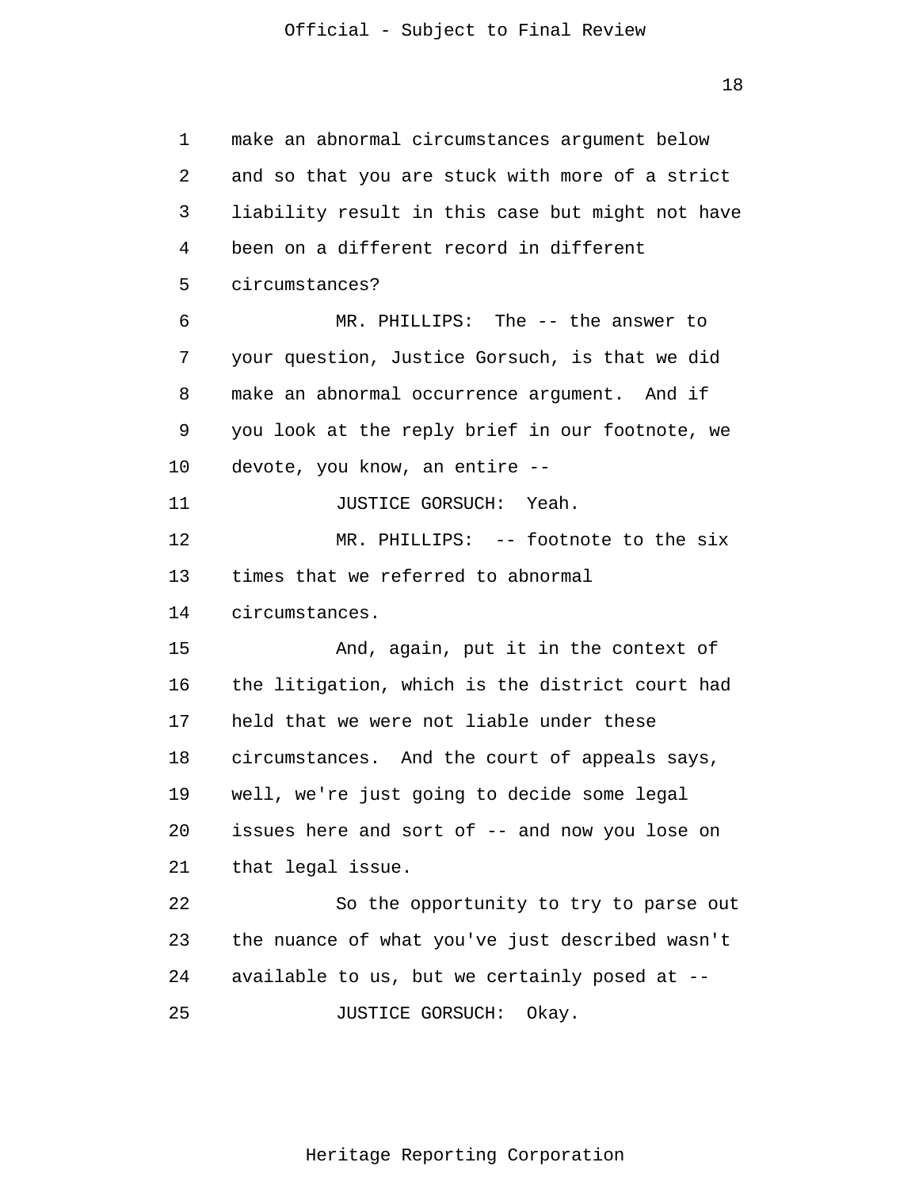make an abnormal circumstances argument below and so that you are stuck with more of a strict liability result in this case but might not have been on a different record in different circumstances?

MR. PHILLIPS: The -- the answer to your question, Justice Gorsuch, is that we did make an abnormal occurrence argument. And if you look at the reply brief in our footnote, we devote, you know, an entire --

JUSTICE GORSUCH: Yeah.

MR. PHILLIPS: -- footnote to the six times that we referred to abnormal circumstances.

And, again, put it in the context of the litigation, which is the district court had held that we were not liable under these circumstances. And the court of appeals says, well, we're just going to decide some legal issues here and sort of -- and now you lose on that legal issue.

So the opportunity to try to parse out the nuance of what you've just described wasn't available to us, but we certainly posed at --

JUSTICE GORSUCH: Okay.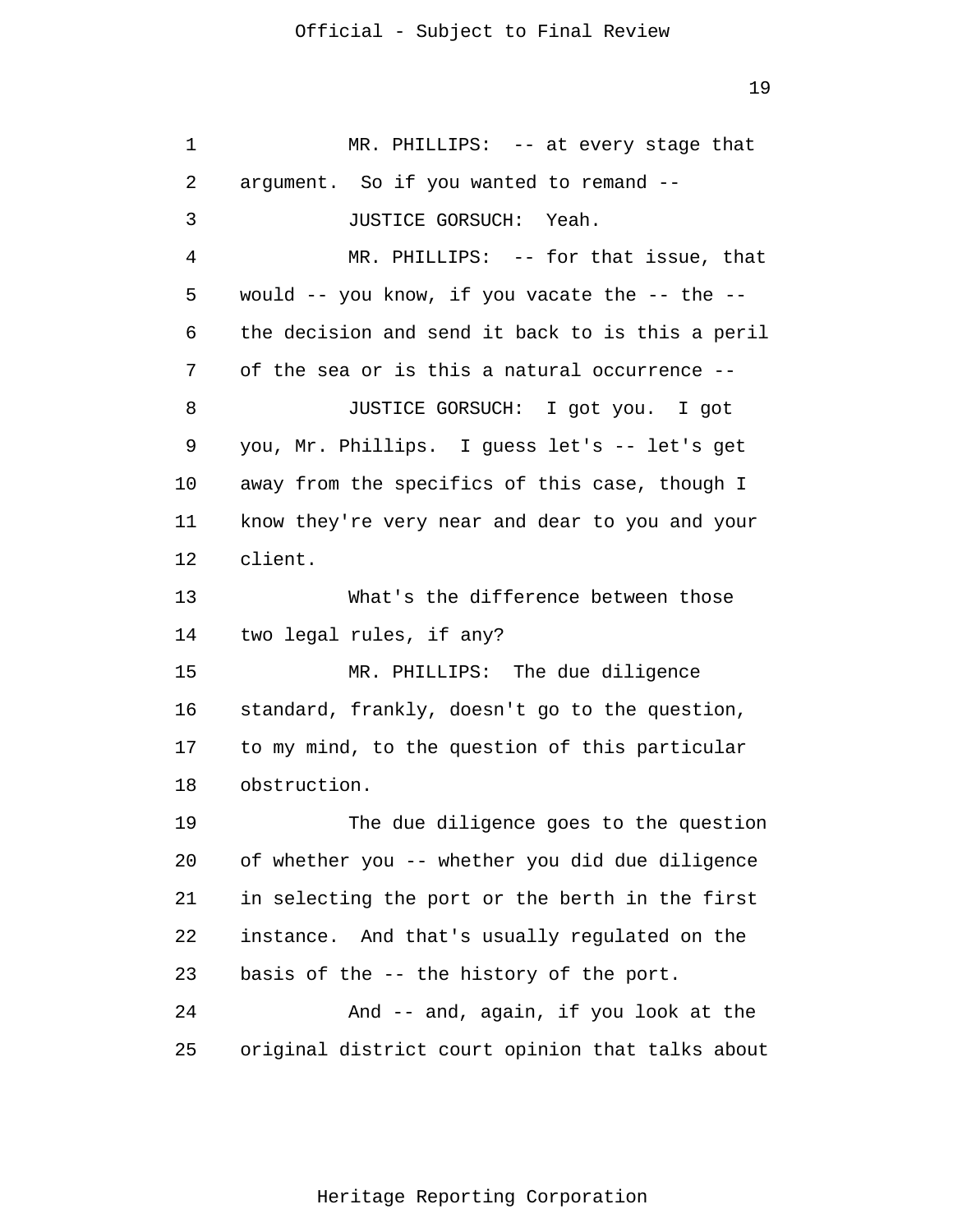MR. PHILLIPS: -- at every stage that argument. So if you wanted to remand --

JUSTICE GORSUCH: Yeah.

MR. PHILLIPS: -- for that issue, that would -- you know, if you vacate the -- the -- the decision and send it back to is this a peril of the sea or is this a natural occurrence --

JUSTICE GORSUCH: I got you. I got you, Mr. Phillips. I guess let's -- let's get away from the specifics of this case, though I know they're very near and dear to you and your client.

What's the difference between those two legal rules, if any?

MR. PHILLIPS: The due diligence standard, frankly, doesn't go to the question, to my mind, to the question of this particular obstruction.

The due diligence goes to the question of whether you -- whether you did due diligence in selecting the port or the berth in the first instance. And that's usually regulated on the basis of the -- the history of the port.

And -- and, again, if you look at the original district court opinion that talks about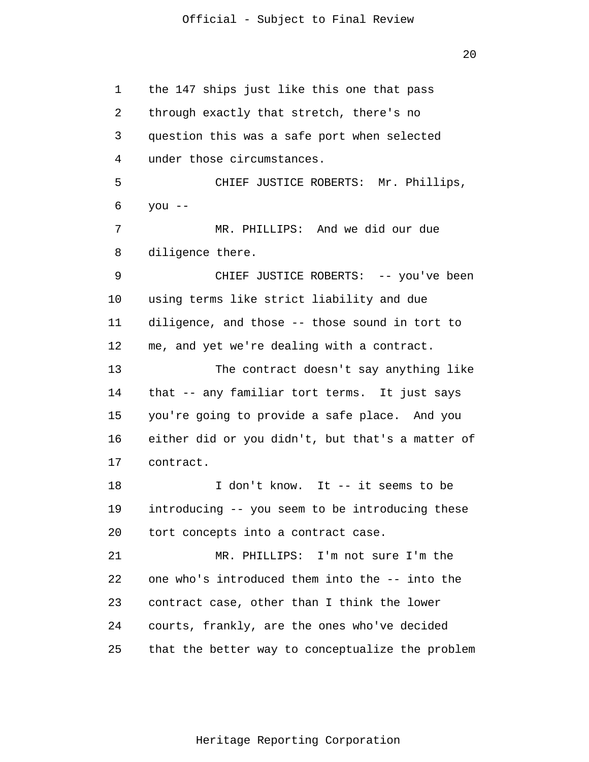the 147 ships just like this one that pass through exactly that stretch, there's no question this was a safe port when selected under those circumstances.

CHIEF JUSTICE ROBERTS: Mr. Phillips, you --

MR. PHILLIPS: And we did our due diligence there.

CHIEF JUSTICE ROBERTS: -- you've been using terms like strict liability and due diligence, and those -- those sound in tort to me, and yet we're dealing with a contract.

The contract doesn't say anything like that -- any familiar tort terms. It just says you're going to provide a safe place. And you either did or you didn't, but that's a matter of contract.

I don't know. It -- it seems to be introducing -- you seem to be introducing these tort concepts into a contract case.

MR. PHILLIPS: I'm not sure I'm the one who's introduced them into the -- into the contract case, other than I think the lower courts, frankly, are the ones who've decided that the better way to conceptualize the problem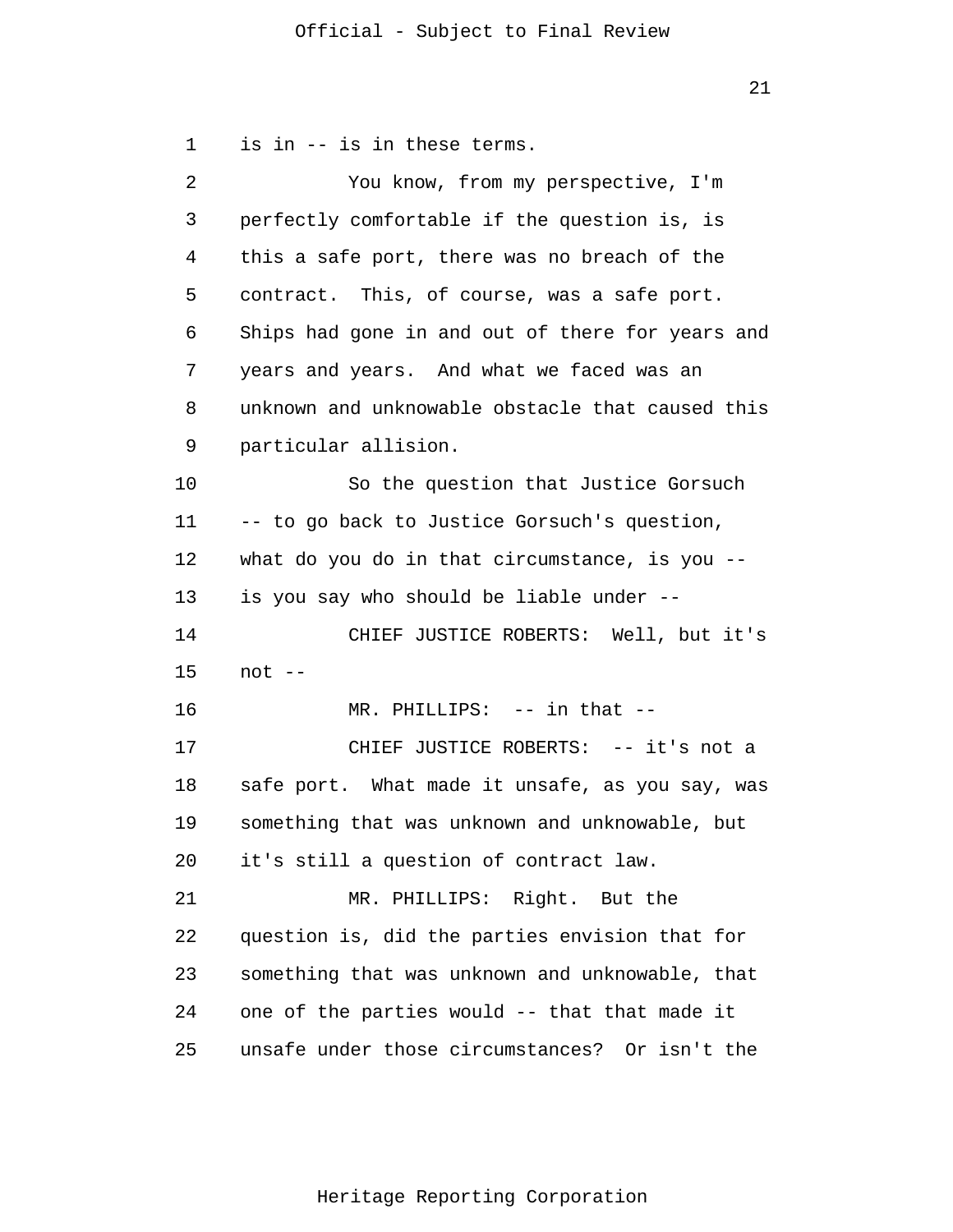is in -- is in these terms.

You know, from my perspective, I'm perfectly comfortable if the question is, is this a safe port, there was no breach of the contract. This, of course, was a safe port. Ships had gone in and out of there for years and years and years. And what we faced was an unknown and unknowable obstacle that caused this particular allision.

So the question that Justice Gorsuch -- to go back to Justice Gorsuch's question, what do you do in that circumstance, is you -- is you say who should be liable under --

CHIEF JUSTICE ROBERTS: Well, but it's not --

MR. PHILLIPS: -- in that --

CHIEF JUSTICE ROBERTS: -- it's not a safe port. What made it unsafe, as you say, was something that was unknown and unknowable, but it's still a question of contract law.

MR. PHILLIPS: Right. But the question is, did the parties envision that for something that was unknown and unknowable, that one of the parties would -- that that made it unsafe under those circumstances? Or isn't the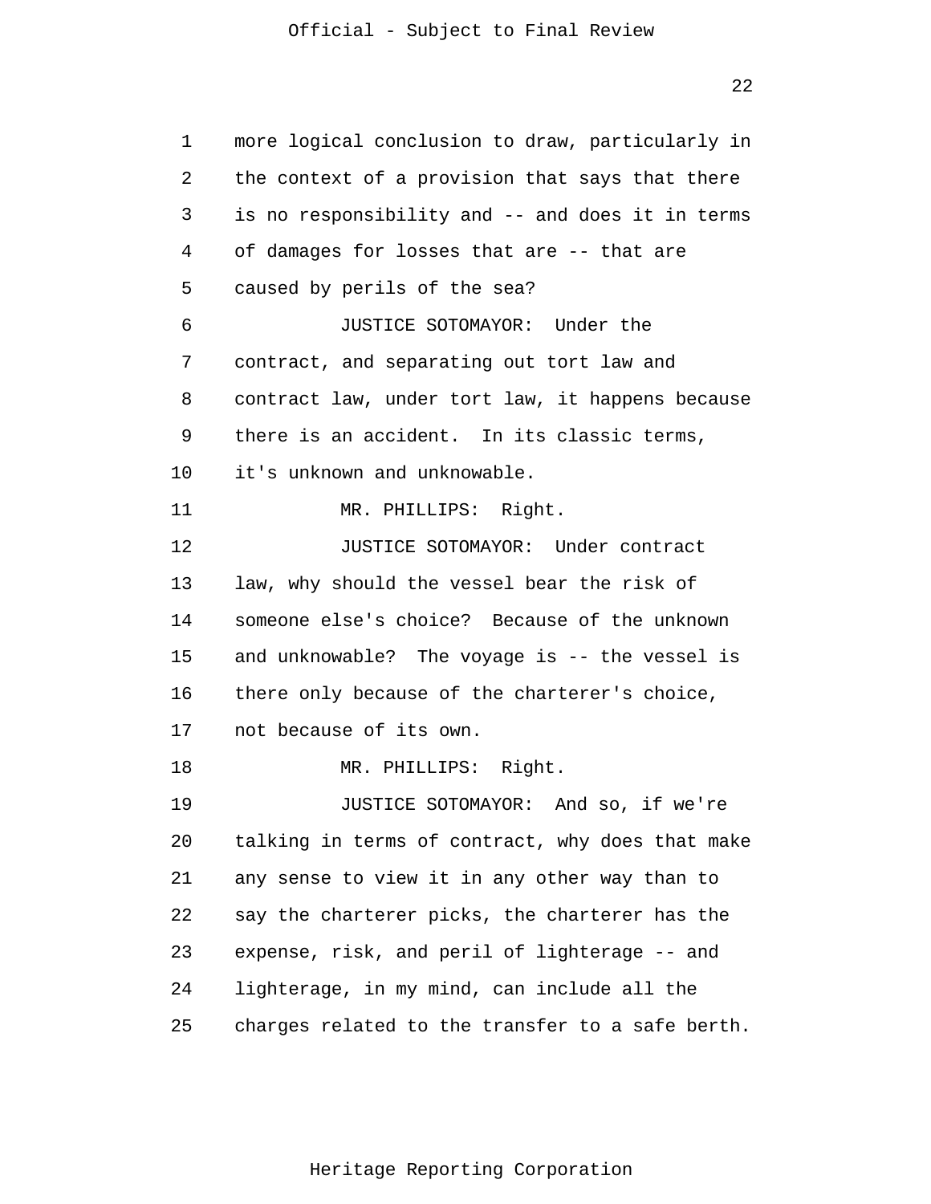more logical conclusion to draw, particularly in the context of a provision that says that there is no responsibility and -- and does it in terms of damages for losses that are -- that are caused by perils of the sea?

JUSTICE SOTOMAYOR: Under the contract, and separating out tort law and contract law, under tort law, it happens because there is an accident. In its classic terms, it's unknown and unknowable.

MR. PHILLIPS: Right.

JUSTICE SOTOMAYOR: Under contract law, why should the vessel bear the risk of someone else's choice? Because of the unknown and unknowable? The voyage is -- the vessel is there only because of the charterer's choice, not because of its own.

MR. PHILLIPS: Right.

JUSTICE SOTOMAYOR: And so, if we're talking in terms of contract, why does that make any sense to view it in any other way than to say the charterer picks, the charterer has the expense, risk, and peril of lighterage -- and lighterage, in my mind, can include all the charges related to the transfer to a safe berth.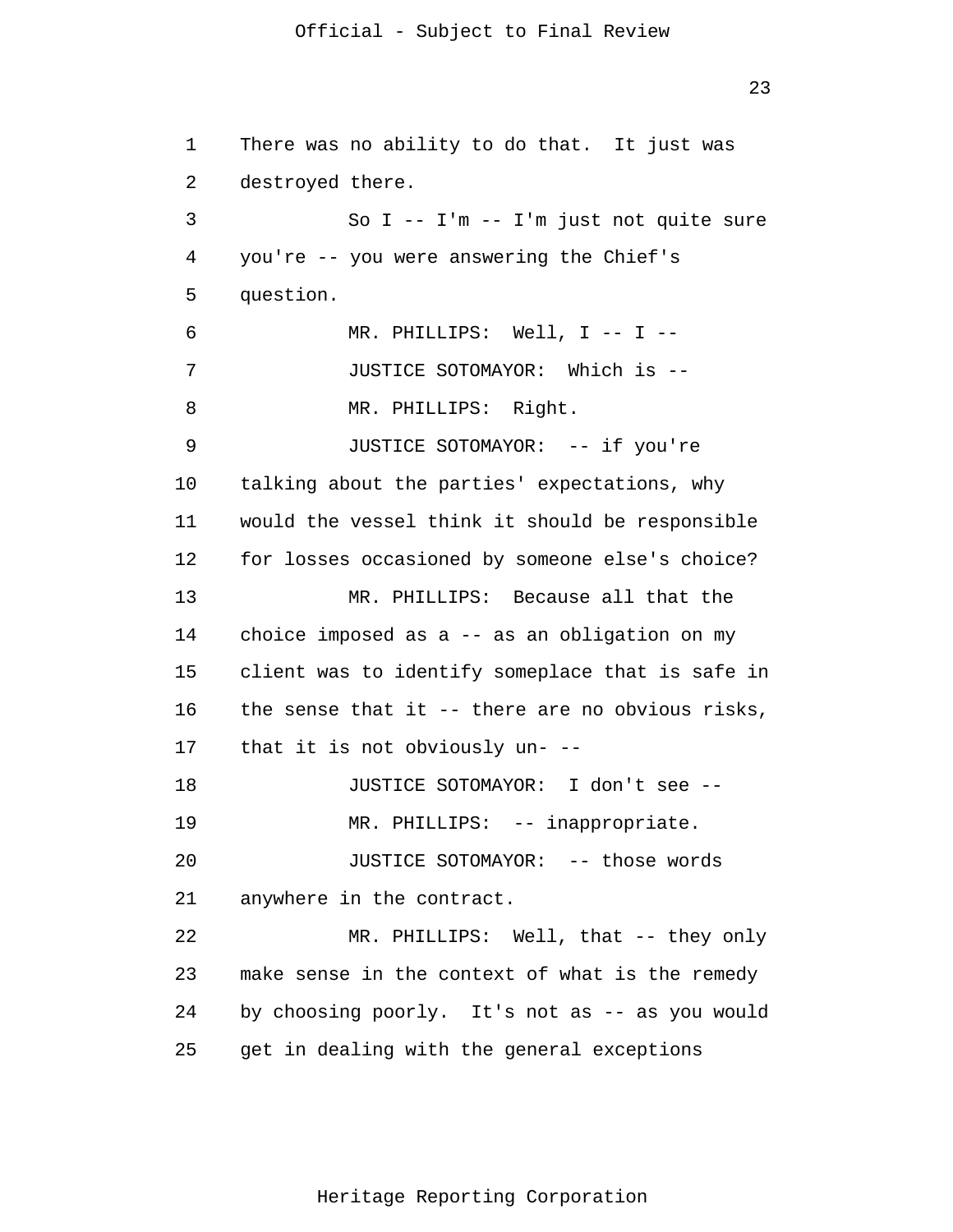There was no ability to do that. It just was destroyed there.

So I -- I'm -- I'm just not quite sure you're -- you were answering the Chief's question.

MR. PHILLIPS: Well, I -- I --

JUSTICE SOTOMAYOR: Which is --

MR. PHILLIPS: Right.

JUSTICE SOTOMAYOR: -- if you're talking about the parties' expectations, why would the vessel think it should be responsible for losses occasioned by someone else's choice?

MR. PHILLIPS: Because all that the choice imposed as a -- as an obligation on my client was to identify someplace that is safe in the sense that it -- there are no obvious risks, that it is not obviously un- --

JUSTICE SOTOMAYOR: I don't see --

MR. PHILLIPS: -- inappropriate.

JUSTICE SOTOMAYOR: -- those words anywhere in the contract.

MR. PHILLIPS: Well, that -- they only make sense in the context of what is the remedy by choosing poorly. It's not as -- as you would get in dealing with the general exceptions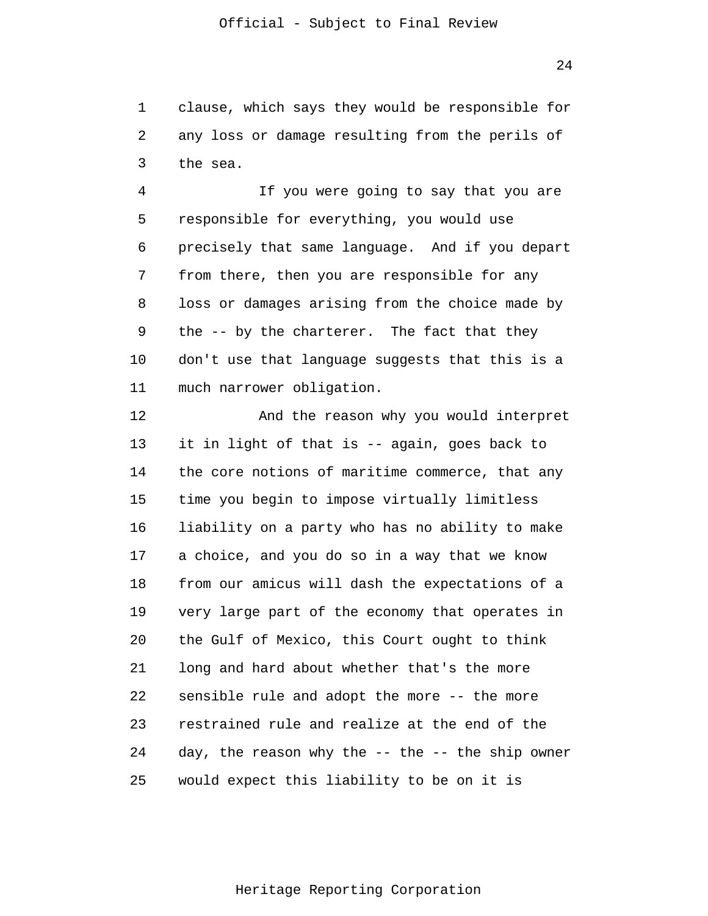clause, which says they would be responsible for any loss or damage resulting from the perils of the sea.

If you were going to say that you are responsible for everything, you would use precisely that same language. And if you depart from there, then you are responsible for any loss or damages arising from the choice made by the -- by the charterer. The fact that they don't use that language suggests that this is a much narrower obligation.

And the reason why you would interpret it in light of that is -- again, goes back to the core notions of maritime commerce, that any time you begin to impose virtually limitless liability on a party who has no ability to make a choice, and you do so in a way that we know from our amicus will dash the expectations of a very large part of the economy that operates in the Gulf of Mexico, this Court ought to think long and hard about whether that's the more sensible rule and adopt the more -- the more restrained rule and realize at the end of the day, the reason why the -- the -- the ship owner would expect this liability to be on it is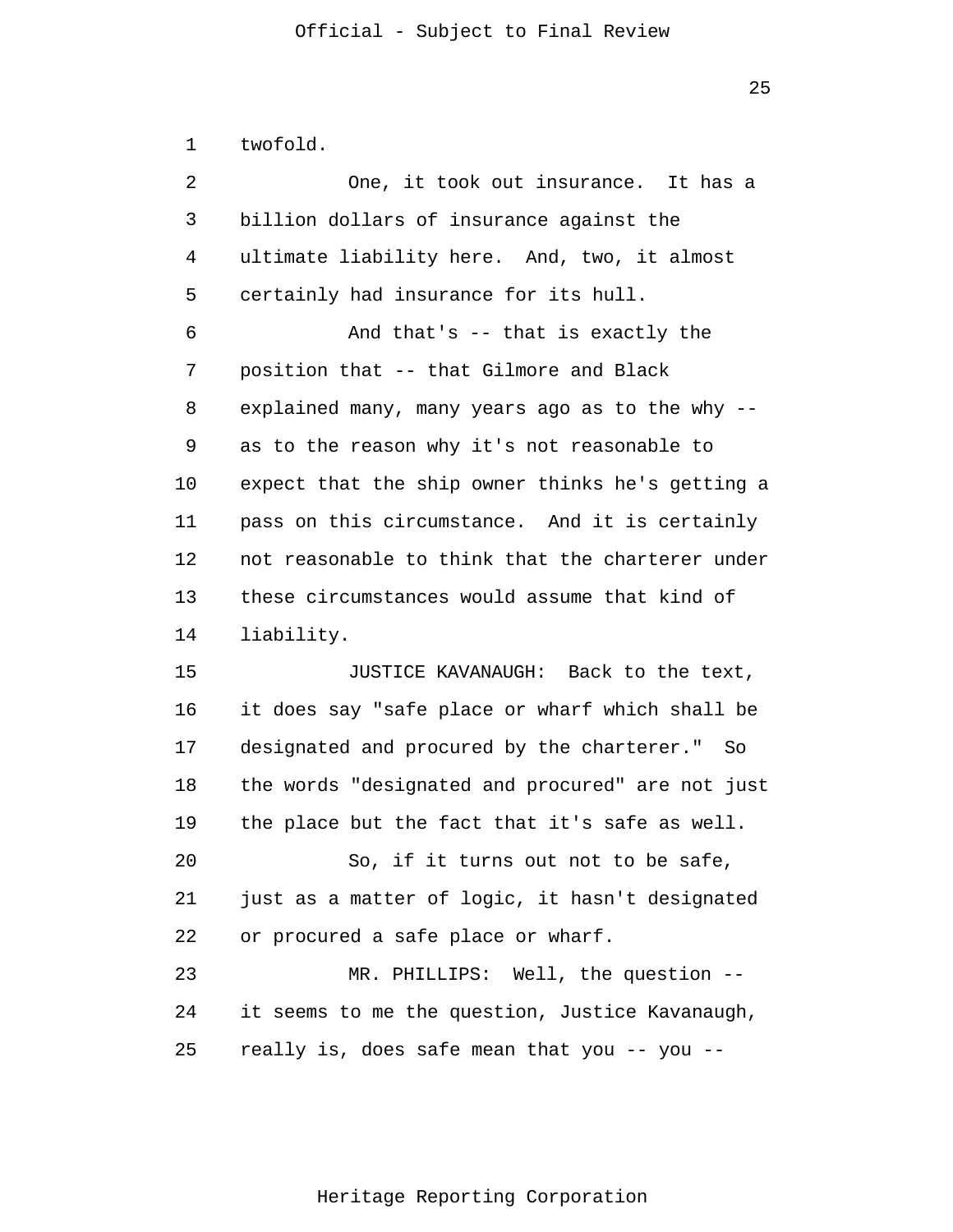twofold.

One, it took out insurance. It has a billion dollars of insurance against the ultimate liability here. And, two, it almost certainly had insurance for its hull.

And that's -- that is exactly the position that -- that Gilmore and Black explained many, many years ago as to the why -- as to the reason why it's not reasonable to expect that the ship owner thinks he's getting a pass on this circumstance. And it is certainly not reasonable to think that the charterer under these circumstances would assume that kind of liability.

JUSTICE KAVANAUGH: Back to the text, it does say "safe place or wharf which shall be designated and procured by the charterer." So the words "designated and procured" are not just the place but the fact that it's safe as well.

So, if it turns out not to be safe, just as a matter of logic, it hasn't designated or procured a safe place or wharf.

MR. PHILLIPS: Well, the question -- it seems to me the question, Justice Kavanaugh, really is, does safe mean that you -- you --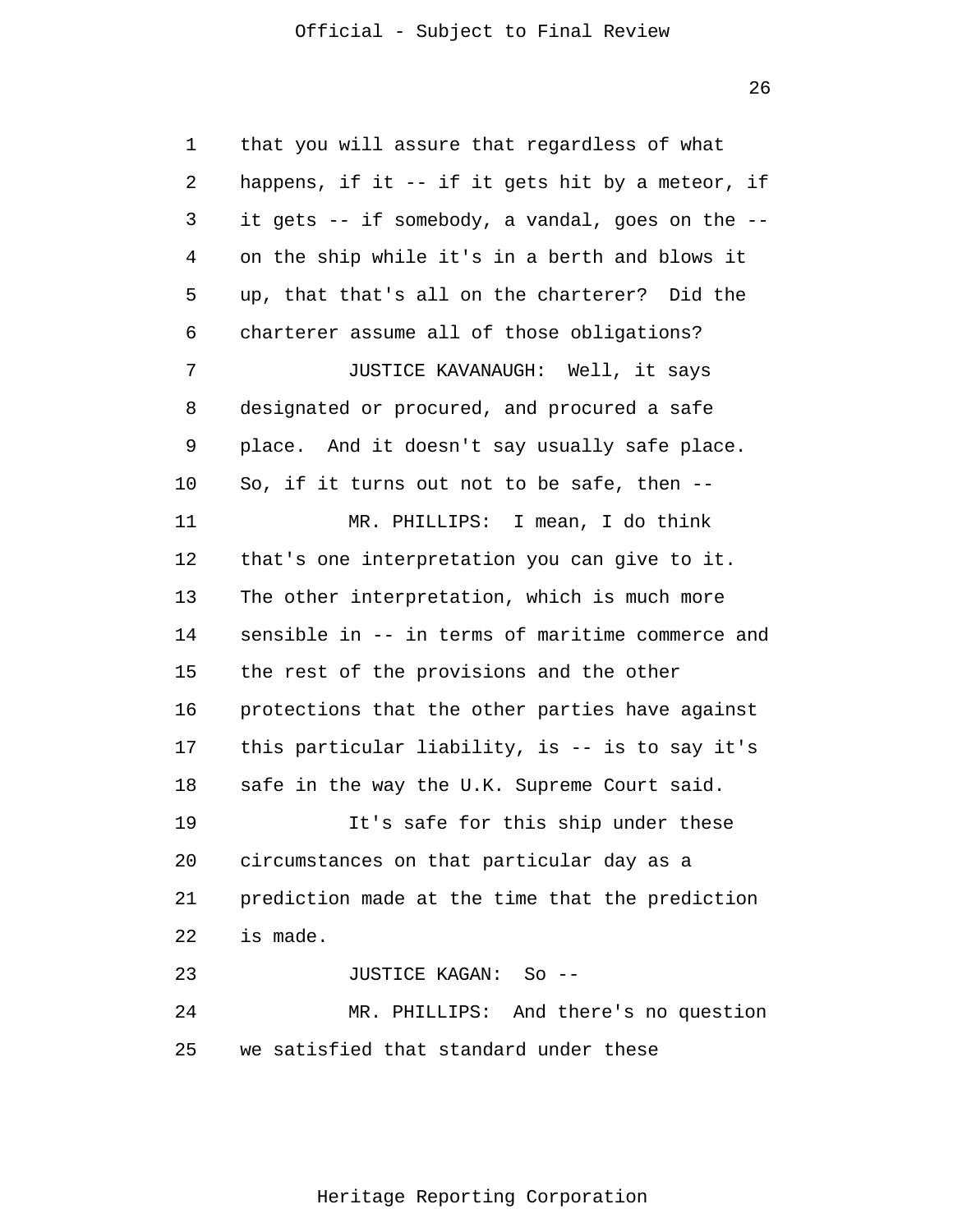that you will assure that regardless of what happens, if it -- if it gets hit by a meteor, if it gets -- if somebody, a vandal, goes on the -- on the ship while it's in a berth and blows it up, that that's all on the charterer? Did the charterer assume all of those obligations?

JUSTICE KAVANAUGH: Well, it says designated or procured, and procured a safe place. And it doesn't say usually safe place. So, if it turns out not to be safe, then --

MR. PHILLIPS: I mean, I do think that's one interpretation you can give to it. The other interpretation, which is much more sensible in -- in terms of maritime commerce and the rest of the provisions and the other protections that the other parties have against this particular liability, is -- is to say it's safe in the way the U.K. Supreme Court said.

It's safe for this ship under these circumstances on that particular day as a prediction made at the time that the prediction is made.

JUSTICE KAGAN: So --

MR. PHILLIPS: And there's no question we satisfied that standard under these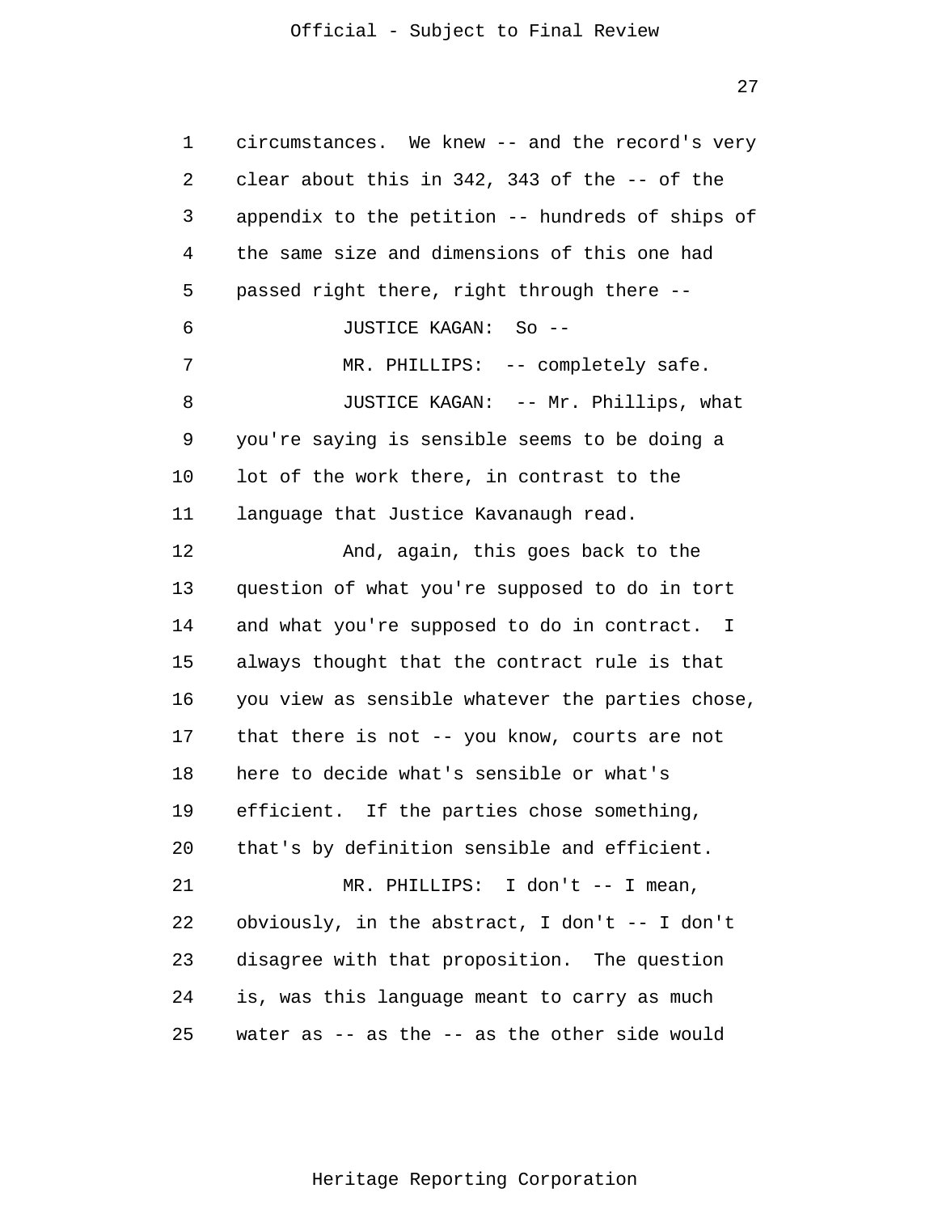circumstances. We knew -- and the record's very clear about this in 342, 343 of the -- of the appendix to the petition -- hundreds of ships of the same size and dimensions of this one had passed right there, right through there --

JUSTICE KAGAN: So --

MR. PHILLIPS: -- completely safe.

JUSTICE KAGAN: -- Mr. Phillips, what you're saying is sensible seems to be doing a lot of the work there, in contrast to the language that Justice Kavanaugh read.

And, again, this goes back to the question of what you're supposed to do in tort and what you're supposed to do in contract. I always thought that the contract rule is that you view as sensible whatever the parties chose, that there is not -- you know, courts are not here to decide what's sensible or what's efficient. If the parties chose something, that's by definition sensible and efficient.

MR. PHILLIPS: I don't -- I mean, obviously, in the abstract, I don't -- I don't disagree with that proposition. The question is, was this language meant to carry as much water as -- as the -- as the other side would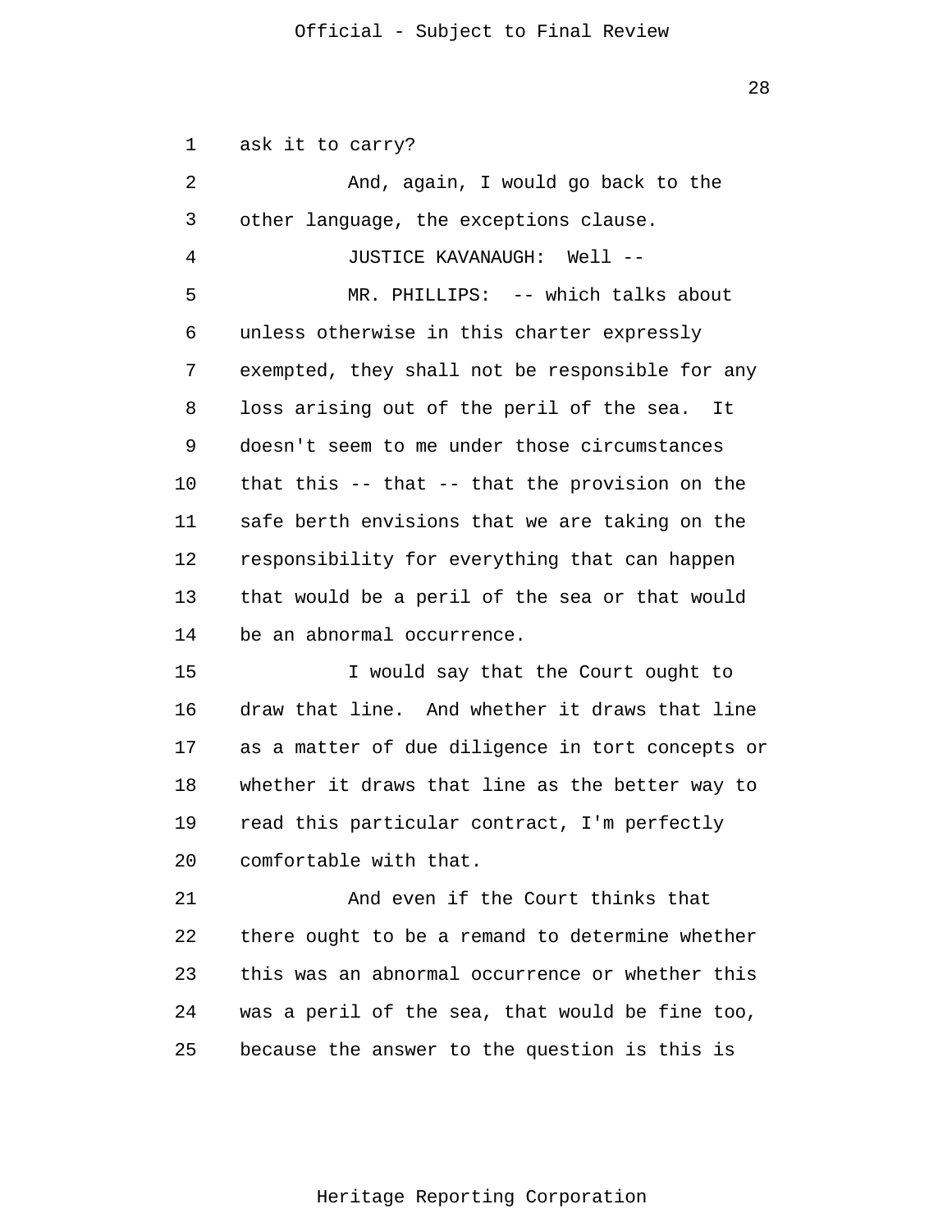ask it to carry?

And, again, I would go back to the other language, the exceptions clause.

JUSTICE KAVANAUGH: Well --

MR. PHILLIPS: -- which talks about unless otherwise in this charter expressly exempted, they shall not be responsible for any loss arising out of the peril of the sea. It doesn't seem to me under those circumstances that this -- that -- that the provision on the safe berth envisions that we are taking on the responsibility for everything that can happen that would be a peril of the sea or that would be an abnormal occurrence.

I would say that the Court ought to draw that line. And whether it draws that line as a matter of due diligence in tort concepts or whether it draws that line as the better way to read this particular contract, I'm perfectly comfortable with that.

And even if the Court thinks that there ought to be a remand to determine whether this was an abnormal occurrence or whether this was a peril of the sea, that would be fine too, because the answer to the question is this is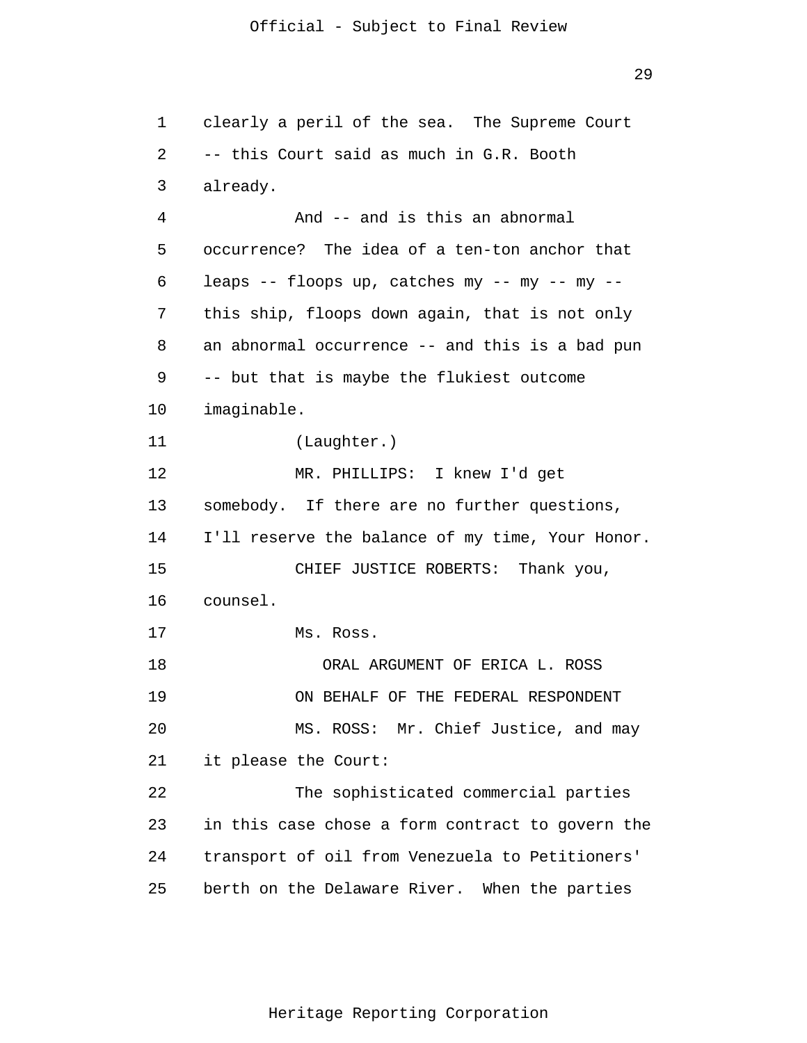clearly a peril of the sea. The Supreme Court -- this Court said as much in G.R. Booth already.

And -- and is this an abnormal occurrence? The idea of a ten-ton anchor that leaps -- floops up, catches my -- my -- my -- this ship, floops down again, that is not only an abnormal occurrence -- and this is a bad pun -- but that is maybe the flukiest outcome imaginable.

(Laughter.)

MR. PHILLIPS: I knew I'd get somebody. If there are no further questions, I'll reserve the balance of my time, Your Honor.

CHIEF JUSTICE ROBERTS: Thank you, counsel.

Ms. Ross.

ORAL ARGUMENT OF ERICA L. ROSS
ON BEHALF OF THE FEDERAL RESPONDENT

MS. ROSS: Mr. Chief Justice, and may it please the Court:

The sophisticated commercial parties in this case chose a form contract to govern the transport of oil from Venezuela to Petitioners' berth on the Delaware River. When the parties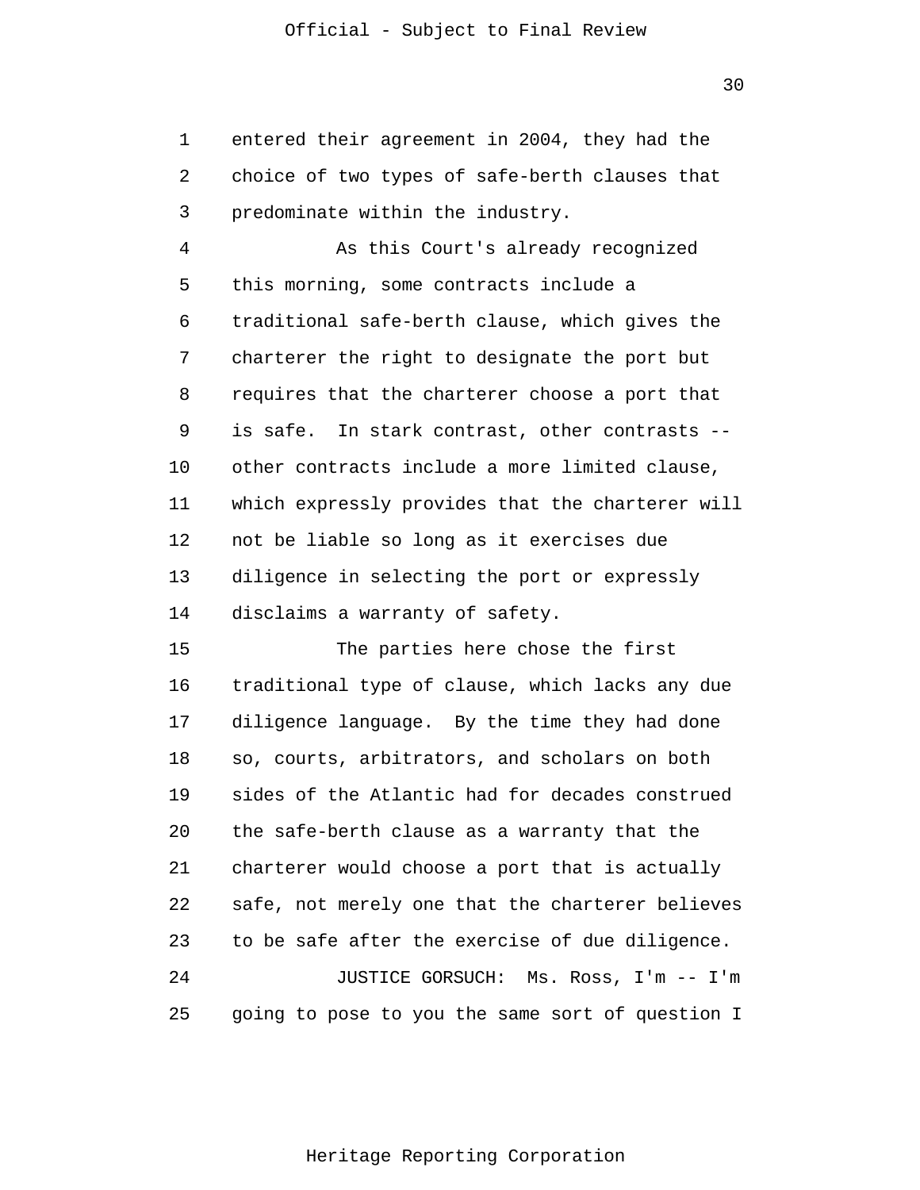entered their agreement in 2004, they had the choice of two types of safe-berth clauses that predominate within the industry.

As this Court's already recognized this morning, some contracts include a traditional safe-berth clause, which gives the charterer the right to designate the port but requires that the charterer choose a port that is safe. In stark contrast, other contrasts -- other contracts include a more limited clause, which expressly provides that the charterer will not be liable so long as it exercises due diligence in selecting the port or expressly disclaims a warranty of safety.

The parties here chose the first traditional type of clause, which lacks any due diligence language. By the time they had done so, courts, arbitrators, and scholars on both sides of the Atlantic had for decades construed the safe-berth clause as a warranty that the charterer would choose a port that is actually safe, not merely one that the charterer believes to be safe after the exercise of due diligence.

JUSTICE GORSUCH: Ms. Ross, I'm -- I'm going to pose to you the same sort of question I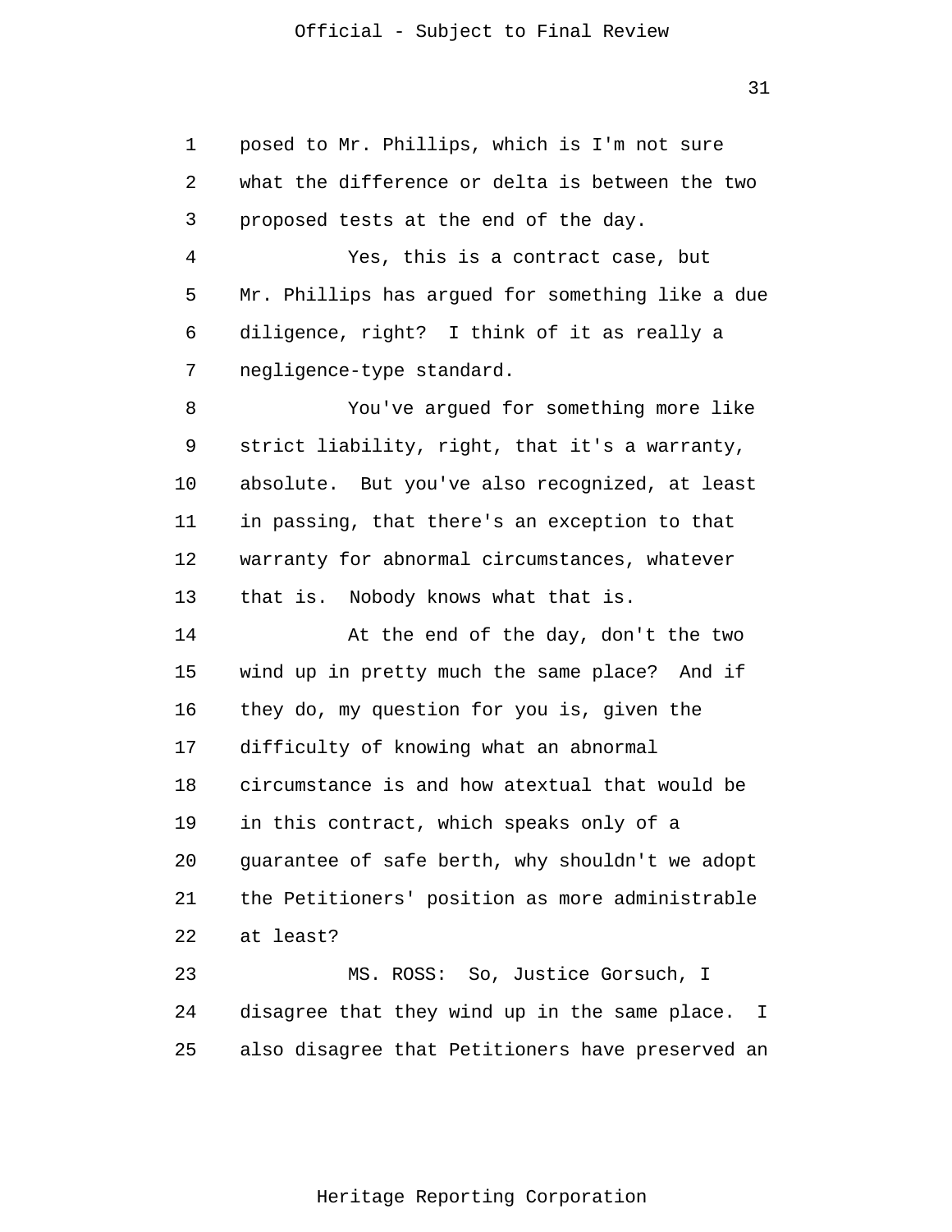posed to Mr. Phillips, which is I'm not sure what the difference or delta is between the two proposed tests at the end of the day.

Yes, this is a contract case, but Mr. Phillips has argued for something like a due diligence, right? I think of it as really a negligence-type standard.

You've argued for something more like strict liability, right, that it's a warranty, absolute. But you've also recognized, at least in passing, that there's an exception to that warranty for abnormal circumstances, whatever that is. Nobody knows what that is.

At the end of the day, don't the two wind up in pretty much the same place? And if they do, my question for you is, given the difficulty of knowing what an abnormal circumstance is and how atextual that would be in this contract, which speaks only of a guarantee of safe berth, why shouldn't we adopt the Petitioners' position as more administrable at least?

MS. ROSS: So, Justice Gorsuch, I disagree that they wind up in the same place. I also disagree that Petitioners have preserved an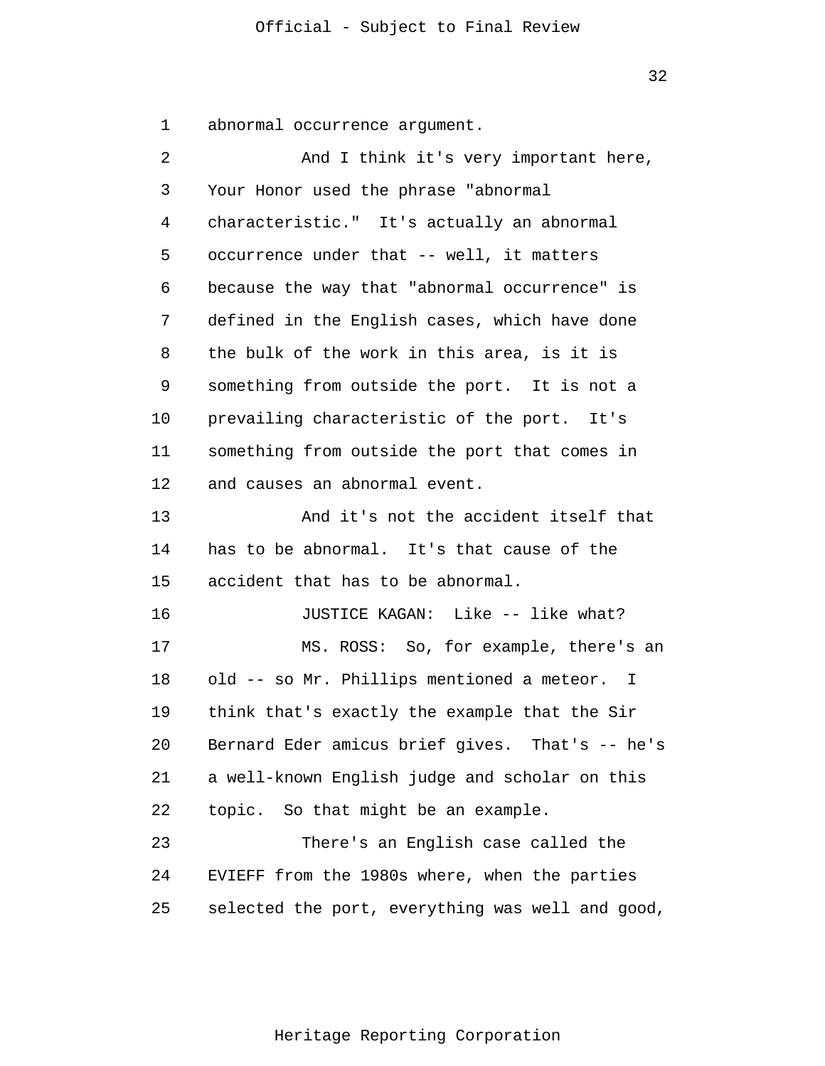abnormal occurrence argument.

And I think it's very important here, Your Honor used the phrase "abnormal characteristic." It's actually an abnormal occurrence under that -- well, it matters because the way that "abnormal occurrence" is defined in the English cases, which have done the bulk of the work in this area, is it is something from outside the port. It is not a prevailing characteristic of the port. It's something from outside the port that comes in and causes an abnormal event.

And it's not the accident itself that has to be abnormal. It's that cause of the accident that has to be abnormal.

JUSTICE KAGAN: Like -- like what?

MS. ROSS: So, for example, there's an old -- so Mr. Phillips mentioned a meteor. I think that's exactly the example that the Sir Bernard Eder amicus brief gives. That's -- he's a well-known English judge and scholar on this topic. So that might be an example.

There's an English case called the EVIEFF from the 1980s where, when the parties selected the port, everything was well and good,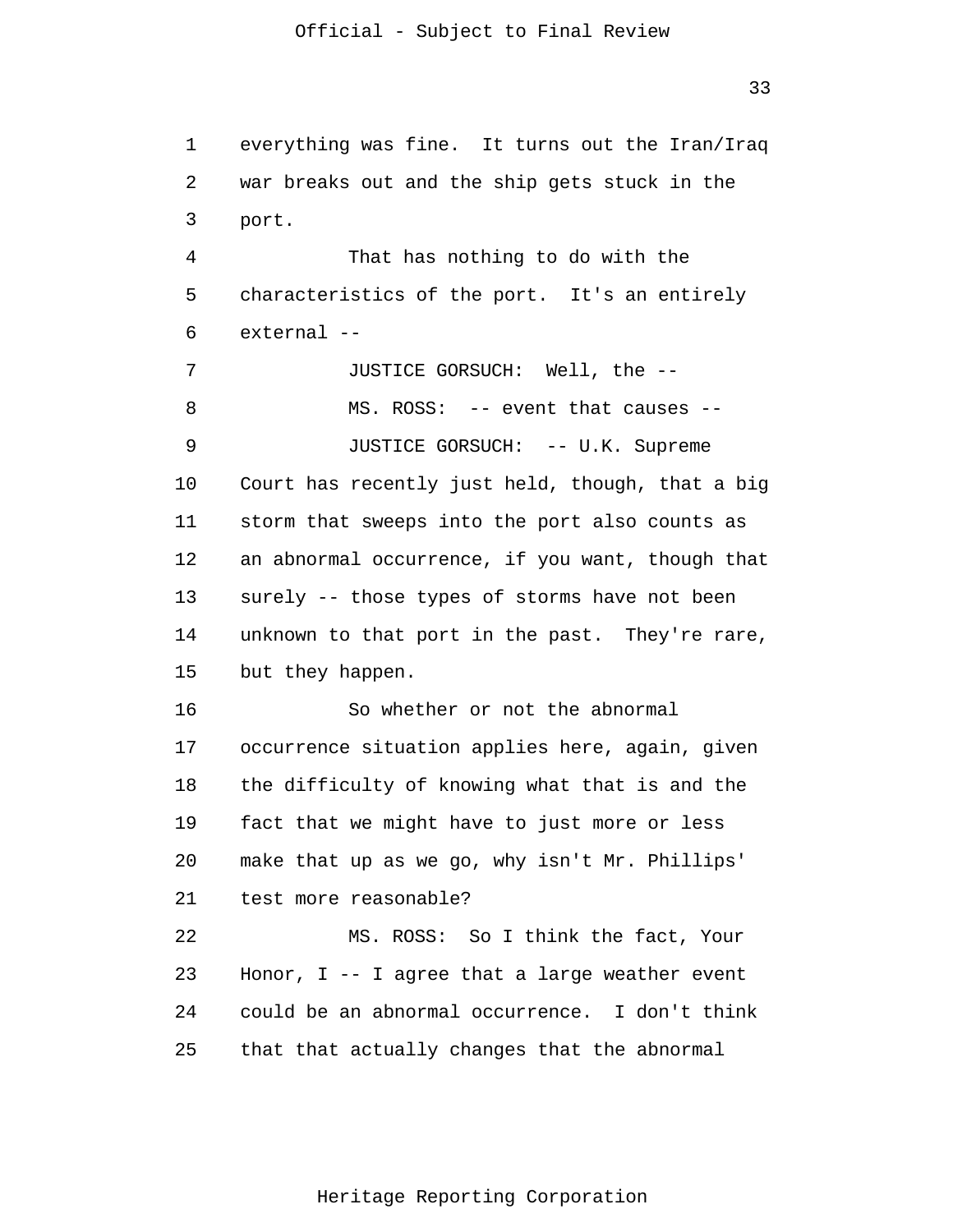everything was fine. It turns out the Iran/Iraq war breaks out and the ship gets stuck in the port.

That has nothing to do with the characteristics of the port. It's an entirely external --

JUSTICE GORSUCH: Well, the --

MS. ROSS: -- event that causes --

JUSTICE GORSUCH: -- U.K. Supreme Court has recently just held, though, that a big storm that sweeps into the port also counts as an abnormal occurrence, if you want, though that surely -- those types of storms have not been unknown to that port in the past. They're rare, but they happen.

So whether or not the abnormal occurrence situation applies here, again, given the difficulty of knowing what that is and the fact that we might have to just more or less make that up as we go, why isn't Mr. Phillips' test more reasonable?

MS. ROSS: So I think the fact, Your Honor, I -- I agree that a large weather event could be an abnormal occurrence. I don't think that that actually changes that the abnormal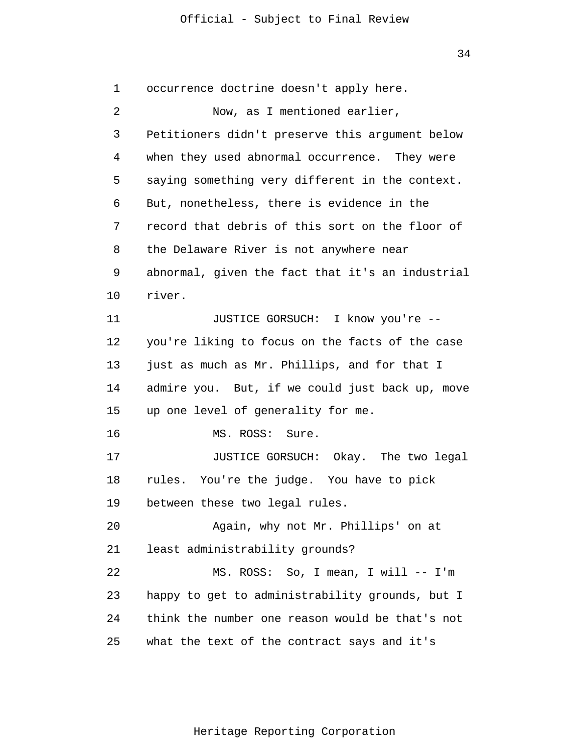occurrence doctrine doesn't apply here.

Now, as I mentioned earlier, Petitioners didn't preserve this argument below when they used abnormal occurrence. They were saying something very different in the context. But, nonetheless, there is evidence in the record that debris of this sort on the floor of the Delaware River is not anywhere near abnormal, given the fact that it's an industrial river.

JUSTICE GORSUCH: I know you're -- you're liking to focus on the facts of the case just as much as Mr. Phillips, and for that I admire you. But, if we could just back up, move up one level of generality for me.

MS. ROSS: Sure.

JUSTICE GORSUCH: Okay. The two legal rules. You're the judge. You have to pick between these two legal rules.

Again, why not Mr. Phillips' on at least administrability grounds?

MS. ROSS: So, I mean, I will -- I'm happy to get to administrability grounds, but I think the number one reason would be that's not what the text of the contract says and it's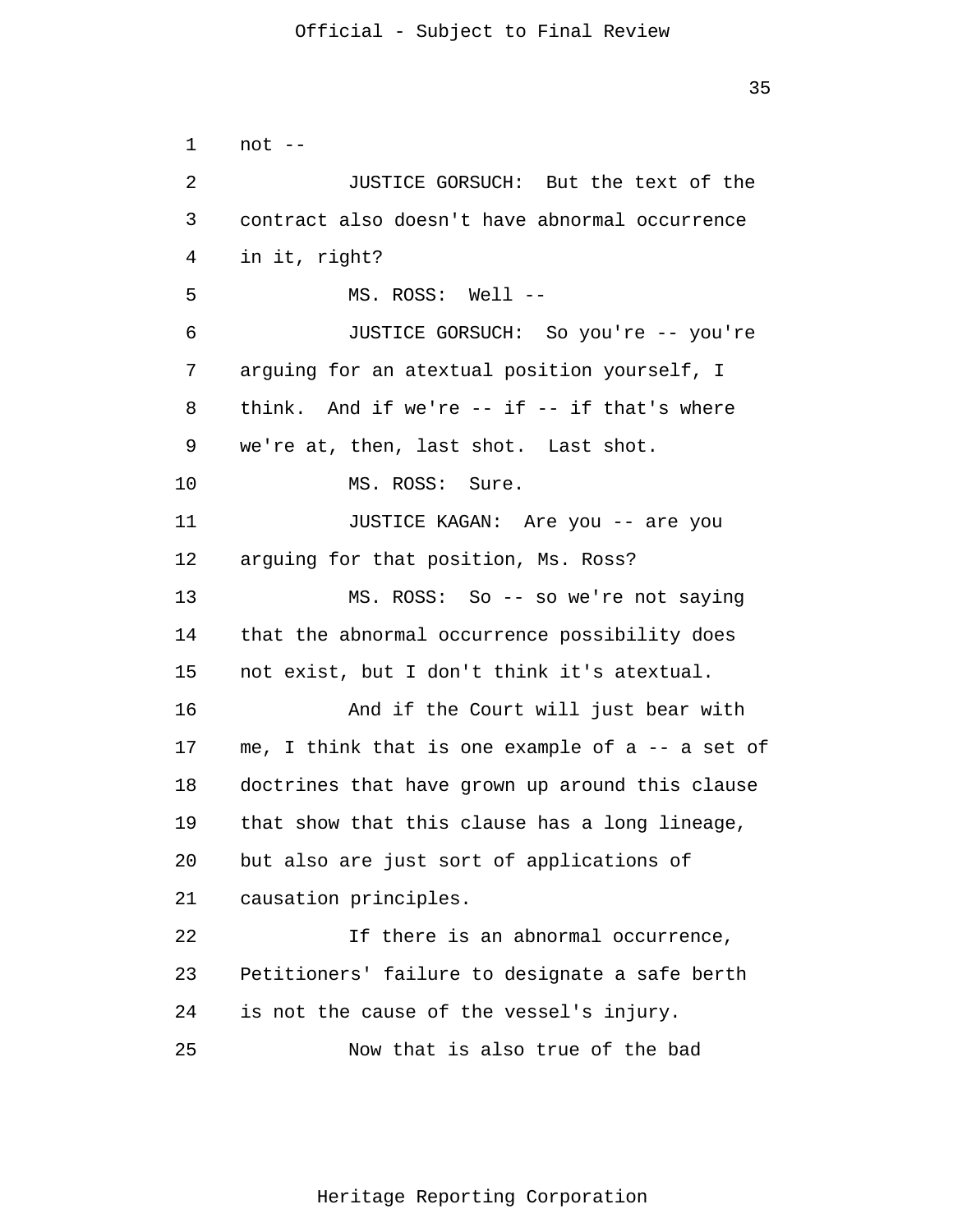not --

JUSTICE GORSUCH: But the text of the contract also doesn't have abnormal occurrence in it, right?

MS. ROSS: Well --

JUSTICE GORSUCH: So you're -- you're arguing for an atextual position yourself, I think. And if we're -- if -- if that's where we're at, then, last shot. Last shot.

MS. ROSS: Sure.

JUSTICE KAGAN: Are you -- are you arguing for that position, Ms. Ross?

MS. ROSS: So -- so we're not saying that the abnormal occurrence possibility does not exist, but I don't think it's atextual.

And if the Court will just bear with me, I think that is one example of a -- a set of doctrines that have grown up around this clause that show that this clause has a long lineage, but also are just sort of applications of causation principles.

If there is an abnormal occurrence, Petitioners' failure to designate a safe berth is not the cause of the vessel's injury.

Now that is also true of the bad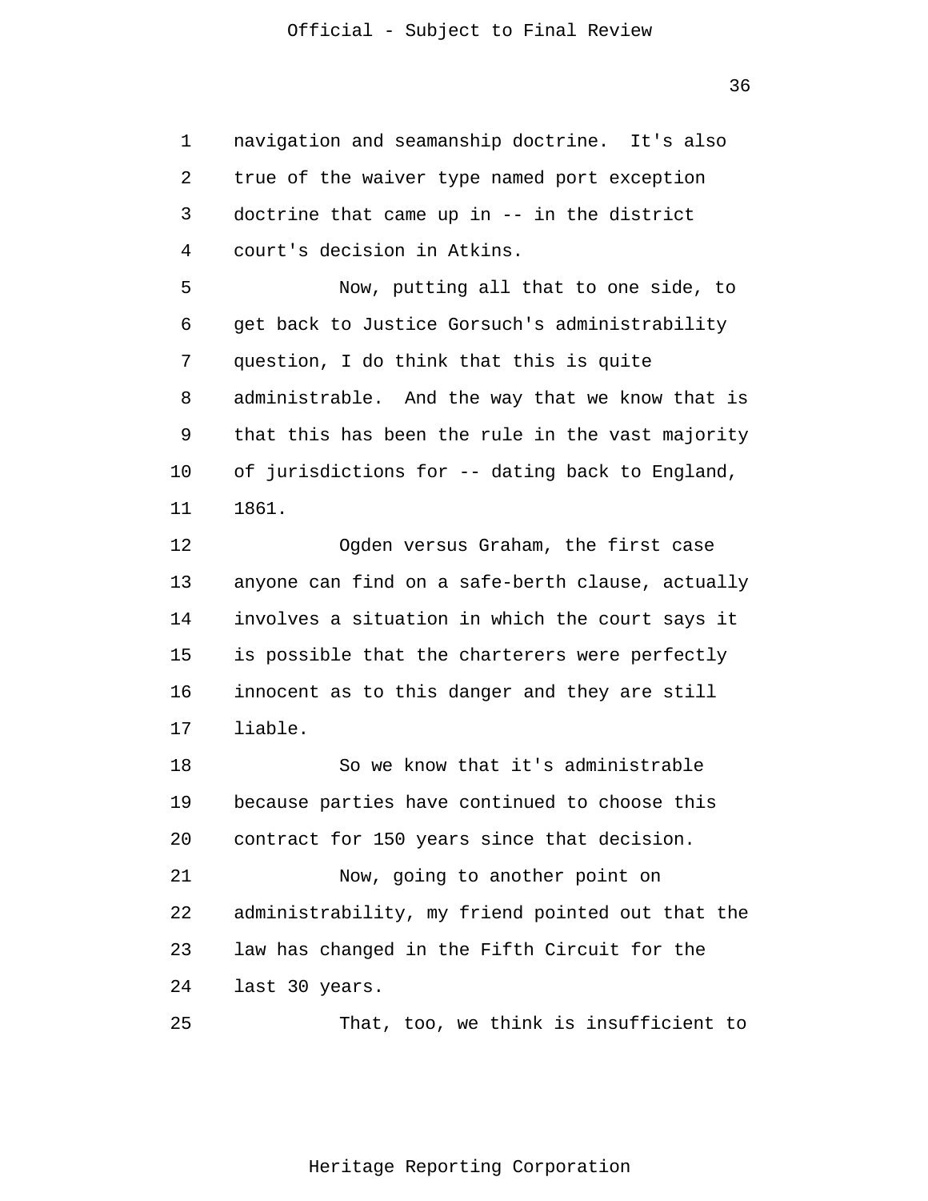navigation and seamanship doctrine. It's also true of the waiver type named port exception doctrine that came up in -- in the district court's decision in Atkins.

Now, putting all that to one side, to get back to Justice Gorsuch's administrability question, I do think that this is quite administrable. And the way that we know that is that this has been the rule in the vast majority of jurisdictions for -- dating back to England, 1861.

Ogden versus Graham, the first case anyone can find on a safe-berth clause, actually involves a situation in which the court says it is possible that the charterers were perfectly innocent as to this danger and they are still liable.

So we know that it's administrable because parties have continued to choose this contract for 150 years since that decision.

Now, going to another point on administrability, my friend pointed out that the law has changed in the Fifth Circuit for the last 30 years.

That, too, we think is insufficient to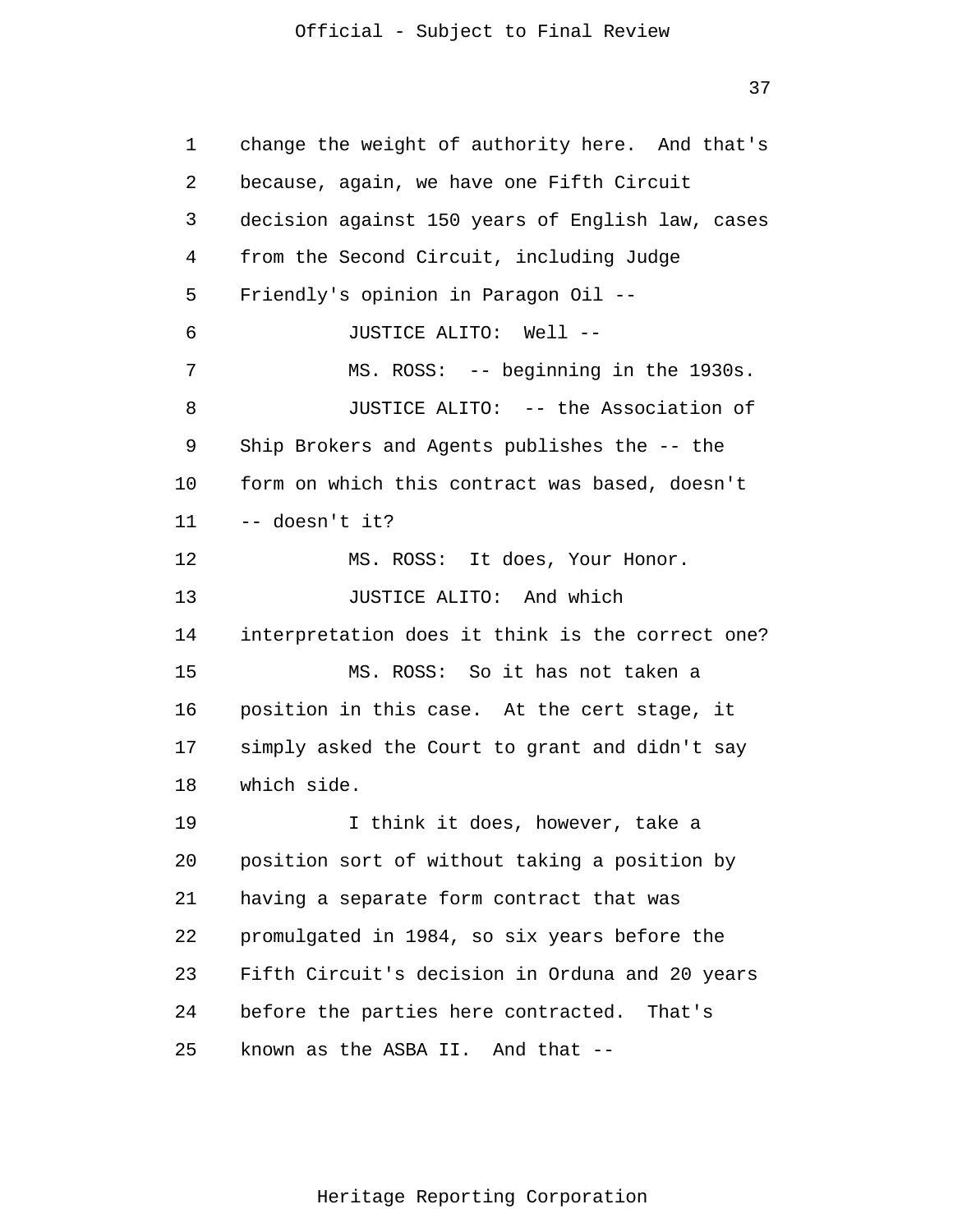change the weight of authority here. And that's because, again, we have one Fifth Circuit decision against 150 years of English law, cases from the Second Circuit, including Judge Friendly's opinion in Paragon Oil --

JUSTICE ALITO: Well --

MS. ROSS: -- beginning in the 1930s.

JUSTICE ALITO: -- the Association of Ship Brokers and Agents publishes the -- the form on which this contract was based, doesn't -- doesn't it?

MS. ROSS: It does, Your Honor.

JUSTICE ALITO: And which interpretation does it think is the correct one?

MS. ROSS: So it has not taken a position in this case. At the cert stage, it simply asked the Court to grant and didn't say which side.

I think it does, however, take a position sort of without taking a position by having a separate form contract that was promulgated in 1984, so six years before the Fifth Circuit's decision in Orduna and 20 years before the parties here contracted. That's known as the ASBA II. And that --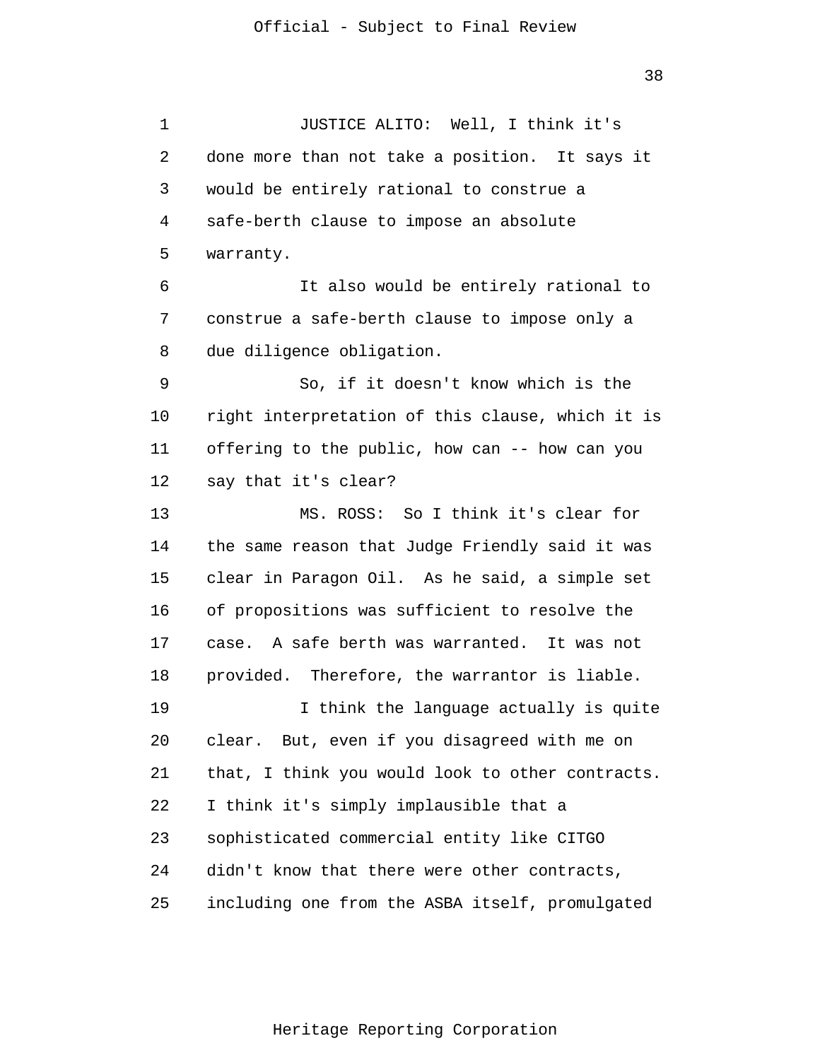JUSTICE ALITO: Well, I think it's done more than not take a position. It says it would be entirely rational to construe a safe-berth clause to impose an absolute warranty.

It also would be entirely rational to construe a safe-berth clause to impose only a due diligence obligation.

So, if it doesn't know which is the right interpretation of this clause, which it is offering to the public, how can -- how can you say that it's clear?

MS. ROSS: So I think it's clear for the same reason that Judge Friendly said it was clear in Paragon Oil. As he said, a simple set of propositions was sufficient to resolve the case. A safe berth was warranted. It was not provided. Therefore, the warrantor is liable.

I think the language actually is quite clear. But, even if you disagreed with me on that, I think you would look to other contracts. I think it's simply implausible that a sophisticated commercial entity like CITGO didn't know that there were other contracts, including one from the ASBA itself, promulgated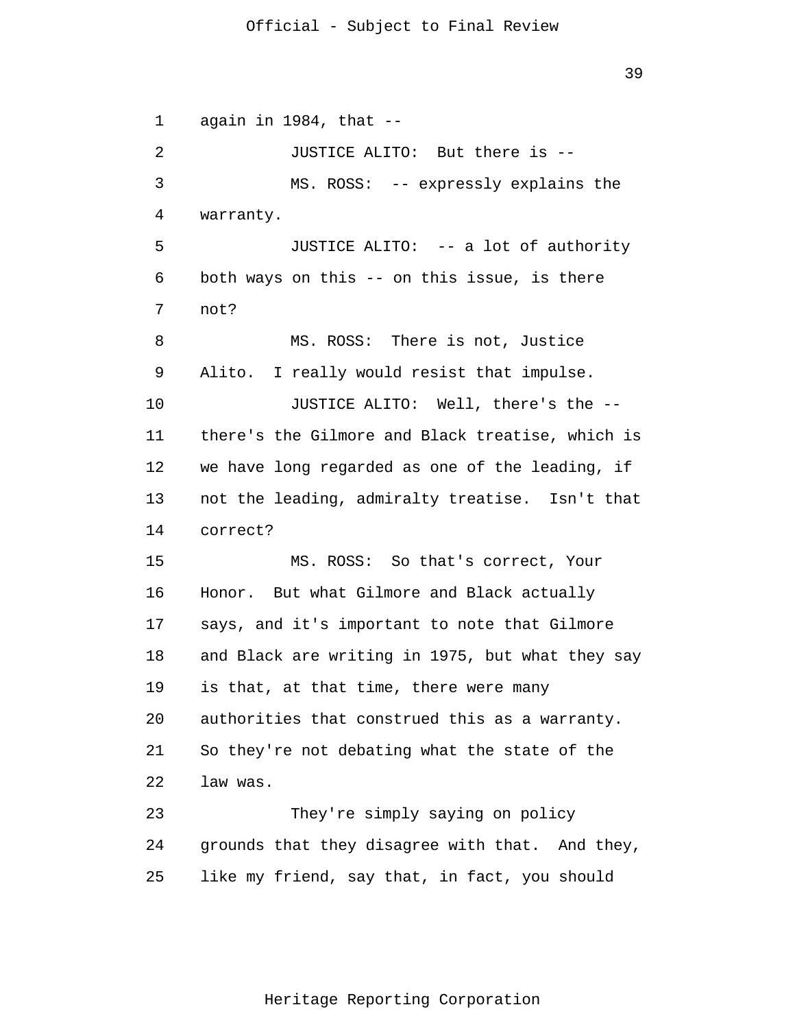again in 1984, that --

JUSTICE ALITO: But there is --

MS. ROSS: -- expressly explains the warranty.

JUSTICE ALITO: -- a lot of authority both ways on this -- on this issue, is there not?

MS. ROSS: There is not, Justice Alito. I really would resist that impulse.

JUSTICE ALITO: Well, there's the -- there's the Gilmore and Black treatise, which is we have long regarded as one of the leading, if not the leading, admiralty treatise. Isn't that correct?

MS. ROSS: So that's correct, Your Honor. But what Gilmore and Black actually says, and it's important to note that Gilmore and Black are writing in 1975, but what they say is that, at that time, there were many authorities that construed this as a warranty. So they're not debating what the state of the law was.

They're simply saying on policy grounds that they disagree with that. And they, like my friend, say that, in fact, you should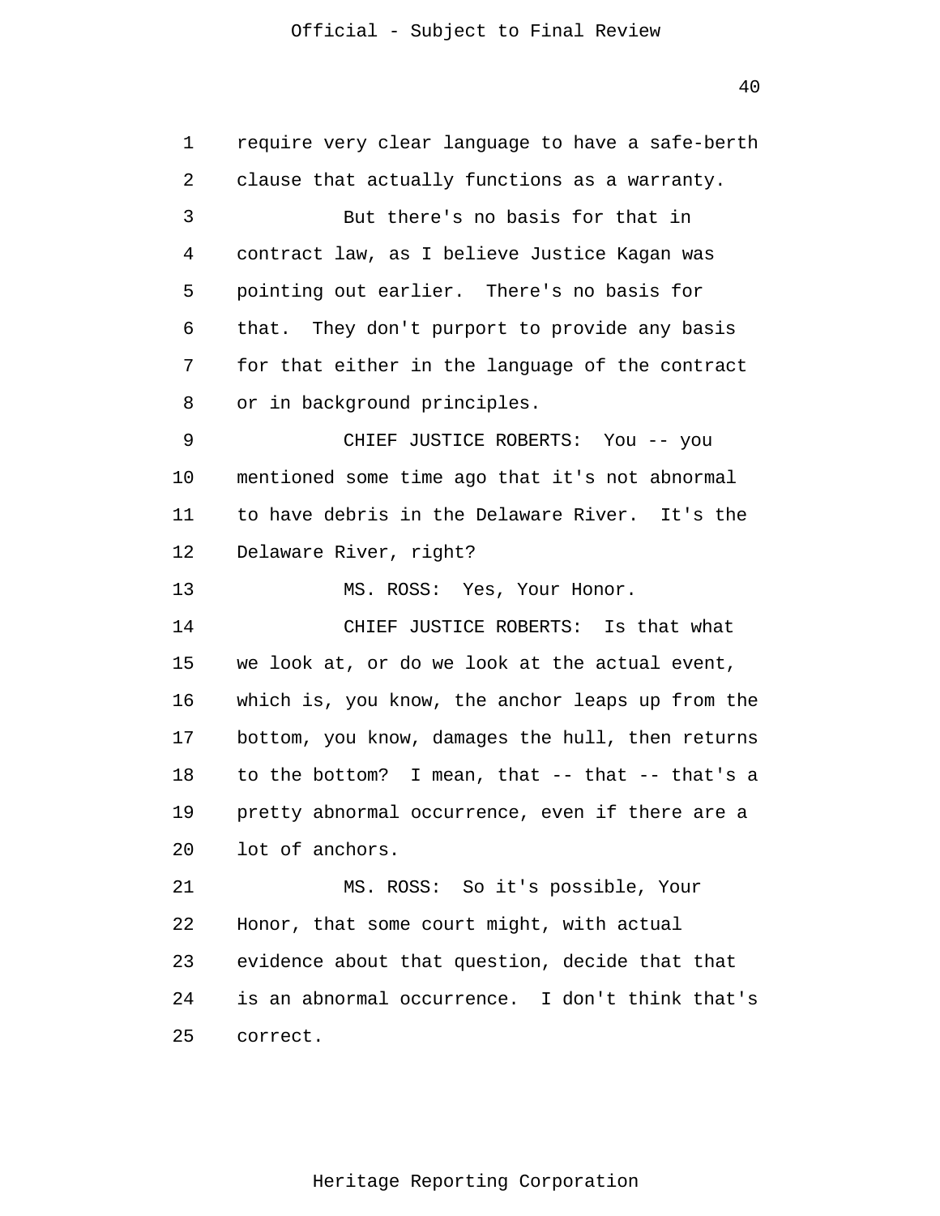require very clear language to have a safe-berth clause that actually functions as a warranty.

But there's no basis for that in contract law, as I believe Justice Kagan was pointing out earlier. There's no basis for that. They don't purport to provide any basis for that either in the language of the contract or in background principles.

CHIEF JUSTICE ROBERTS: You -- you mentioned some time ago that it's not abnormal to have debris in the Delaware River. It's the Delaware River, right?

MS. ROSS: Yes, Your Honor.

CHIEF JUSTICE ROBERTS: Is that what we look at, or do we look at the actual event, which is, you know, the anchor leaps up from the bottom, you know, damages the hull, then returns to the bottom? I mean, that -- that -- that's a pretty abnormal occurrence, even if there are a lot of anchors.

MS. ROSS: So it's possible, Your Honor, that some court might, with actual evidence about that question, decide that that is an abnormal occurrence. I don't think that's correct.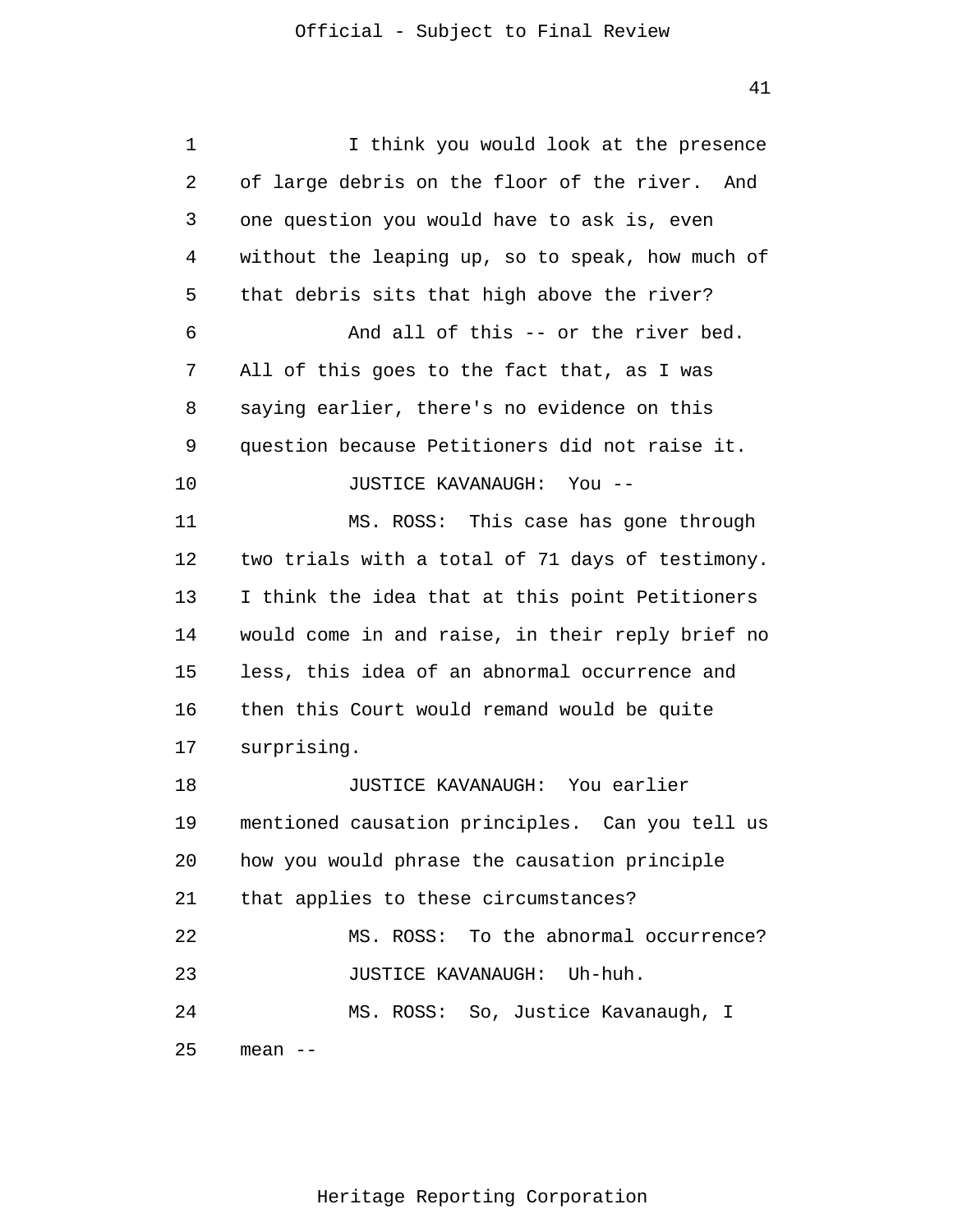I think you would look at the presence of large debris on the floor of the river. And one question you would have to ask is, even without the leaping up, so to speak, how much of that debris sits that high above the river?

And all of this -- or the river bed. All of this goes to the fact that, as I was saying earlier, there's no evidence on this question because Petitioners did not raise it.

JUSTICE KAVANAUGH: You --

MS. ROSS: This case has gone through two trials with a total of 71 days of testimony. I think the idea that at this point Petitioners would come in and raise, in their reply brief no less, this idea of an abnormal occurrence and then this Court would remand would be quite surprising.

JUSTICE KAVANAUGH: You earlier mentioned causation principles. Can you tell us how you would phrase the causation principle that applies to these circumstances?

MS. ROSS: To the abnormal occurrence?

JUSTICE KAVANAUGH: Uh-huh.

MS. ROSS: So, Justice Kavanaugh, I mean --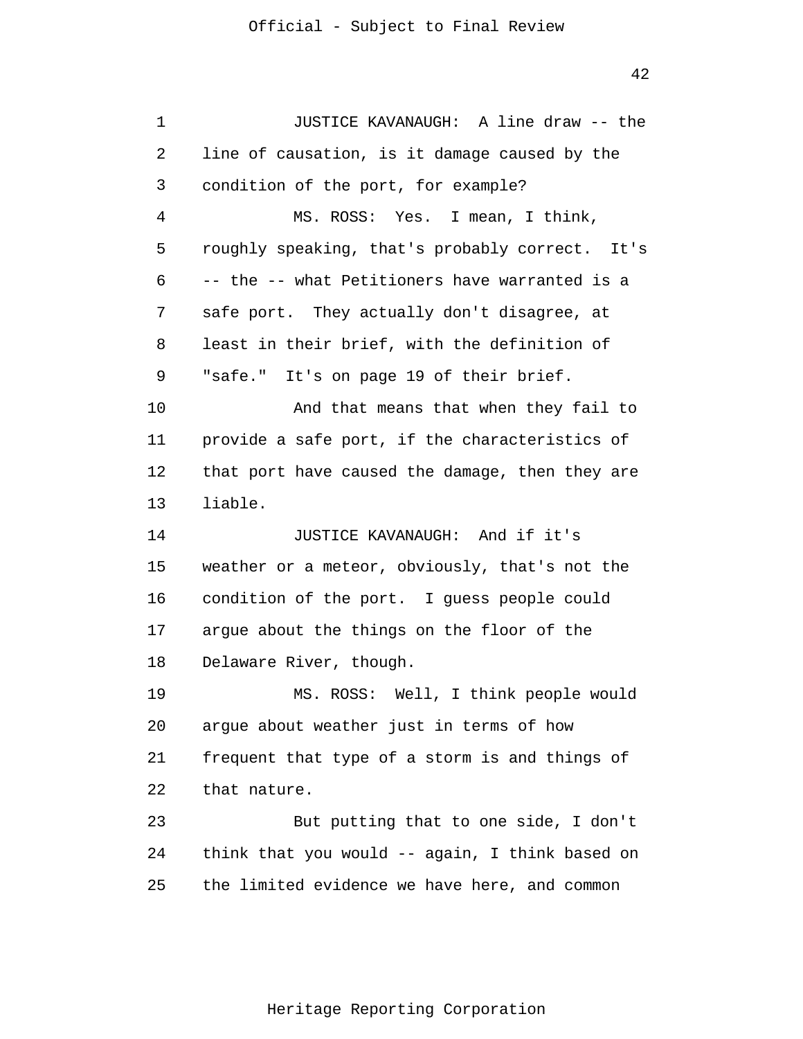JUSTICE KAVANAUGH: A line draw -- the line of causation, is it damage caused by the condition of the port, for example?

MS. ROSS: Yes. I mean, I think, roughly speaking, that's probably correct. It's -- the -- what Petitioners have warranted is a safe port. They actually don't disagree, at least in their brief, with the definition of "safe." It's on page 19 of their brief.

And that means that when they fail to provide a safe port, if the characteristics of that port have caused the damage, then they are liable.

JUSTICE KAVANAUGH: And if it's weather or a meteor, obviously, that's not the condition of the port. I guess people could argue about the things on the floor of the Delaware River, though.

MS. ROSS: Well, I think people would argue about weather just in terms of how frequent that type of a storm is and things of that nature.

But putting that to one side, I don't think that you would -- again, I think based on the limited evidence we have here, and common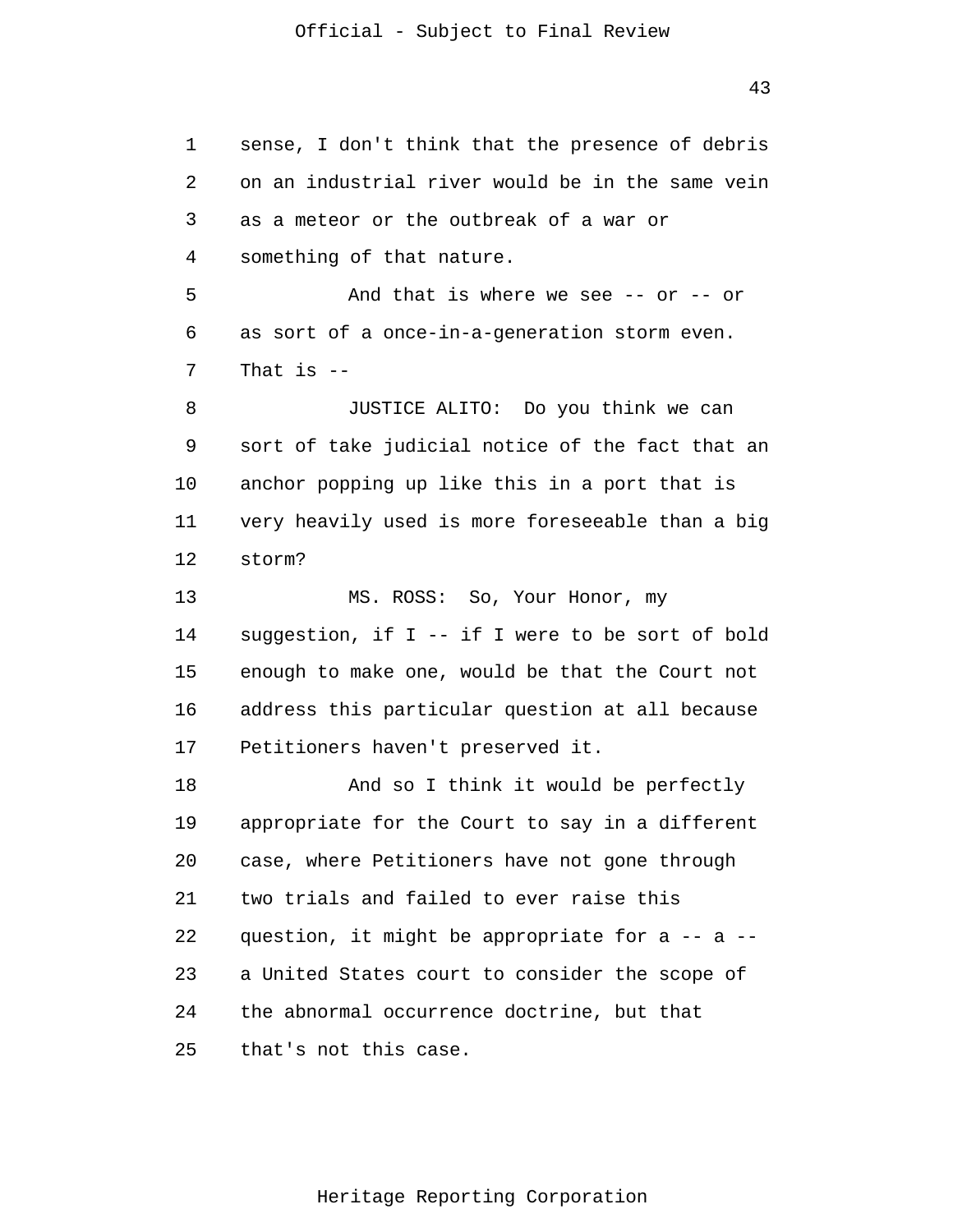sense, I don't think that the presence of debris on an industrial river would be in the same vein as a meteor or the outbreak of a war or something of that nature.

And that is where we see -- or -- or as sort of a once-in-a-generation storm even. That is --

JUSTICE ALITO: Do you think we can sort of take judicial notice of the fact that an anchor popping up like this in a port that is very heavily used is more foreseeable than a big storm?

MS. ROSS: So, Your Honor, my suggestion, if I -- if I were to be sort of bold enough to make one, would be that the Court not address this particular question at all because Petitioners haven't preserved it.

And so I think it would be perfectly appropriate for the Court to say in a different case, where Petitioners have not gone through two trials and failed to ever raise this question, it might be appropriate for a -- a -- a United States court to consider the scope of the abnormal occurrence doctrine, but that that's not this case.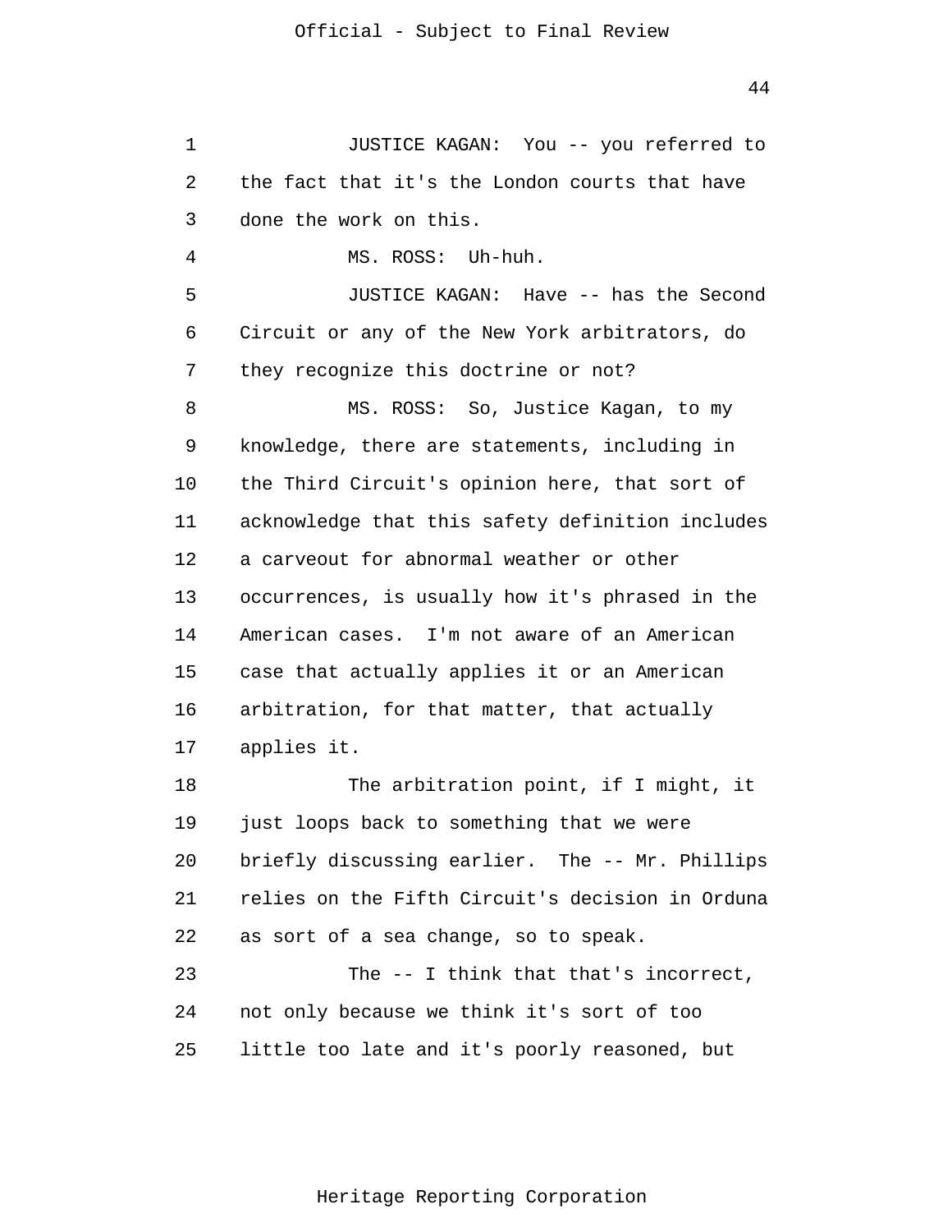JUSTICE KAGAN: You -- you referred to the fact that it's the London courts that have done the work on this.

MS. ROSS: Uh-huh.

JUSTICE KAGAN: Have -- has the Second Circuit or any of the New York arbitrators, do they recognize this doctrine or not?

MS. ROSS: So, Justice Kagan, to my knowledge, there are statements, including in the Third Circuit's opinion here, that sort of acknowledge that this safety definition includes a carveout for abnormal weather or other occurrences, is usually how it's phrased in the American cases. I'm not aware of an American case that actually applies it or an American arbitration, for that matter, that actually applies it.

The arbitration point, if I might, it just loops back to something that we were briefly discussing earlier. The -- Mr. Phillips relies on the Fifth Circuit's decision in Orduna as sort of a sea change, so to speak.

The -- I think that that's incorrect, not only because we think it's sort of too little too late and it's poorly reasoned, but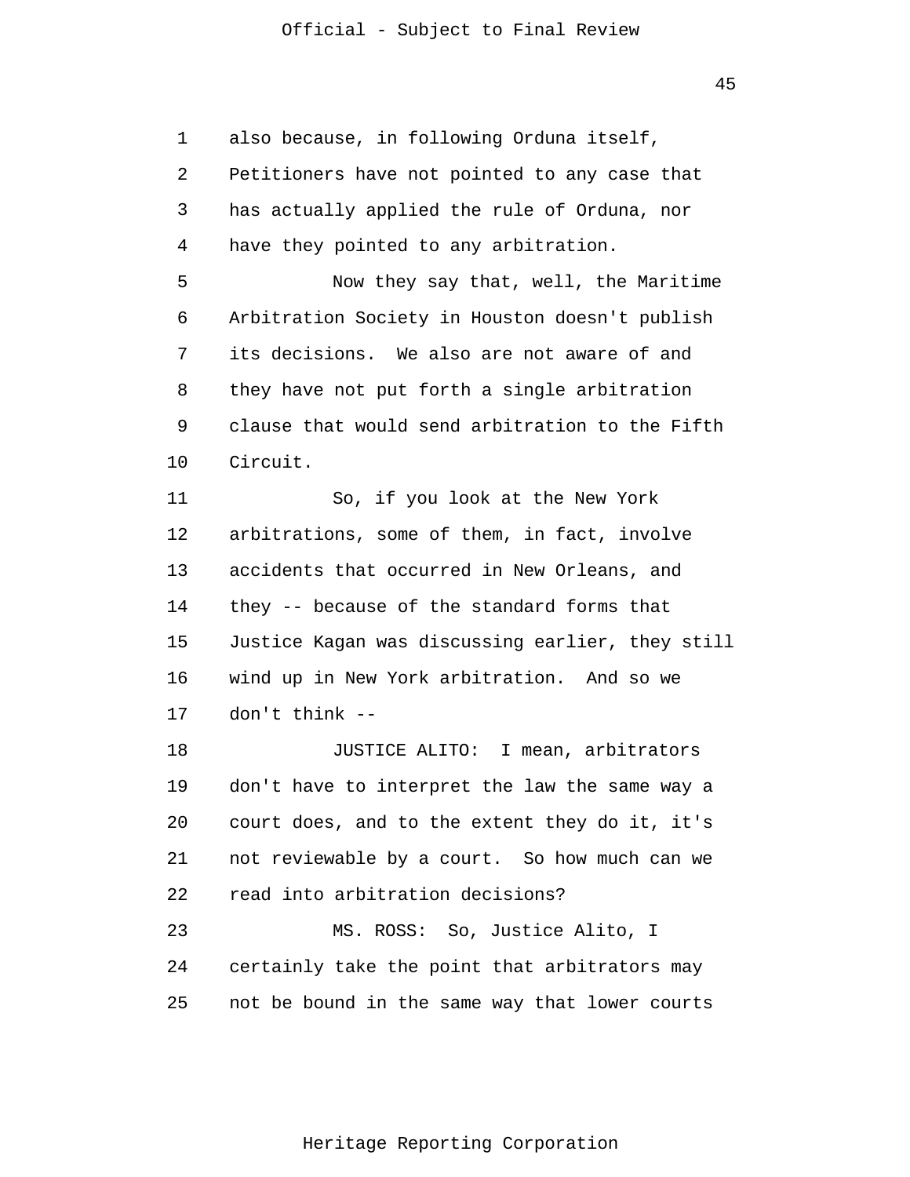also because, in following Orduna itself, Petitioners have not pointed to any case that has actually applied the rule of Orduna, nor have they pointed to any arbitration.

Now they say that, well, the Maritime Arbitration Society in Houston doesn't publish its decisions. We also are not aware of and they have not put forth a single arbitration clause that would send arbitration to the Fifth Circuit.

So, if you look at the New York arbitrations, some of them, in fact, involve accidents that occurred in New Orleans, and they -- because of the standard forms that Justice Kagan was discussing earlier, they still wind up in New York arbitration. And so we don't think --

JUSTICE ALITO: I mean, arbitrators don't have to interpret the law the same way a court does, and to the extent they do it, it's not reviewable by a court. So how much can we read into arbitration decisions?

MS. ROSS: So, Justice Alito, I certainly take the point that arbitrators may not be bound in the same way that lower courts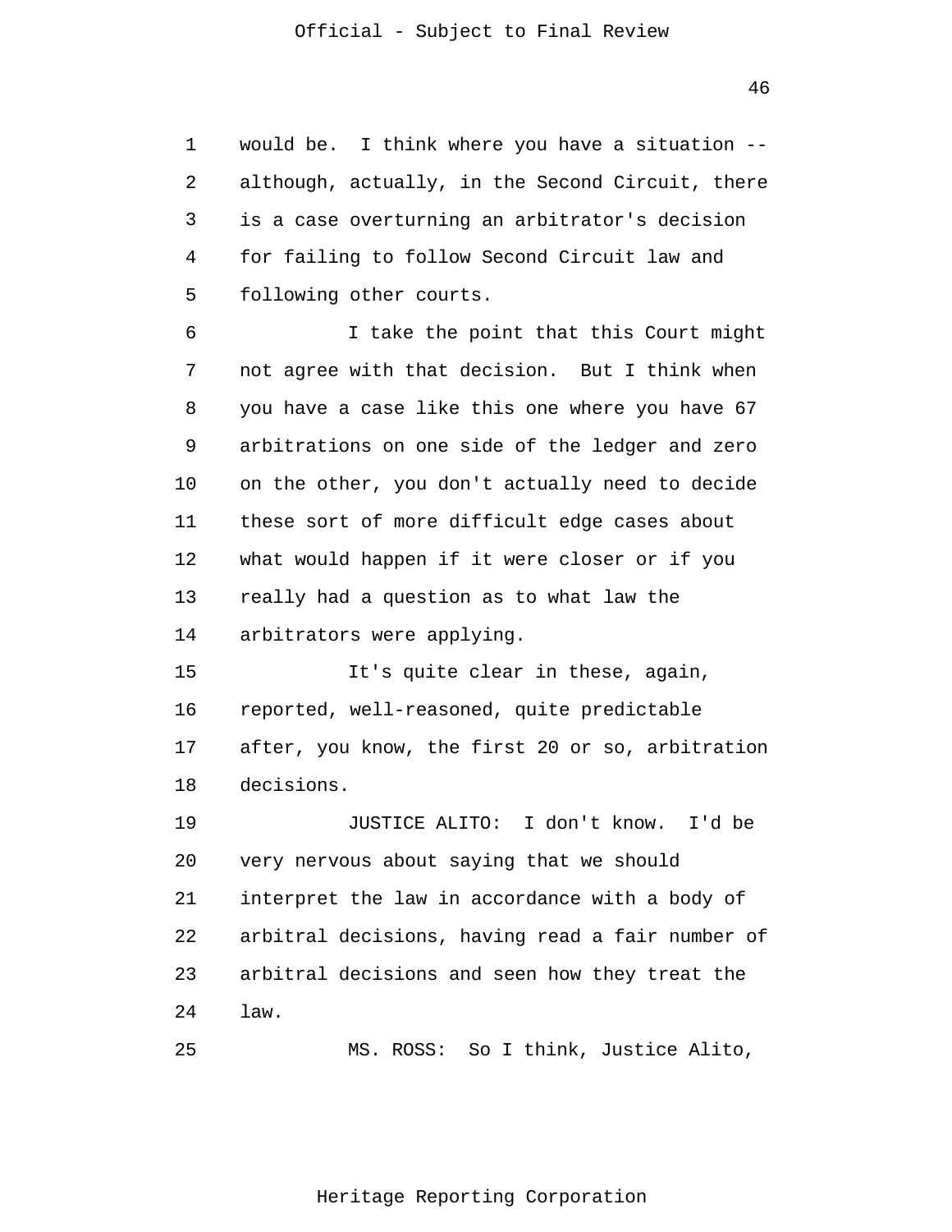would be. I think where you have a situation -- although, actually, in the Second Circuit, there is a case overturning an arbitrator's decision for failing to follow Second Circuit law and following other courts.

I take the point that this Court might not agree with that decision. But I think when you have a case like this one where you have 67 arbitrations on one side of the ledger and zero on the other, you don't actually need to decide these sort of more difficult edge cases about what would happen if it were closer or if you really had a question as to what law the arbitrators were applying.

It's quite clear in these, again, reported, well-reasoned, quite predictable after, you know, the first 20 or so, arbitration decisions.

JUSTICE ALITO: I don't know. I'd be very nervous about saying that we should interpret the law in accordance with a body of arbitral decisions, having read a fair number of arbitral decisions and seen how they treat the law.

MS. ROSS: So I think, Justice Alito,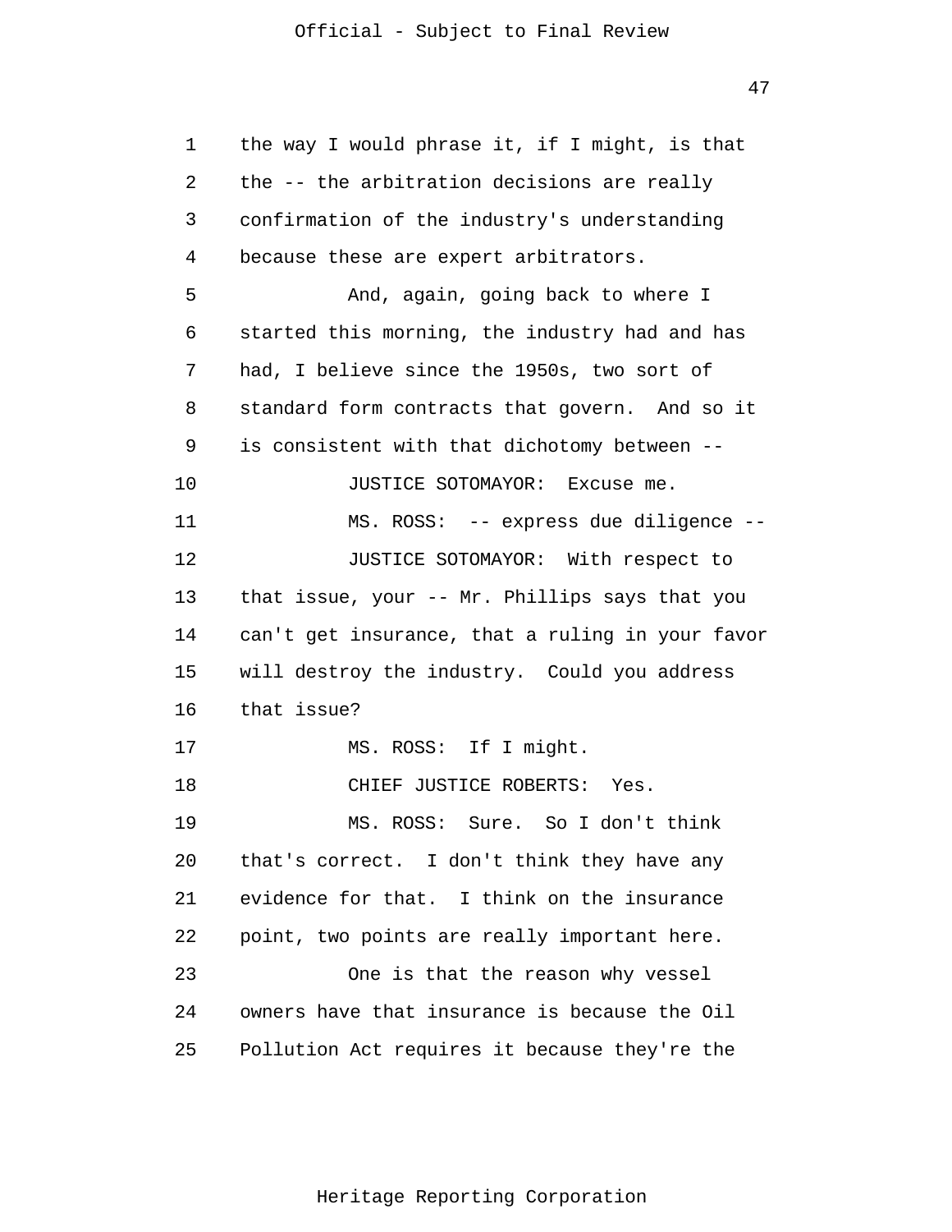the way I would phrase it, if I might, is that the -- the arbitration decisions are really confirmation of the industry's understanding because these are expert arbitrators.

And, again, going back to where I started this morning, the industry had and has had, I believe since the 1950s, two sort of standard form contracts that govern. And so it is consistent with that dichotomy between --

JUSTICE SOTOMAYOR: Excuse me.

MS. ROSS: -- express due diligence --

JUSTICE SOTOMAYOR: With respect to that issue, your -- Mr. Phillips says that you can't get insurance, that a ruling in your favor will destroy the industry. Could you address that issue?

MS. ROSS: If I might.

CHIEF JUSTICE ROBERTS: Yes.

MS. ROSS: Sure. So I don't think that's correct. I don't think they have any evidence for that. I think on the insurance point, two points are really important here.

One is that the reason why vessel owners have that insurance is because the Oil Pollution Act requires it because they're the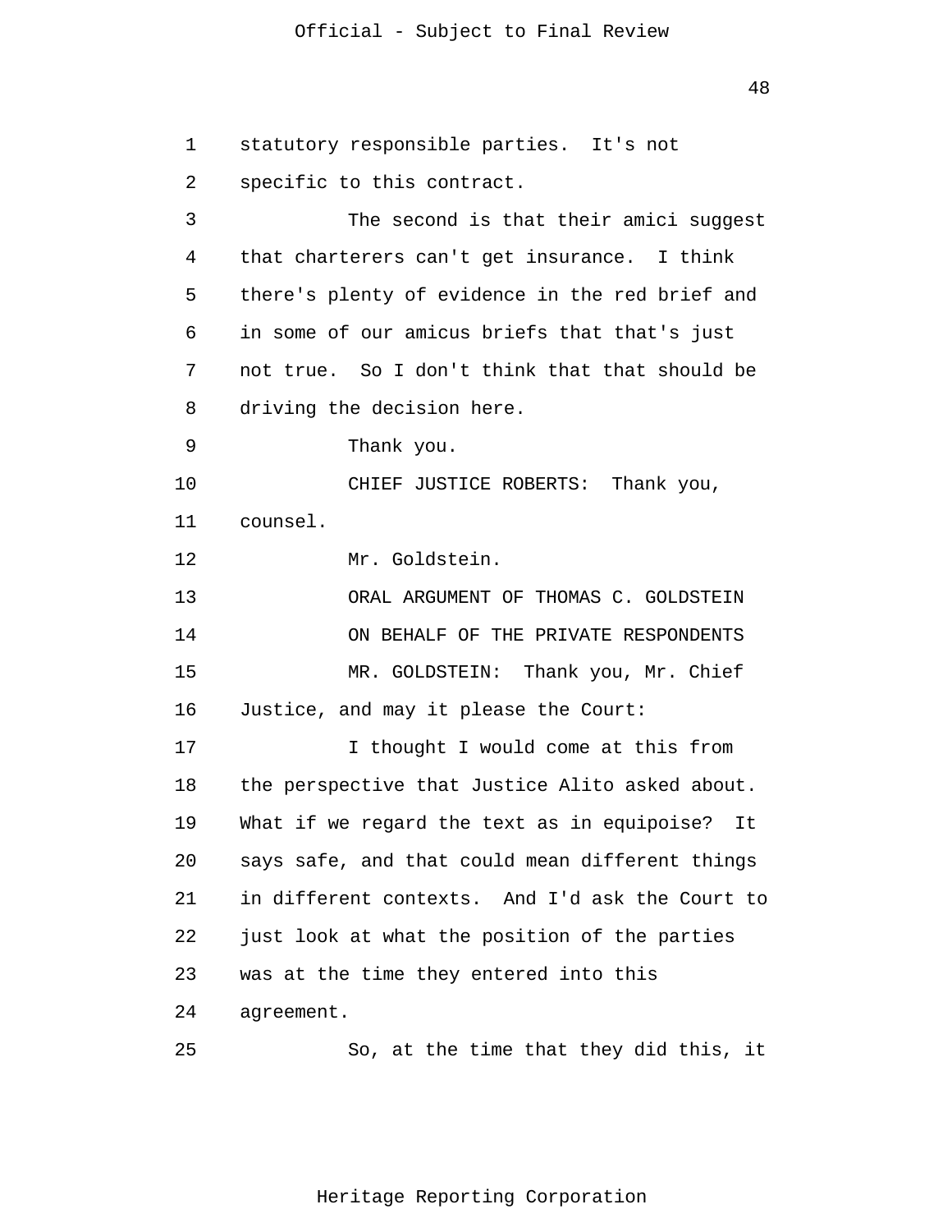statutory responsible parties. It's not specific to this contract.

The second is that their amici suggest that charterers can't get insurance. I think there's plenty of evidence in the red brief and in some of our amicus briefs that that's just not true. So I don't think that that should be driving the decision here.

Thank you.

CHIEF JUSTICE ROBERTS: Thank you, counsel.

Mr. Goldstein.

ORAL ARGUMENT OF THOMAS C. GOLDSTEIN

ON BEHALF OF THE PRIVATE RESPONDENTS

MR. GOLDSTEIN: Thank you, Mr. Chief Justice, and may it please the Court:

I thought I would come at this from the perspective that Justice Alito asked about. What if we regard the text as in equipoise? It says safe, and that could mean different things in different contexts. And I'd ask the Court to just look at what the position of the parties was at the time they entered into this agreement.

So, at the time that they did this, it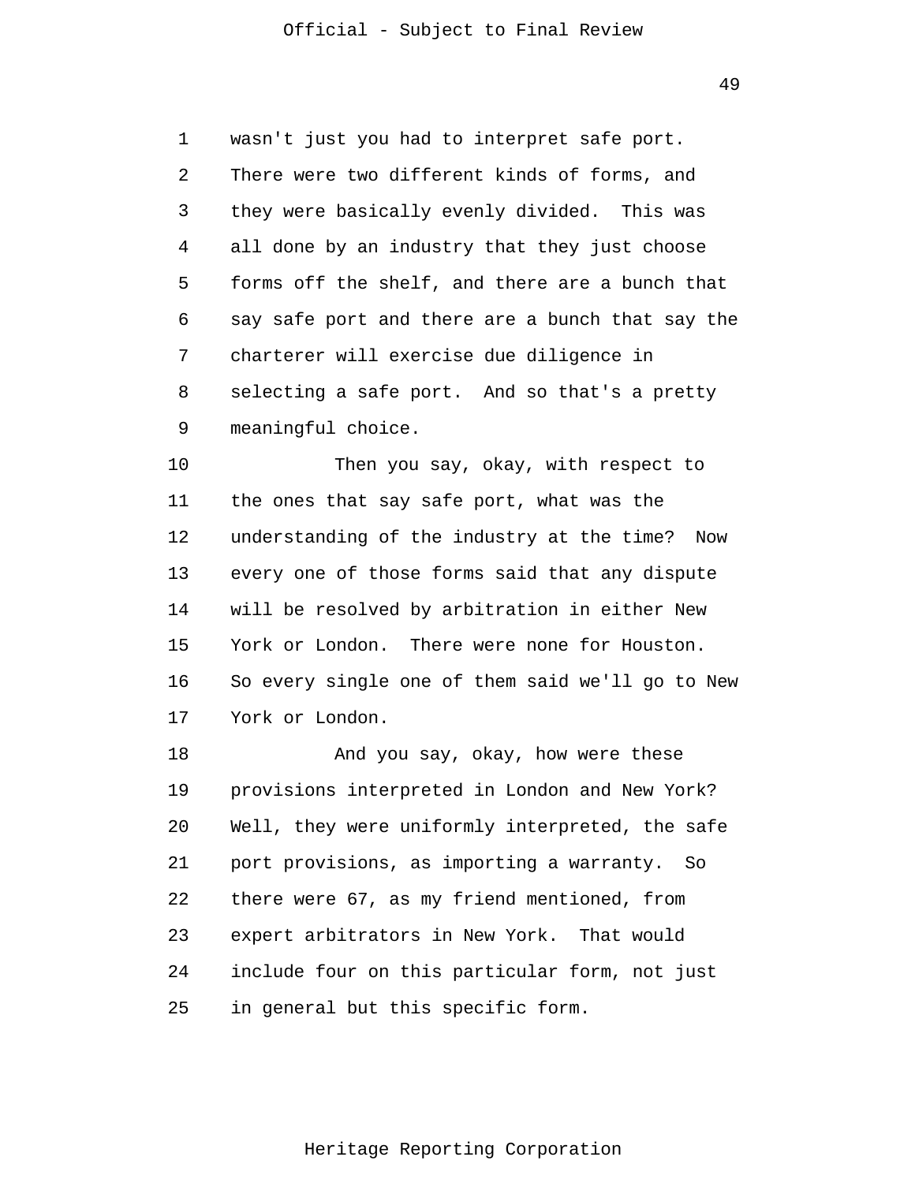wasn't just you had to interpret safe port. There were two different kinds of forms, and they were basically evenly divided. This was all done by an industry that they just choose forms off the shelf, and there are a bunch that say safe port and there are a bunch that say the charterer will exercise due diligence in selecting a safe port. And so that's a pretty meaningful choice.

Then you say, okay, with respect to the ones that say safe port, what was the understanding of the industry at the time? Now every one of those forms said that any dispute will be resolved by arbitration in either New York or London. There were none for Houston. So every single one of them said we'll go to New York or London.

And you say, okay, how were these provisions interpreted in London and New York? Well, they were uniformly interpreted, the safe port provisions, as importing a warranty. So there were 67, as my friend mentioned, from expert arbitrators in New York. That would include four on this particular form, not just in general but this specific form.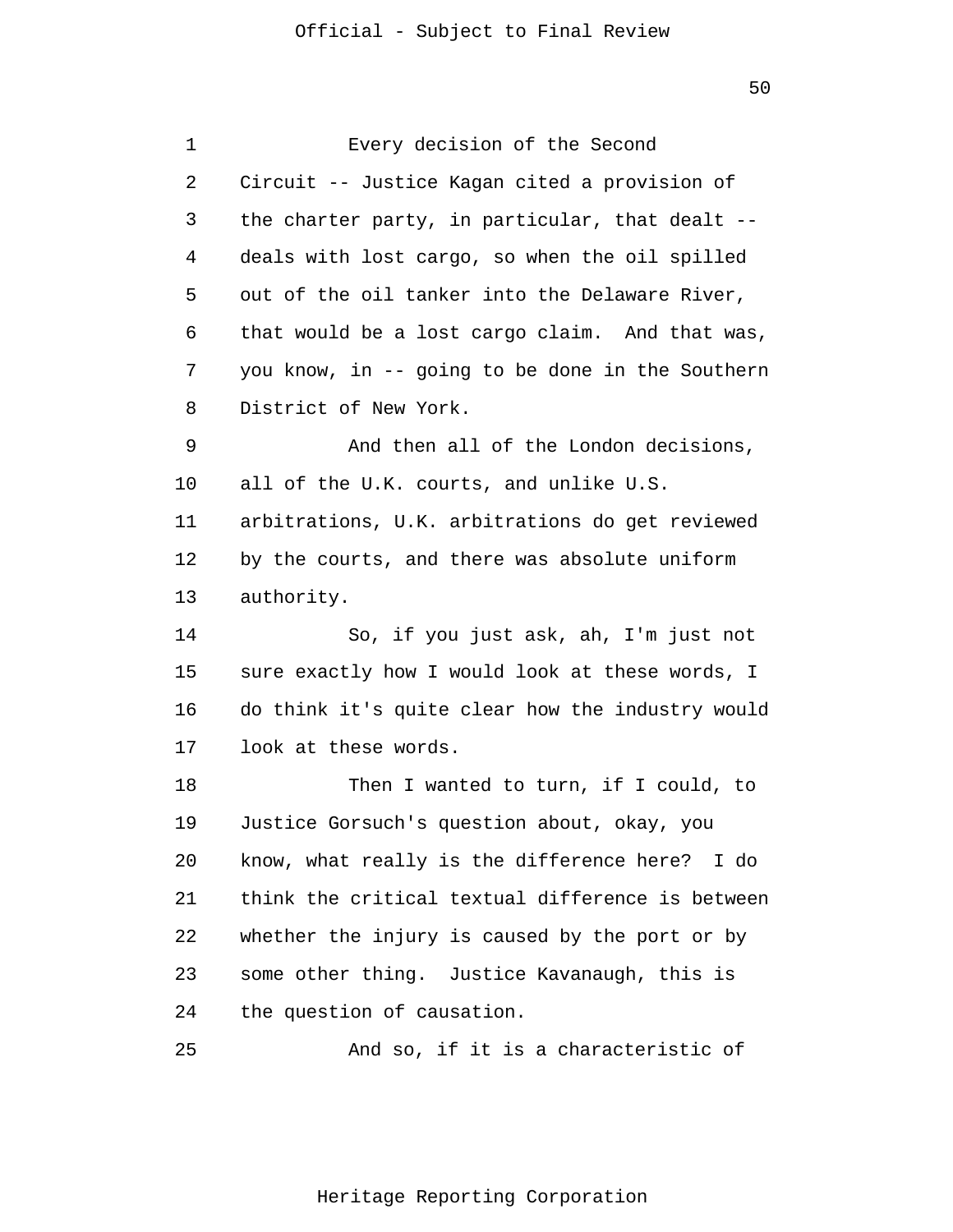Every decision of the Second Circuit -- Justice Kagan cited a provision of the charter party, in particular, that dealt -- deals with lost cargo, so when the oil spilled out of the oil tanker into the Delaware River, that would be a lost cargo claim. And that was, you know, in -- going to be done in the Southern District of New York.

And then all of the London decisions, all of the U.K. courts, and unlike U.S. arbitrations, U.K. arbitrations do get reviewed by the courts, and there was absolute uniform authority.

So, if you just ask, ah, I'm just not sure exactly how I would look at these words, I do think it's quite clear how the industry would look at these words.

Then I wanted to turn, if I could, to Justice Gorsuch's question about, okay, you know, what really is the difference here? I do think the critical textual difference is between whether the injury is caused by the port or by some other thing. Justice Kavanaugh, this is the question of causation.

And so, if it is a characteristic of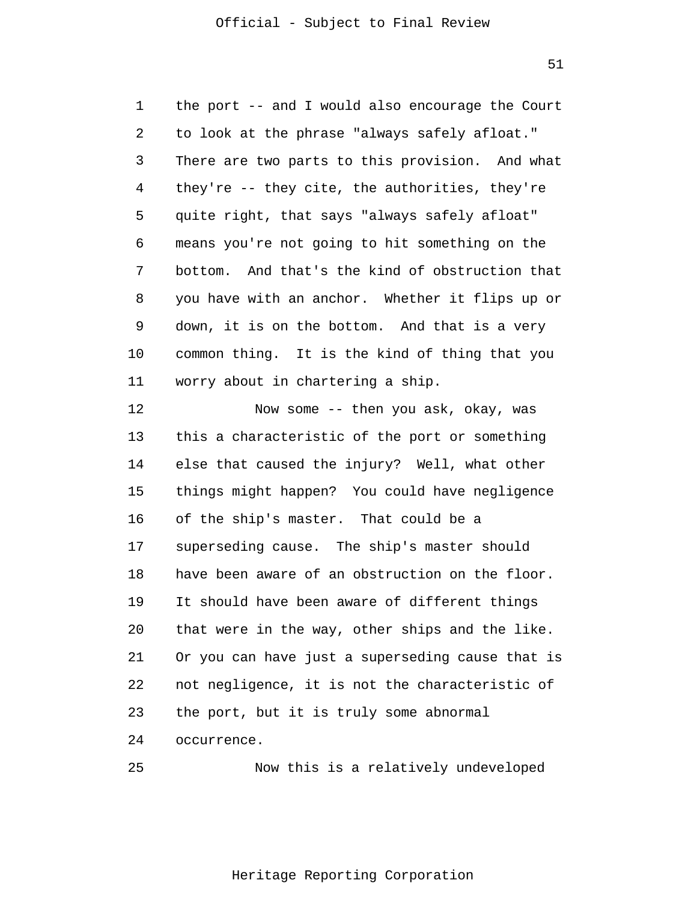the port -- and I would also encourage the Court to look at the phrase "always safely afloat." There are two parts to this provision. And what they're -- they cite, the authorities, they're quite right, that says "always safely afloat" means you're not going to hit something on the bottom. And that's the kind of obstruction that you have with an anchor. Whether it flips up or down, it is on the bottom. And that is a very common thing. It is the kind of thing that you worry about in chartering a ship.

Now some -- then you ask, okay, was this a characteristic of the port or something else that caused the injury? Well, what other things might happen? You could have negligence of the ship's master. That could be a superseding cause. The ship's master should have been aware of an obstruction on the floor. It should have been aware of different things that were in the way, other ships and the like. Or you can have just a superseding cause that is not negligence, it is not the characteristic of the port, but it is truly some abnormal occurrence.

Now this is a relatively undeveloped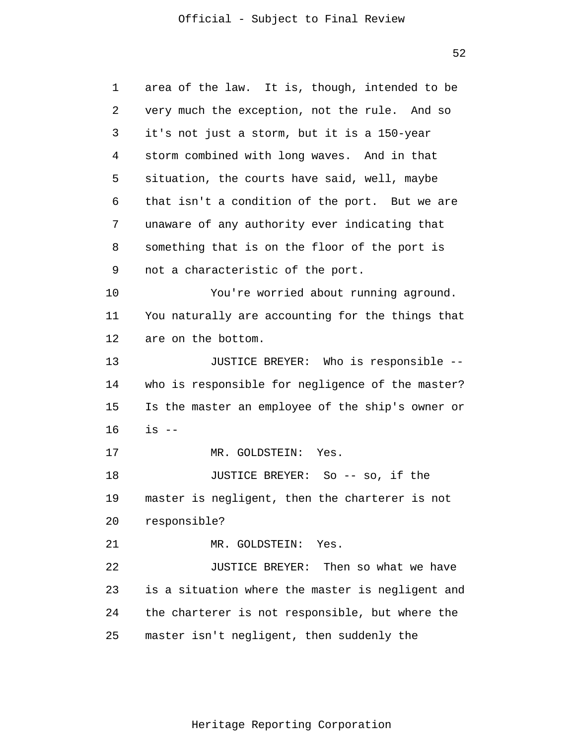area of the law. It is, though, intended to be very much the exception, not the rule. And so it's not just a storm, but it is a 150-year storm combined with long waves. And in that situation, the courts have said, well, maybe that isn't a condition of the port. But we are unaware of any authority ever indicating that something that is on the floor of the port is not a characteristic of the port.

You're worried about running aground. You naturally are accounting for the things that are on the bottom.

JUSTICE BREYER: Who is responsible -- who is responsible for negligence of the master? Is the master an employee of the ship's owner or is --

MR. GOLDSTEIN: Yes.

JUSTICE BREYER: So -- so, if the master is negligent, then the charterer is not responsible?

MR. GOLDSTEIN: Yes.

JUSTICE BREYER: Then so what we have is a situation where the master is negligent and the charterer is not responsible, but where the master isn't negligent, then suddenly the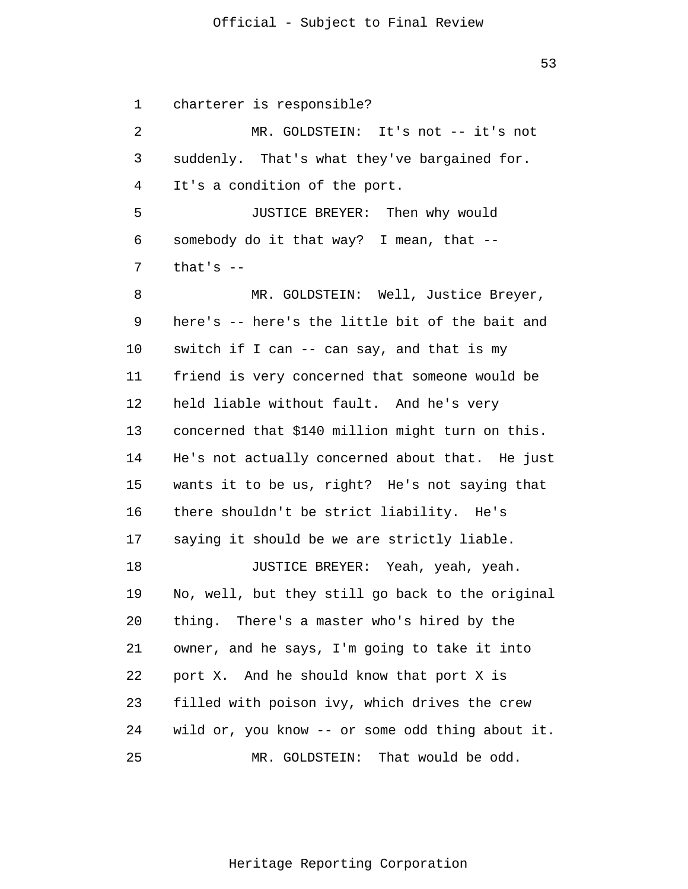charterer is responsible?

MR. GOLDSTEIN: It's not -- it's not suddenly. That's what they've bargained for. It's a condition of the port.

JUSTICE BREYER: Then why would somebody do it that way? I mean, that -- that's --

MR. GOLDSTEIN: Well, Justice Breyer, here's -- here's the little bit of the bait and switch if I can -- can say, and that is my friend is very concerned that someone would be held liable without fault. And he's very concerned that $140 million might turn on this. He's not actually concerned about that. He just wants it to be us, right? He's not saying that there shouldn't be strict liability. He's saying it should be we are strictly liable.

JUSTICE BREYER: Yeah, yeah, yeah. No, well, but they still go back to the original thing. There's a master who's hired by the owner, and he says, I'm going to take it into port X. And he should know that port X is filled with poison ivy, which drives the crew wild or, you know -- or some odd thing about it.

MR. GOLDSTEIN: That would be odd.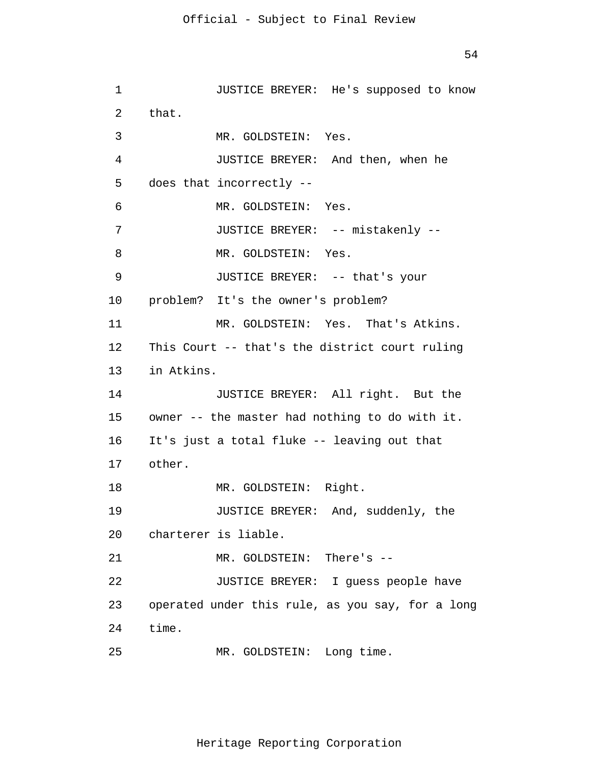1 JUSTICE BREYER: He's supposed to know

2 that.

3 MR. GOLDSTEIN: Yes.

4 JUSTICE BREYER: And then, when he

5 does that incorrectly --

6 MR. GOLDSTEIN: Yes.

7 JUSTICE BREYER: -- mistakenly --

8 MR. GOLDSTEIN: Yes.

9 JUSTICE BREYER: -- that's your

10 problem? It's the owner's problem?

11 MR. GOLDSTEIN: Yes. That's Atkins.

12 This Court -- that's the district court ruling

13 in Atkins.

14 JUSTICE BREYER: All right. But the

15 owner -- the master had nothing to do with it.

16 It's just a total fluke -- leaving out that

17 other.

18 MR. GOLDSTEIN: Right.

19 JUSTICE BREYER: And, suddenly, the

20 charterer is liable.

21 MR. GOLDSTEIN: There's --

22 JUSTICE BREYER: I guess people have

23 operated under this rule, as you say, for a long

24 time.

25 MR. GOLDSTEIN: Long time.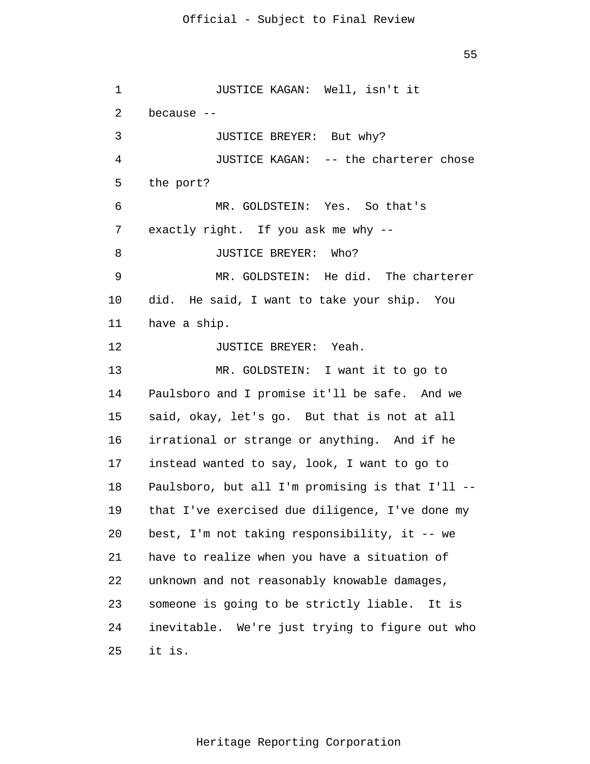JUSTICE KAGAN: Well, isn't it because --

JUSTICE BREYER: But why?

JUSTICE KAGAN: -- the charterer chose the port?

MR. GOLDSTEIN: Yes. So that's exactly right. If you ask me why --

JUSTICE BREYER: Who?

MR. GOLDSTEIN: He did. The charterer did. He said, I want to take your ship. You have a ship.

JUSTICE BREYER: Yeah.

MR. GOLDSTEIN: I want it to go to Paulsboro and I promise it'll be safe. And we said, okay, let's go. But that is not at all irrational or strange or anything. And if he instead wanted to say, look, I want to go to Paulsboro, but all I'm promising is that I'll -- that I've exercised due diligence, I've done my best, I'm not taking responsibility, it -- we have to realize when you have a situation of unknown and not reasonably knowable damages, someone is going to be strictly liable. It is inevitable. We're just trying to figure out who it is.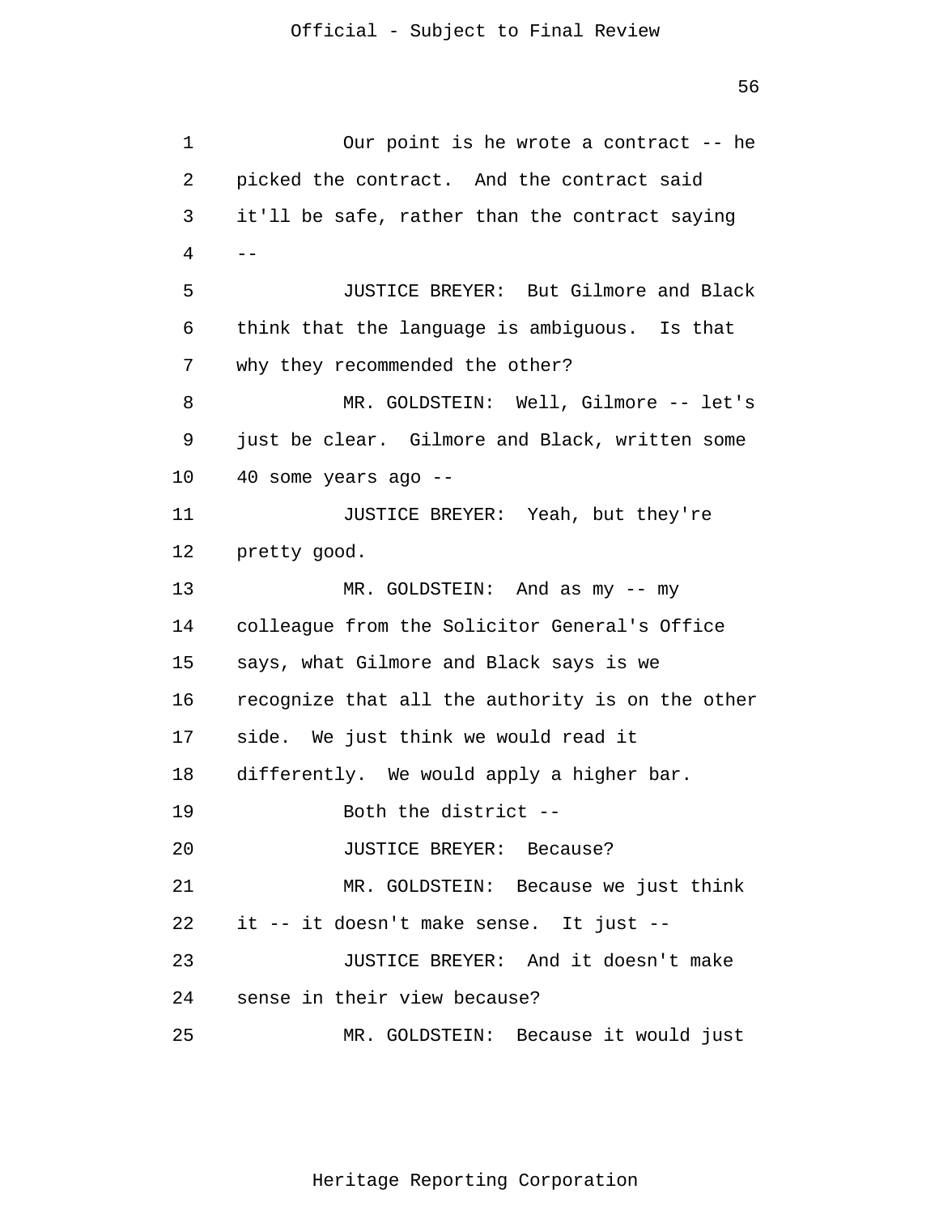1 Our point is he wrote a contract -- he
2 picked the contract. And the contract said
3 it'll be safe, rather than the contract saying
4 --
5 JUSTICE BREYER: But Gilmore and Black
6 think that the language is ambiguous. Is that
7 why they recommended the other?
8 MR. GOLDSTEIN: Well, Gilmore -- let's
9 just be clear. Gilmore and Black, written some
10 40 some years ago --
11 JUSTICE BREYER: Yeah, but they're
12 pretty good.
13 MR. GOLDSTEIN: And as my -- my
14 colleague from the Solicitor General's Office
15 says, what Gilmore and Black says is we
16 recognize that all the authority is on the other
17 side. We just think we would read it
18 differently. We would apply a higher bar.
19 Both the district --
20 JUSTICE BREYER: Because?
21 MR. GOLDSTEIN: Because we just think
22 it -- it doesn't make sense. It just --
23 JUSTICE BREYER: And it doesn't make
24 sense in their view because?
25 MR. GOLDSTEIN: Because it would just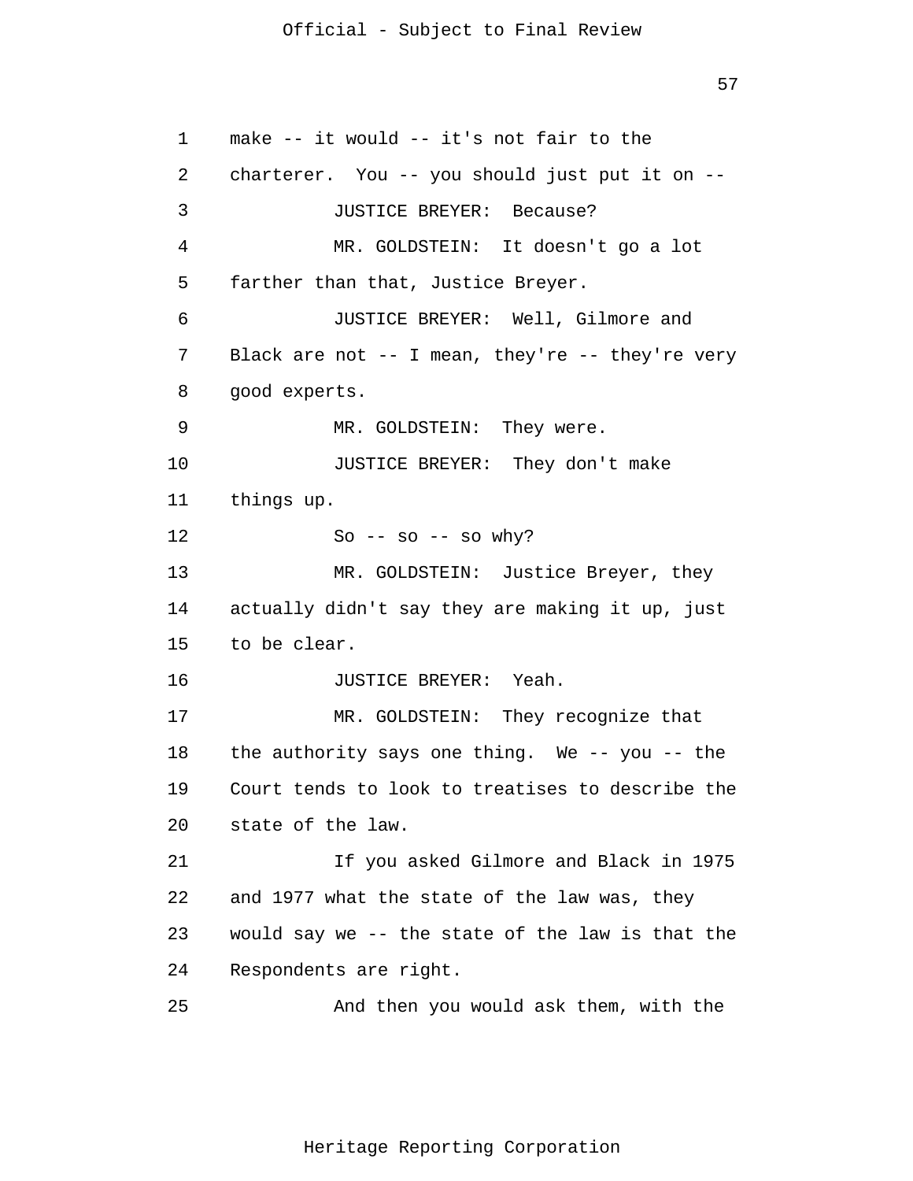make -- it would -- it's not fair to the charterer. You -- you should just put it on --

JUSTICE BREYER: Because?

MR. GOLDSTEIN: It doesn't go a lot farther than that, Justice Breyer.

JUSTICE BREYER: Well, Gilmore and Black are not -- I mean, they're -- they're very good experts.

MR. GOLDSTEIN: They were.

JUSTICE BREYER: They don't make things up.

So -- so -- so why?

MR. GOLDSTEIN: Justice Breyer, they actually didn't say they are making it up, just to be clear.

JUSTICE BREYER: Yeah.

MR. GOLDSTEIN: They recognize that the authority says one thing. We -- you -- the Court tends to look to treatises to describe the state of the law.

If you asked Gilmore and Black in 1975 and 1977 what the state of the law was, they would say we -- the state of the law is that the Respondents are right.

And then you would ask them, with the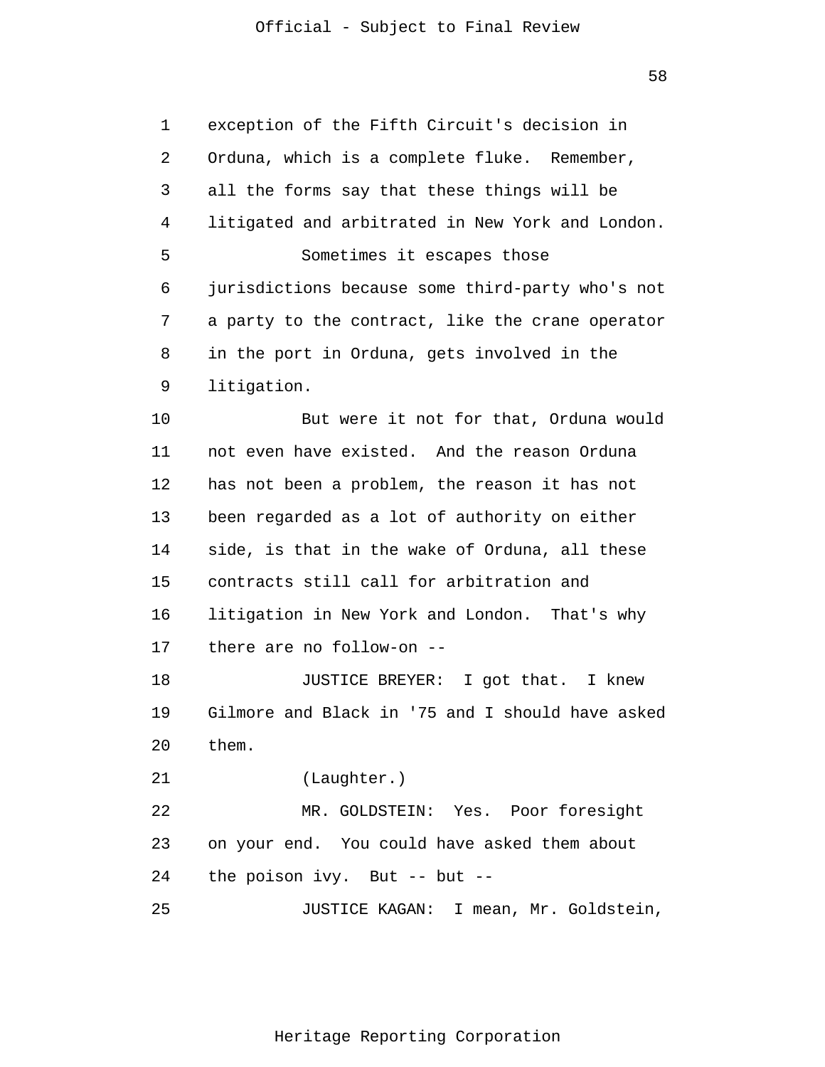exception of the Fifth Circuit's decision in Orduna, which is a complete fluke. Remember, all the forms say that these things will be litigated and arbitrated in New York and London.

Sometimes it escapes those jurisdictions because some third-party who's not a party to the contract, like the crane operator in the port in Orduna, gets involved in the litigation.

But were it not for that, Orduna would not even have existed. And the reason Orduna has not been a problem, the reason it has not been regarded as a lot of authority on either side, is that in the wake of Orduna, all these contracts still call for arbitration and litigation in New York and London. That's why there are no follow-on --

JUSTICE BREYER: I got that. I knew Gilmore and Black in '75 and I should have asked them.

(Laughter.)

MR. GOLDSTEIN: Yes. Poor foresight on your end. You could have asked them about the poison ivy. But -- but --

JUSTICE KAGAN: I mean, Mr. Goldstein,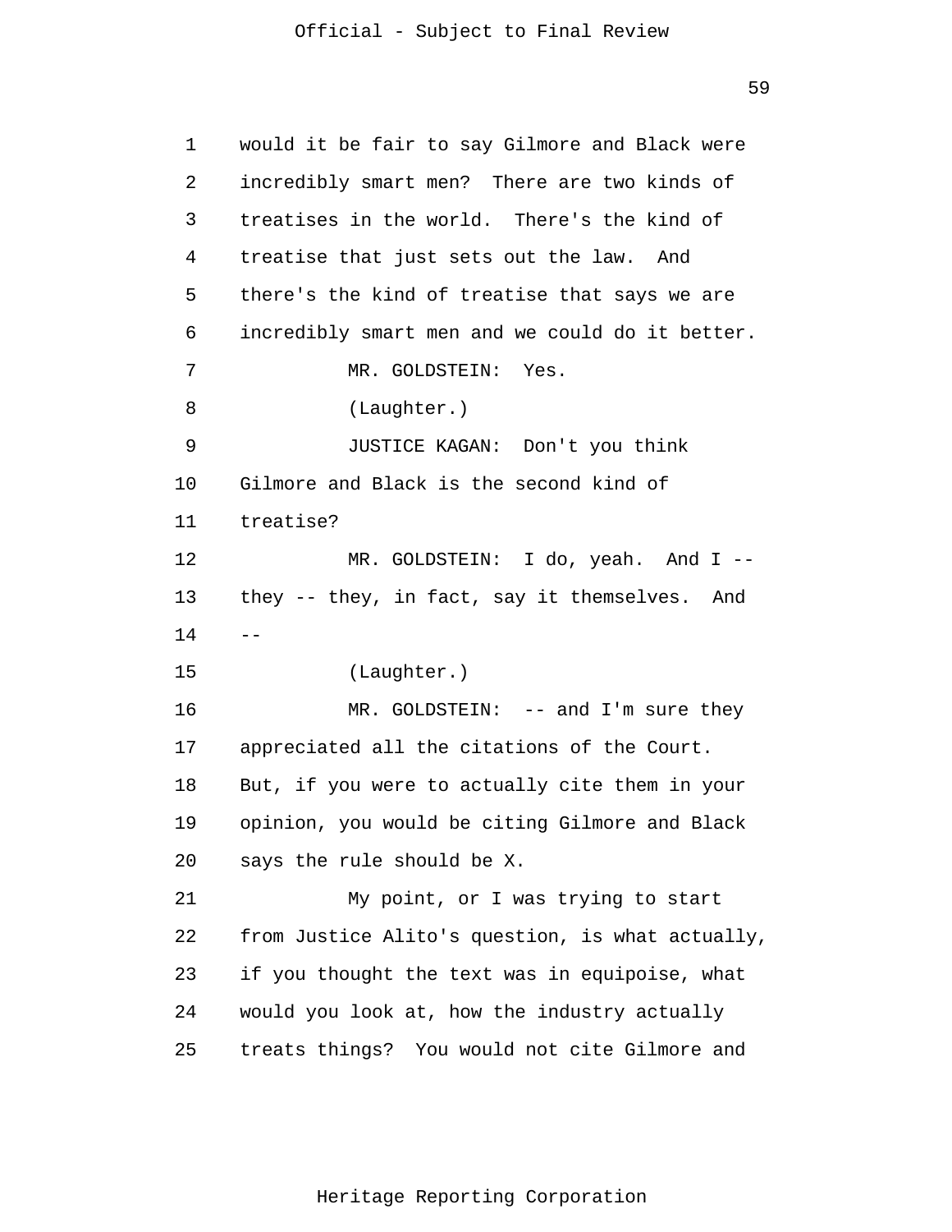would it be fair to say Gilmore and Black were incredibly smart men? There are two kinds of treatises in the world. There's the kind of treatise that just sets out the law. And there's the kind of treatise that says we are incredibly smart men and we could do it better.

MR. GOLDSTEIN: Yes.

(Laughter.)

JUSTICE KAGAN: Don't you think Gilmore and Black is the second kind of treatise?

MR. GOLDSTEIN: I do, yeah. And I -- they -- they, in fact, say it themselves. And --

(Laughter.)

MR. GOLDSTEIN: -- and I'm sure they appreciated all the citations of the Court. But, if you were to actually cite them in your opinion, you would be citing Gilmore and Black says the rule should be X.

My point, or I was trying to start from Justice Alito's question, is what actually, if you thought the text was in equipoise, what would you look at, how the industry actually treats things? You would not cite Gilmore and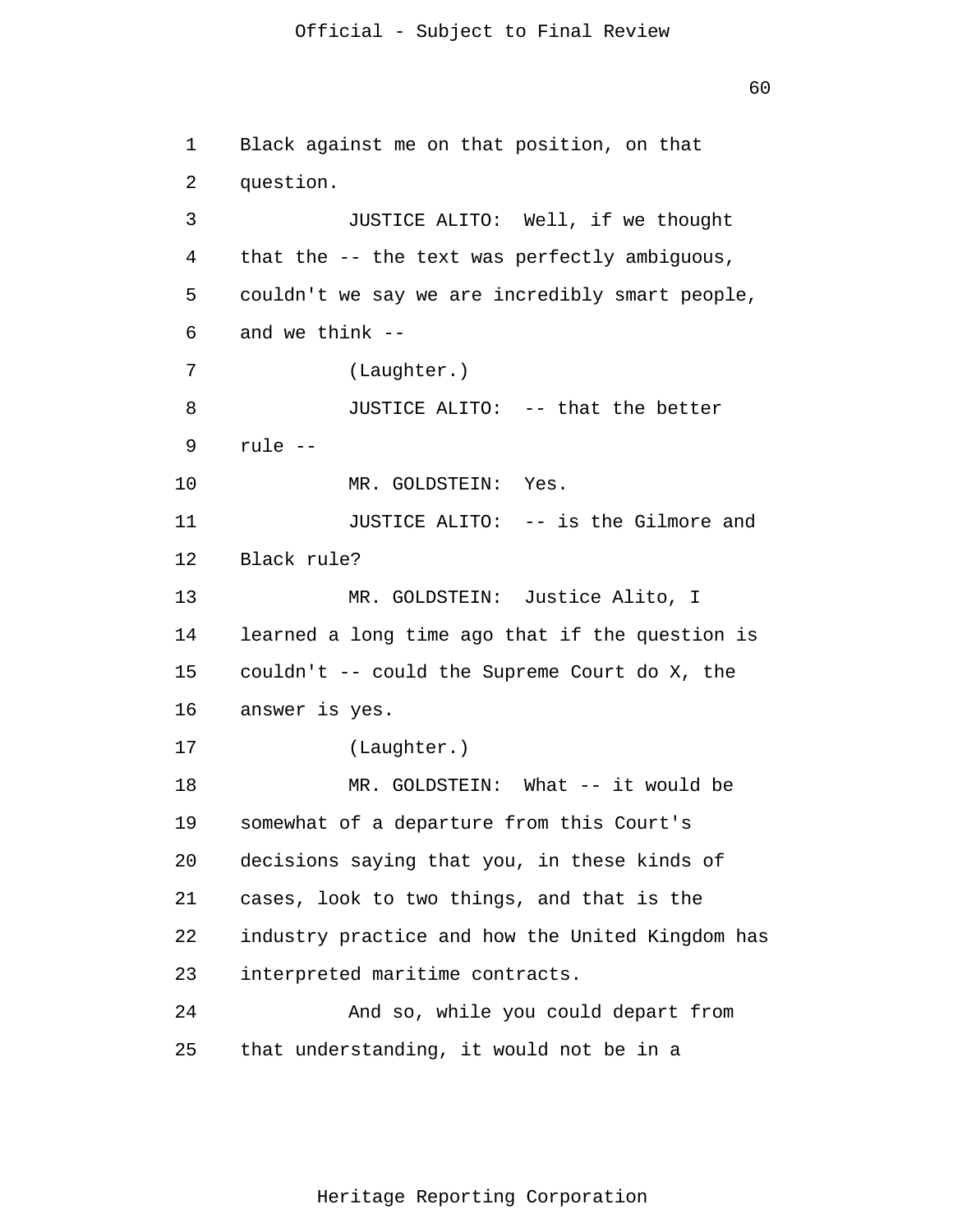Black against me on that position, on that question.

JUSTICE ALITO: Well, if we thought that the -- the text was perfectly ambiguous, couldn't we say we are incredibly smart people, and we think --

(Laughter.)

JUSTICE ALITO: -- that the better rule --

MR. GOLDSTEIN: Yes.

JUSTICE ALITO: -- is the Gilmore and Black rule?

MR. GOLDSTEIN: Justice Alito, I learned a long time ago that if the question is couldn't -- could the Supreme Court do X, the answer is yes.

(Laughter.)

MR. GOLDSTEIN: What -- it would be somewhat of a departure from this Court's decisions saying that you, in these kinds of cases, look to two things, and that is the industry practice and how the United Kingdom has interpreted maritime contracts.

And so, while you could depart from that understanding, it would not be in a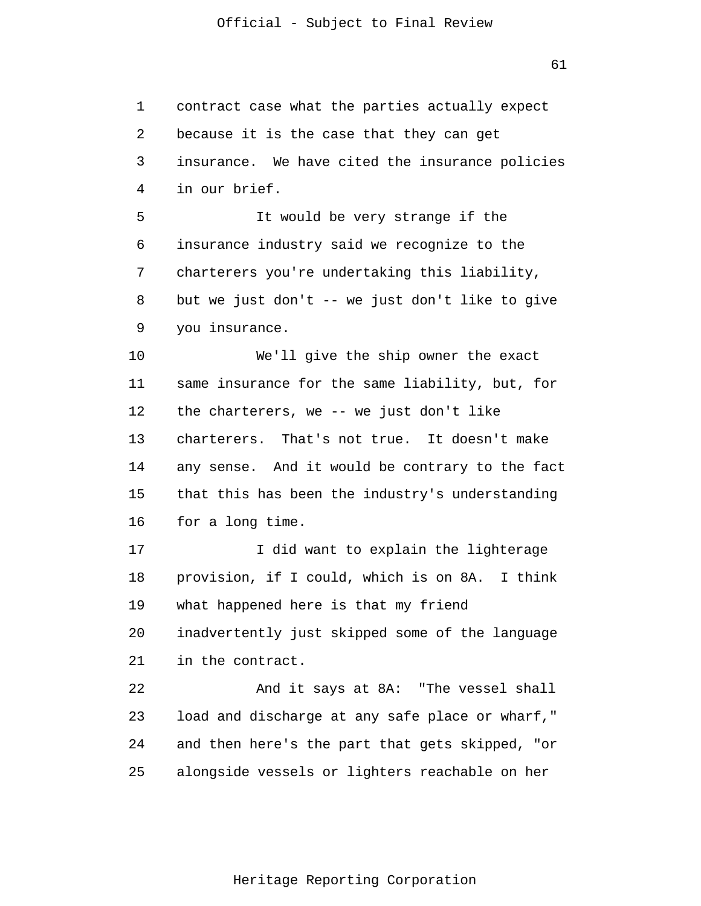contract case what the parties actually expect because it is the case that they can get insurance. We have cited the insurance policies in our brief.

It would be very strange if the insurance industry said we recognize to the charterers you're undertaking this liability, but we just don't -- we just don't like to give you insurance.

We'll give the ship owner the exact same insurance for the same liability, but, for the charterers, we -- we just don't like charterers. That's not true. It doesn't make any sense. And it would be contrary to the fact that this has been the industry's understanding for a long time.

I did want to explain the lighterage provision, if I could, which is on 8A. I think what happened here is that my friend inadvertently just skipped some of the language in the contract.

And it says at 8A: "The vessel shall load and discharge at any safe place or wharf," and then here's the part that gets skipped, "or alongside vessels or lighters reachable on her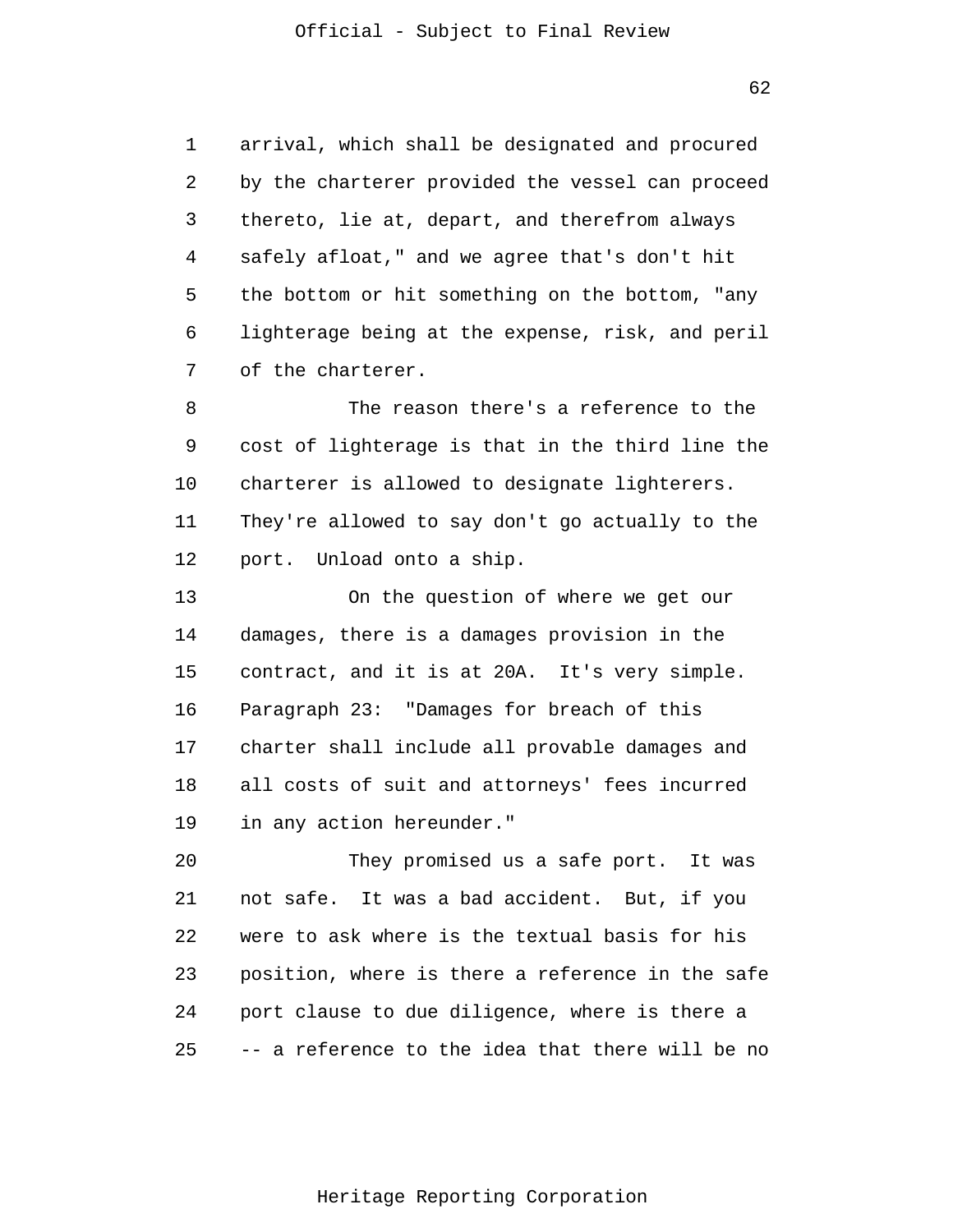arrival, which shall be designated and procured by the charterer provided the vessel can proceed thereto, lie at, depart, and therefrom always safely afloat," and we agree that's don't hit the bottom or hit something on the bottom, "any lighterage being at the expense, risk, and peril of the charterer.

The reason there's a reference to the cost of lighterage is that in the third line the charterer is allowed to designate lighterers. They're allowed to say don't go actually to the port. Unload onto a ship.

On the question of where we get our damages, there is a damages provision in the contract, and it is at 20A. It's very simple. Paragraph 23: "Damages for breach of this charter shall include all provable damages and all costs of suit and attorneys' fees incurred in any action hereunder."

They promised us a safe port. It was not safe. It was a bad accident. But, if you were to ask where is the textual basis for his position, where is there a reference in the safe port clause to due diligence, where is there a -- a reference to the idea that there will be no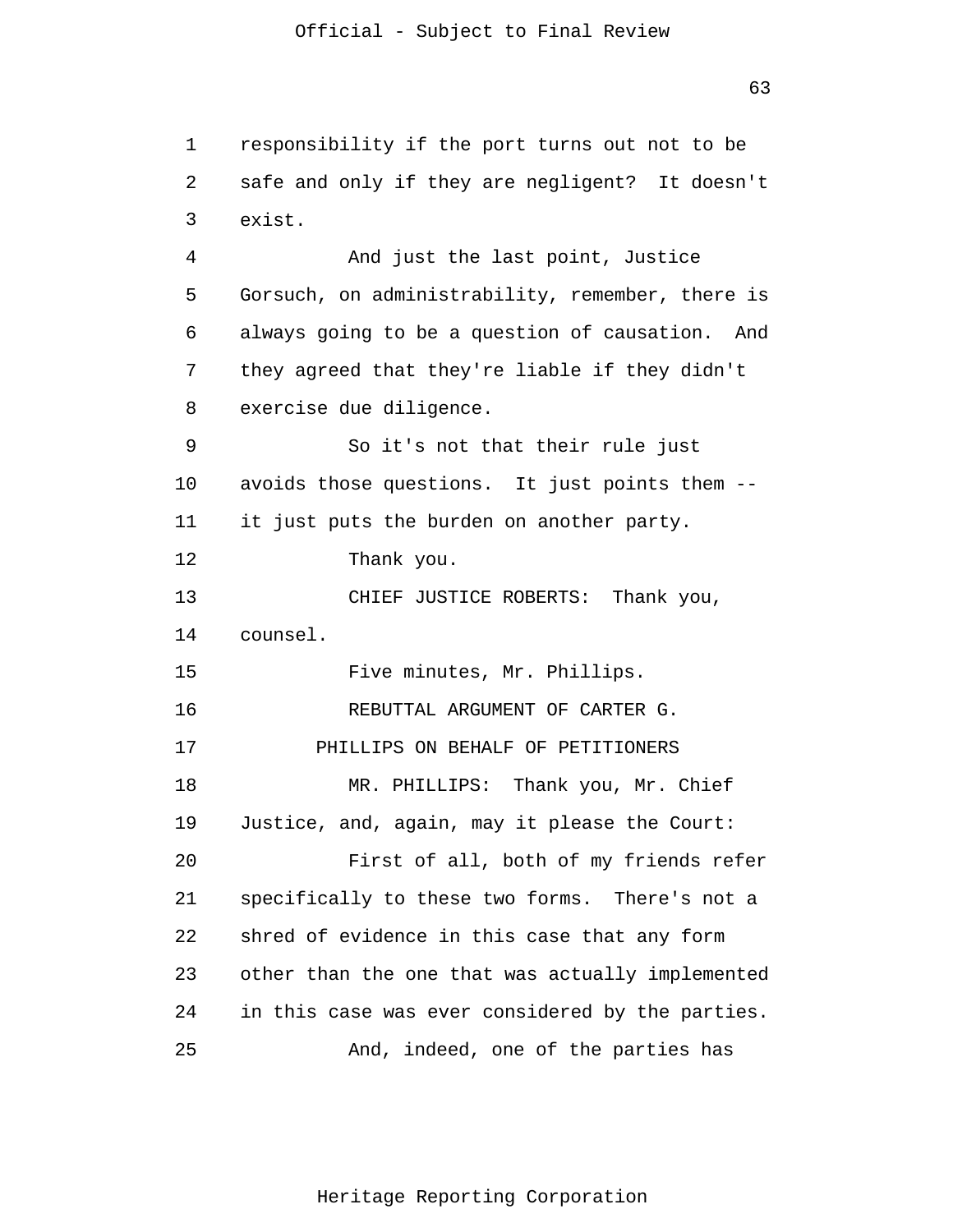responsibility if the port turns out not to be safe and only if they are negligent? It doesn't exist.

And just the last point, Justice Gorsuch, on administrability, remember, there is always going to be a question of causation. And they agreed that they're liable if they didn't exercise due diligence.

So it's not that their rule just avoids those questions. It just points them -- it just puts the burden on another party.

Thank you.

CHIEF JUSTICE ROBERTS: Thank you, counsel.

Five minutes, Mr. Phillips.

REBUTTAL ARGUMENT OF CARTER G. PHILLIPS ON BEHALF OF PETITIONERS

MR. PHILLIPS: Thank you, Mr. Chief Justice, and, again, may it please the Court:

First of all, both of my friends refer specifically to these two forms. There's not a shred of evidence in this case that any form other than the one that was actually implemented in this case was ever considered by the parties.

And, indeed, one of the parties has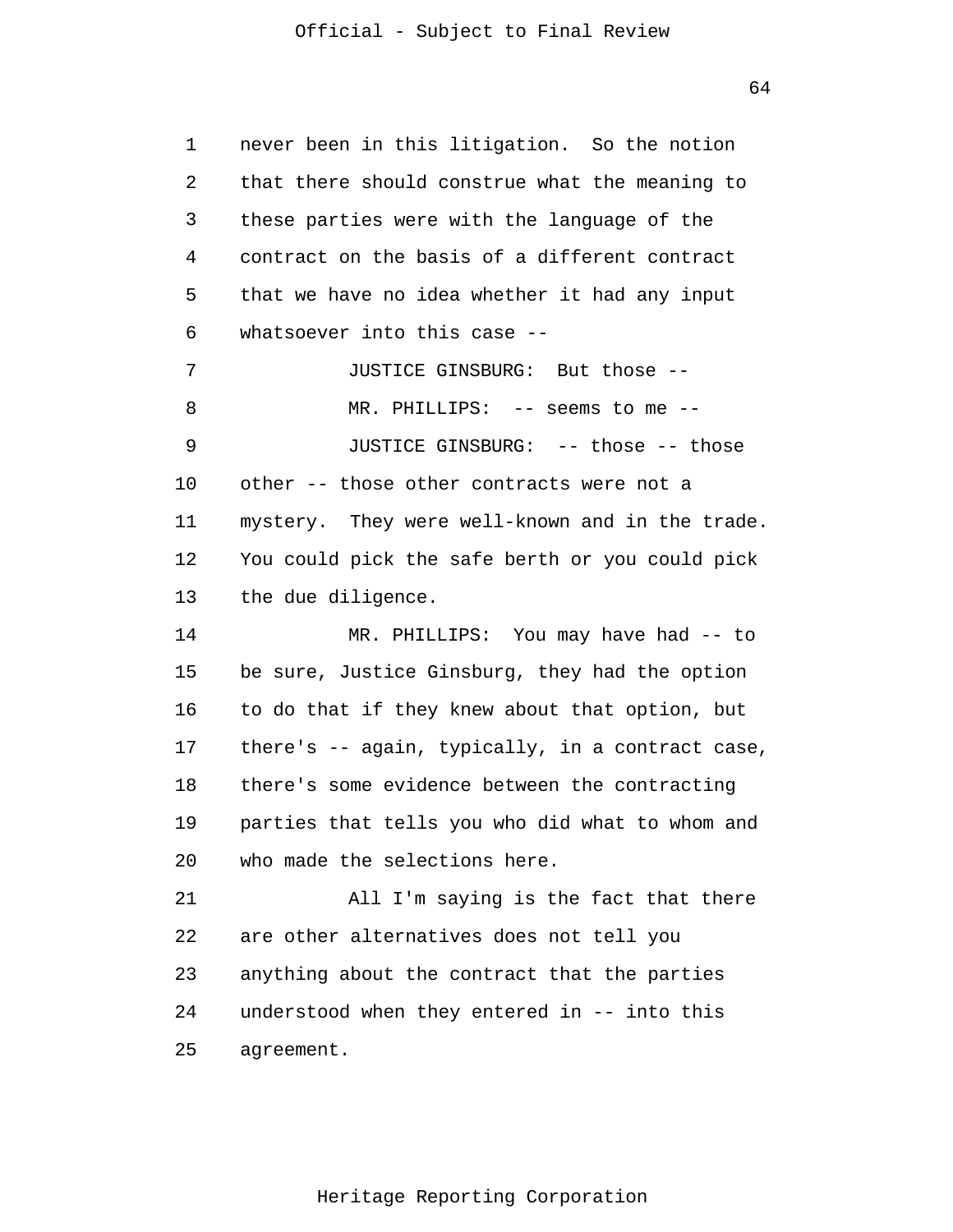never been in this litigation. So the notion that there should construe what the meaning to these parties were with the language of the contract on the basis of a different contract that we have no idea whether it had any input whatsoever into this case --

JUSTICE GINSBURG: But those --

MR. PHILLIPS: -- seems to me --

JUSTICE GINSBURG: -- those -- those other -- those other contracts were not a mystery. They were well-known and in the trade. You could pick the safe berth or you could pick the due diligence.

MR. PHILLIPS: You may have had -- to be sure, Justice Ginsburg, they had the option to do that if they knew about that option, but there's -- again, typically, in a contract case, there's some evidence between the contracting parties that tells you who did what to whom and who made the selections here.

All I'm saying is the fact that there are other alternatives does not tell you anything about the contract that the parties understood when they entered in -- into this agreement.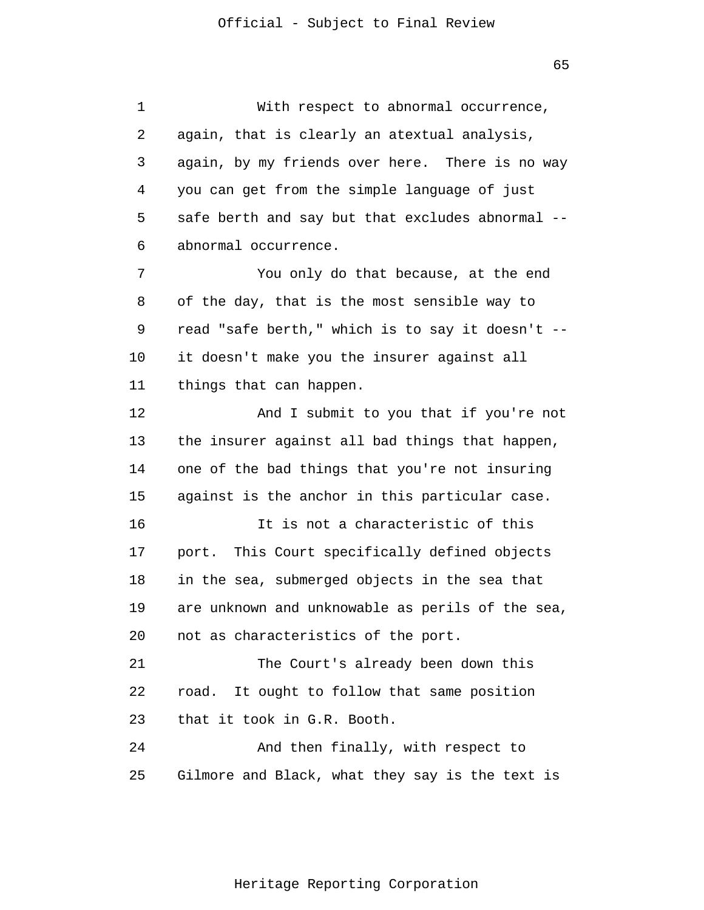With respect to abnormal occurrence, again, that is clearly an atextual analysis, again, by my friends over here. There is no way you can get from the simple language of just safe berth and say but that excludes abnormal -- abnormal occurrence.

You only do that because, at the end of the day, that is the most sensible way to read "safe berth," which is to say it doesn't -- it doesn't make you the insurer against all things that can happen.

And I submit to you that if you're not the insurer against all bad things that happen, one of the bad things that you're not insuring against is the anchor in this particular case.

It is not a characteristic of this port. This Court specifically defined objects in the sea, submerged objects in the sea that are unknown and unknowable as perils of the sea, not as characteristics of the port.

The Court's already been down this road. It ought to follow that same position that it took in G.R. Booth.

And then finally, with respect to Gilmore and Black, what they say is the text is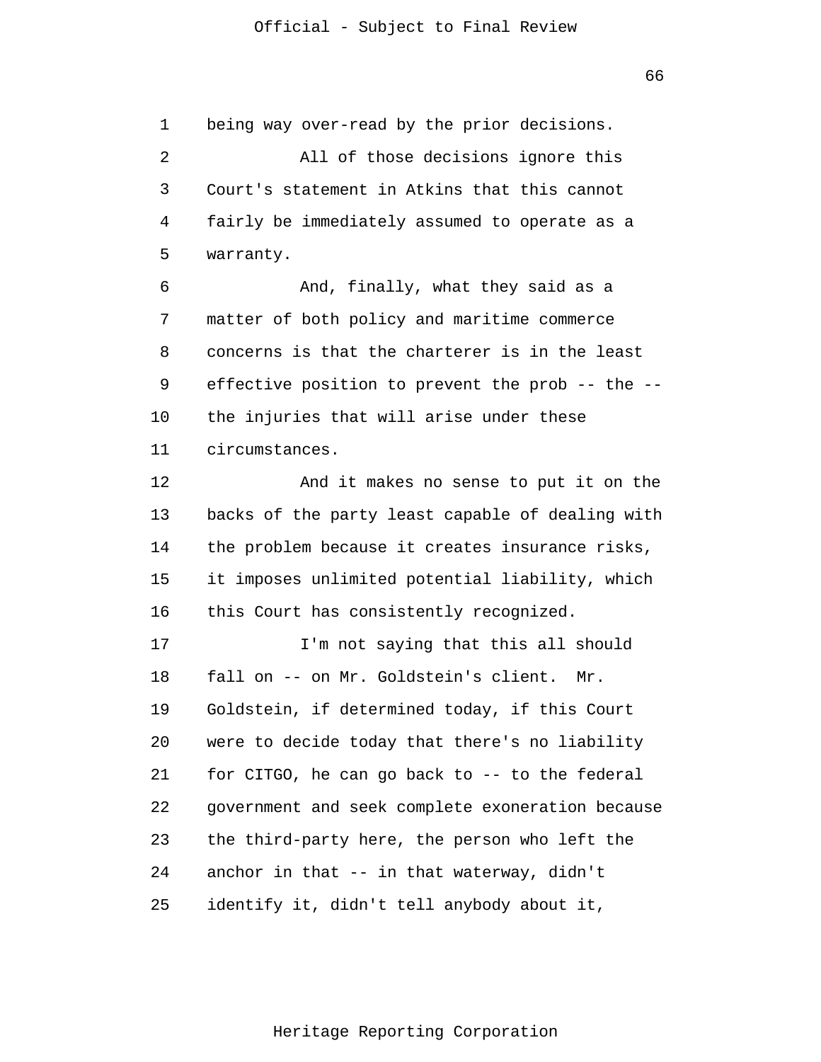being way over-read by the prior decisions.

All of those decisions ignore this Court's statement in Atkins that this cannot fairly be immediately assumed to operate as a warranty.

And, finally, what they said as a matter of both policy and maritime commerce concerns is that the charterer is in the least effective position to prevent the prob -- the -- the injuries that will arise under these circumstances.

And it makes no sense to put it on the backs of the party least capable of dealing with the problem because it creates insurance risks, it imposes unlimited potential liability, which this Court has consistently recognized.

I'm not saying that this all should fall on -- on Mr. Goldstein's client. Mr. Goldstein, if determined today, if this Court were to decide today that there's no liability for CITGO, he can go back to -- to the federal government and seek complete exoneration because the third-party here, the person who left the anchor in that -- in that waterway, didn't identify it, didn't tell anybody about it,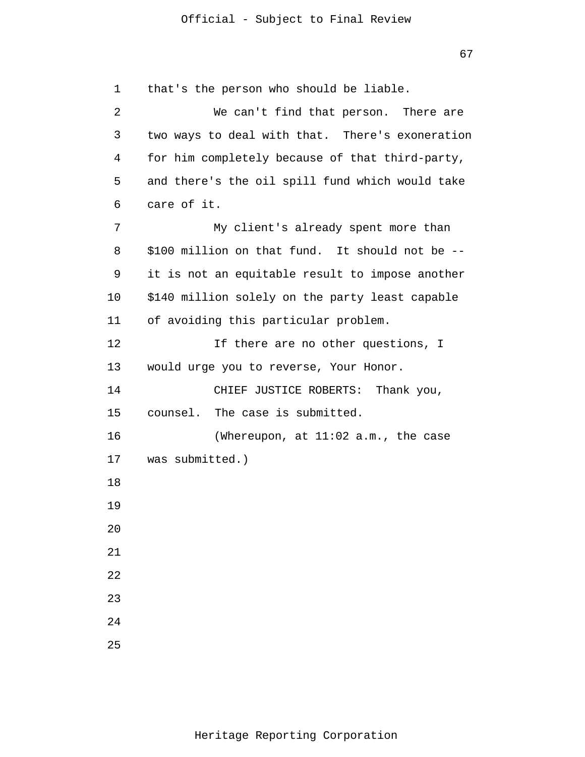that's the person who should be liable.

We can't find that person. There are two ways to deal with that. There's exoneration for him completely because of that third-party, and there's the oil spill fund which would take care of it.

My client's already spent more than $100 million on that fund. It should not be -- it is not an equitable result to impose another $140 million solely on the party least capable of avoiding this particular problem.

If there are no other questions, I would urge you to reverse, Your Honor.

CHIEF JUSTICE ROBERTS: Thank you, counsel. The case is submitted.

(Whereupon, at 11:02 a.m., the case was submitted.)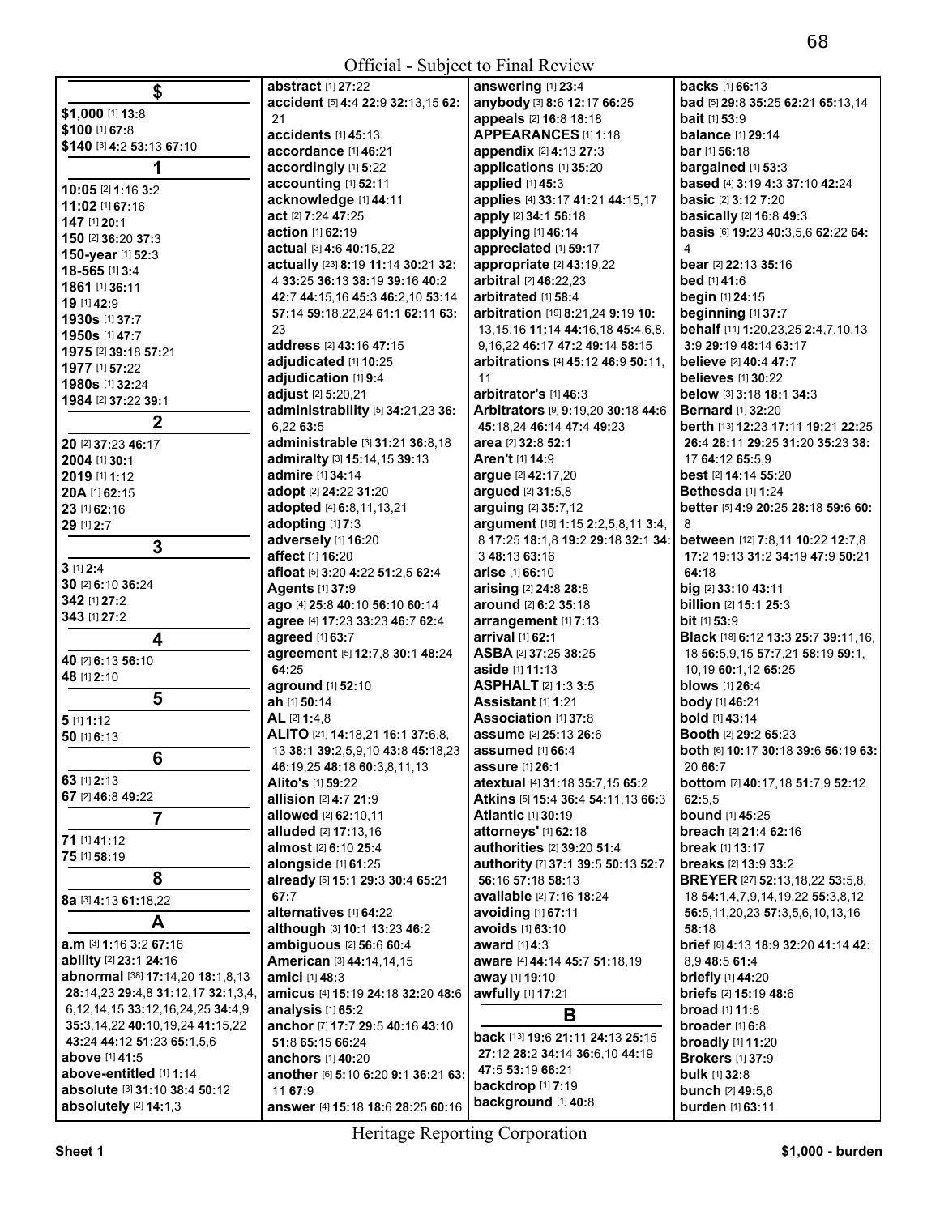Official - Subject to Final Review

## $

**$1,000** [1] **13:**8
**$100** [1] **67:**8
**$140** [3] **4:**2 **53:**13 **67:**10

## 1

**10:05** [2] **1:**16 **3:**2
**11:02** [1] **67:**16
**147** [1] **20:**1
**150** [2] **36:**20 **37:**3
**150-year** [1] **52:**3
**18-565** [1] **3:**4
**1861** [1] **36:**11
**19** [1] **42:**9
**1930s** [1] **37:**7
**1950s** [1] **47:**7
**1975** [2] **39:**18 **57:**21
**1977** [1] **57:**22
**1980s** [1] **32:**24
**1984** [2] **37:**22 **39:**1

## 2

**20** [2] **37:**23 **46:**17
**2004** [1] **30:**1
**2019** [1] **1:**12
**20A** [1] **62:**15
**23** [1] **62:**16
**29** [1] **2:**7

## 3

**3** [1] **2:**4
**30** [2] **6:**10 **36:**24
**342** [1] **27:**2
**343** [1] **27:**2

## 4

**40** [2] **6:**13 **56:**10
**48** [1] **2:**10

## 5

**5** [1] **1:**12
**50** [1] **6:**13

## 6

**63** [1] **2:**13
**67** [2] **46:**8 **49:**22

## 7

**71** [1] **41:**12
**75** [1] **58:**19

## 8

**8a** [3] **4:**13 **61:**18,22

## A

**a.m** [3] **1:**16 **3:**2 **67:**16
**ability** [2] **23:**1 **24:**16
**abnormal** [38] **17:**14,20 **18:**1,8,13 **28:**14,23 **29:**4,8 **31:**12,17 **32:**1,3,4, 6,12,14,15 **33:**12,16,24,25 **34:**4,9 **35:**3,14,22 **40:**10,19,24 **41:**15,22 **43:**24 **44:**12 **51:**23 **65:**1,5,6
**above** [1] **41:**5
**above-entitled** [1] **1:**14
**absolute** [3] **31:**10 **38:**4 **50:**12
**absolutely** [2] **14:**1,3
**abstract** [1] **27:**22
**accident** [5] **4:**4 **22:**9 **32:**13,15 **62:** 21
**accidents** [1] **45:**13
**accordance** [1] **46:**21
**accordingly** [1] **5:**22
**accounting** [1] **52:**11
**acknowledge** [1] **44:**11
**act** [2] **7:**24 **47:**25
**action** [1] **62:**19
**actual** [3] **4:**6 **40:**15,22
**actually** [23] **8:**19 **11:**14 **30:**21 **32:** 4 **33:**25 **36:**13 **38:**19 **39:**16 **40:**2 **42:**7 **44:**15,16 **45:**3 **46:**2,10 **53:**14 **57:**14 **59:**18,22,24 **61:**1 **62:**11 **63:** 23
**address** [2] **43:**16 **47:**15
**adjudicated** [1] **10:**25
**adjudication** [1] **9:**4
**adjust** [2] **5:**20,21
**administrability** [5] **34:**21,23 **36:** 6,22 **63:**5
**administrable** [3] **31:**21 **36:**8,18
**admiralty** [3] **15:**14,15 **39:**13
**admire** [1] **34:**14
**adopt** [2] **24:**22 **31:**20
**adopted** [4] **6:**8,11,13,21
**adopting** [1] **7:**3
**adversely** [1] **16:**20
**affect** [1] **16:**20
**afloat** [5] **3:**20 **4:**22 **51:**2,5 **62:**4
**Agents** [1] **37:**9
**ago** [4] **25:**8 **40:**10 **56:**10 **60:**14
**agree** [4] **17:**23 **33:**23 **46:**7 **62:**4
**agreed** [1] **63:**7
**agreement** [5] **12:**7,8 **30:**1 **48:**24 **64:**25
**aground** [1] **52:**10
**ah** [1] **50:**14
**AL** [2] **1:**4,8
**ALITO** [21] **14:**18,21 **16:**1 **37:**6,8, 13 **38:**1 **39:**2,5,9,10 **43:**8 **45:**18,23 **46:**19,25 **48:**18 **60:**3,8,11,13
**Alito's** [1] **59:**22
**allision** [2] **4:**7 **21:**9
**allowed** [2] **62:**10,11
**alluded** [2] **17:**13,16
**almost** [2] **6:**10 **25:**4
**alongside** [1] **61:**25
**already** [5] **15:**1 **29:**3 **30:**4 **65:**21 **67:**7
**alternatives** [1] **64:**22
**although** [3] **10:**1 **13:**23 **46:**2
**ambiguous** [2] **56:**6 **60:**4
**American** [3] **44:**14,14,15
**amici** [1] **48:**3
**amicus** [4] **15:**19 **24:**18 **32:**20 **48:**6
**analysis** [1] **65:**2
**anchor** [7] **17:**7 **29:**5 **40:**16 **43:**10 **51:**8 **65:**15 **66:**24
**anchors** [1] **40:**20
**another** [6] **5:**10 **6:**20 **9:**1 **36:**21 **63:** 11 **67:**9
**answer** [4] **15:**18 **18:**6 **28:**25 **60:**16
**answering** [1] **23:**4
**anybody** [3] **8:**6 **12:**17 **66:**25
**appeals** [2] **16:**8 **18:**18
**APPEARANCES** [1] **1:**18
**appendix** [2] **4:**13 **27:**3
**applications** [1] **35:**20
**applied** [1] **45:**3
**applies** [4] **33:**17 **41:**21 **44:**15,17
**apply** [2] **34:**1 **56:**18
**applying** [1] **46:**14
**appreciated** [1] **59:**17
**appropriate** [2] **43:**19,22
**arbitral** [2] **46:**22,23
**arbitrated** [1] **58:**4
**arbitration** [19] **8:**21,24 **9:**19 **10:** 13,15,16 **11:**14 **44:**16,18 **45:**4,6,8, 9,16,22 **46:**17 **47:**2 **49:**14 **58:**15
**arbitrations** [4] **45:**12 **46:**9 **50:**11, 11
**arbitrator's** [1] **46:**3
**Arbitrators** [9] **9:**19,20 **30:**18 **44:**6 **45:**18,24 **46:**14 **47:**4 **49:**23
**area** [2] **32:**8 **52:**1
**Aren't** [1] **14:**9
**argue** [2] **42:**17,20
**argued** [2] **31:**5,8
**arguing** [2] **35:**7,12
**argument** [16] **1:**15 **2:**2,5,8,11 **3:**4, 8 **17:**25 **18:**1,8 **19:**2 **29:**18 **32:**1 **34:** 3 **48:**13 **63:**16
**arise** [1] **66:**10
**arising** [2] **24:**8 **28:**8
**around** [2] **6:**2 **35:**18
**arrangement** [1] **7:**13
**arrival** [1] **62:**1
**ASBA** [2] **37:**25 **38:**25
**aside** [1] **11:**13
**ASPHALT** [2] **1:**3 **3:**5
**Assistant** [1] **1:**21
**Association** [1] **37:**8
**assume** [2] **25:**13 **26:**6
**assumed** [1] **66:**4
**assure** [1] **26:**1
**atextual** [4] **31:**18 **35:**7,15 **65:**2
**Atkins** [5] **15:**4 **36:**4 **54:**11,13 **66:**3
**Atlantic** [1] **30:**19
**attorneys'** [1] **62:**18
**authorities** [2] **39:**20 **51:**4
**authority** [7] **37:**1 **39:**5 **50:**13 **52:**7 **56:**16 **57:**18 **58:**13
**available** [2] **7:**16 **18:**24
**avoiding** [1] **67:**11
**avoids** [1] **63:**10
**award** [1] **4:**3
**aware** [4] **44:**14 **45:**7 **51:**18,19
**away** [1] **19:**10
**awfully** [1] **17:**21

## B

**back** [13] **19:**6 **21:**11 **24:**13 **25:**15 **27:**12 **28:**2 **34:**14 **36:**6,10 **44:**19 **47:**5 **53:**19 **66:**21
**backdrop** [1] **7:**19
**background** [1] **40:**8
**backs** [1] **66:**13
**bad** [5] **29:**8 **35:**25 **62:**21 **65:**13,14
**bait** [1] **53:**9
**balance** [1] **29:**14
**bar** [1] **56:**18
**bargained** [1] **53:**3
**based** [4] **3:**19 **4:**3 **37:**10 **42:**24
**basic** [2] **3:**12 **7:**20
**basically** [2] **16:**8 **49:**3
**basis** [6] **19:**23 **40:**3,5,6 **62:**22 **64:** 4
**bear** [2] **22:**13 **35:**16
**bed** [1] **41:**6
**begin** [1] **24:**15
**beginning** [1] **37:**7
**behalf** [11] **1:**20,23,25 **2:**4,7,10,13 **3:**9 **29:**19 **48:**14 **63:**17
**believe** [2] **40:**4 **47:**7
**believes** [1] **30:**22
**below** [3] **3:**18 **18:**1 **34:**3
**Bernard** [1] **32:**20
**berth** [13] **12:**23 **17:**11 **19:**21 **22:**25 **26:**4 **28:**11 **29:**25 **31:**20 **35:**23 **38:** 17 **64:**12 **65:**5,9
**best** [2] **14:**14 **55:**20
**Bethesda** [1] **1:**24
**better** [5] **4:**9 **20:**25 **28:**18 **59:**6 **60:** 8
**between** [12] **7:**8,11 **10:**22 **12:**7,8 **17:**2 **19:**13 **31:**2 **34:**19 **47:**9 **50:**21 **64:**18
**big** [2] **33:**10 **43:**11
**billion** [2] **15:**1 **25:**3
**bit** [1] **53:**9
**Black** [18] **6:**12 **13:**3 **25:**7 **39:**11,16, 18 **56:**5,9,15 **57:**7,21 **58:**19 **59:**1, 10,19 **60:**1,12 **65:**25
**blows** [1] **26:**4
**body** [1] **46:**21
**bold** [1] **43:**14
**Booth** [2] **29:**2 **65:**23
**both** [6] **10:**17 **30:**18 **39:**6 **56:**19 **63:** 20 **66:**7
**bottom** [7] **40:**17,18 **51:**7,9 **52:**12 **62:**5,5
**bound** [1] **45:**25
**breach** [2] **21:**4 **62:**16
**break** [1] **13:**17
**breaks** [2] **13:**9 **33:**2
**BREYER** [27] **52:**13,18,22 **53:**5,8, 18 **54:**1,4,7,9,14,19,22 **55:**3,8,12 **56:**5,11,20,23 **57:**3,5,6,10,13,16 **58:**18
**brief** [8] **4:**13 **18:**9 **32:**20 **41:**14 **42:** 8,9 **48:**5 **61:**4
**briefly** [1] **44:**20
**briefs** [2] **15:**19 **48:**6
**broad** [1] **11:**8
**broader** [1] **6:**8
**broadly** [1] **11:**20
**Brokers** [1] **37:**9
**bulk** [1] **32:**8
**bunch** [2] **49:**5,6
**burden** [1] **63:**11

Heritage Reporting Corporation

Sheet 1 $1,000 - burden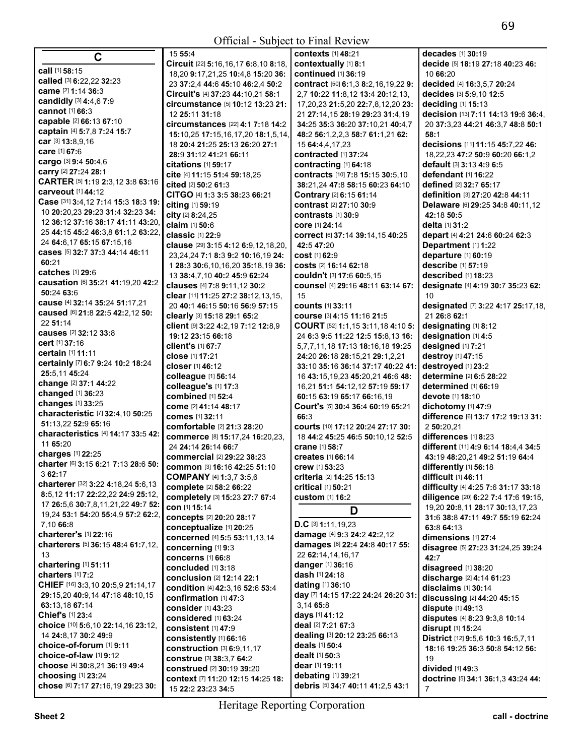## C

**call** [1] **58:**15
**called** [3] **6:**22,22 **32:**23
**came** [2] **1:**14 **36:**3
**candidly** [3] **4:**4,6 **7:**9
**cannot** [1] **66:**3
**capable** [2] **66:**13 **67:**10
**captain** [4] **5:**7,8 **7:**24 **15:**7
**car** [3] **13:**8,9,16
**care** [1] **67:**6
**cargo** [3] **9:**4 **50:**4,6
**carry** [2] **27:**24 **28:**1
**CARTER** [5] **1:**19 **2:**3,12 **3:**8 **63:**16
**carveout** [1] **44:**12
**Case** [31] **3:**4,12 **7:**14 **15:**3 **18:**3 **19:**10 **20:**20,23 **29:**23 **31:**4 **32:**23 **34:**12 **36:**12 **37:**16 **38:**17 **41:**11 **43:**20,25 **44:**15 **45:**2 **46:**3,8 **61:**1,2 **63:**22,24 **64:**6,17 **65:**15 **67:**15,16
**cases** [5] **32:**7 **37:**3 **44:**14 **46:**11 **60:**21
**catches** [1] **29:**6
**causation** [6] **35:**21 **41:**19,20 **42:**2 **50:**24 **63:**6
**cause** [4] **32:**14 **35:**24 **51:**17,21
**caused** [6] **21:**8 **22:**5 **42:**2,12 **50:**22 **51:**14
**causes** [2] **32:**12 **33:**8
**cert** [1] **37:**16
**certain** [1] **11:**11
**certainly** [7] **6:**7 **9:**24 **10:**2 **18:**24 **25:**5,11 **45:**24
**change** [2] **37:**1 **44:**22
**changed** [1] **36:**23
**changes** [1] **33:**25
**characteristic** [7] **32:**4,10 **50:**25 **51:**13,22 **52:**9 **65:**16
**characteristics** [4] **14:**17 **33:**5 **42:**11 **65:**20
**charges** [1] **22:**25
**charter** [6] **3:**15 **6:**21 **7:**13 **28:**6 **50:**3 **62:**17
**charterer** [32] **3:**22 **4:**18,24 **5:**6,13 **8:**5,12 **11:**17 **22:**22,22 **24:**9 **25:**12,17 **26:**5,6 **30:**7,8,11,21,22 **49:**7 **52:**19,24 **53:**1 **54:**20 **55:**4,9 **57:**2 **62:**2,7,10 **66:**8
**charterer's** [1] **22:**16
**charterers** [5] **36:**15 **48:**4 **61:**7,12,13
**chartering** [1] **51:**11
**charters** [1] **7:**2
**CHIEF** [16] **3:**3,10 **20:**5,9 **21:**14,17 **29:**15,20 **40:**9,14 **47:**18 **48:**10,15 **63:**13,18 **67:**14
**Chief's** [1] **23:**4
**choice** [10] **5:**6,10 **22:**14,16 **23:**12,14 **24:**8,17 **30:**2 **49:**9
**choice-of-forum** [1] **9:**11
**choice-of-law** [1] **9:**12
**choose** [4] **30:**8,21 **36:**19 **49:**4
**choosing** [1] **23:**24
**chose** [6] **7:**17 **27:**16,19 **29:**23 **30:**15 **55:**4
**Circuit** [22] **5:**16,16,17 **6:**8,10 **8:**18,20 **9:**17,21,25 **10:**4,8 **15:**20 **36:**23 **37:**2,4 **44:**6 **45:**10 **46:**2,4 **50:**2
**Circuit's** [4] **37:**23 **44:**10,21 **58:**1
**circumstance** [5] **10:**12 **13:**23 **21:**12 **25:**11 **31:**18
**circumstances** [22] **4:**1 **7:**18 **14:**2 **15:**10,25 **17:**15,16,17,20 **18:**1,5,14,18 **20:**4 **21:**25 **25:**13 **26:**20 **27:**1 **28:**9 **31:**12 **41:**21 **66:**11
**citations** [1] **59:**17
**cite** [4] **11:**15 **51:**4 **59:**18,25
**cited** [2] **50:**2 **61:**3
**CITGO** [4] **1:**3 **3:**5 **38:**23 **66:**21
**citing** [1] **59:**19
**city** [2] **8:**24,25
**claim** [1] **50:**6
**classic** [1] **22:**9
**clause** [29] **3:**15 **4:**12 **6:**9,12,18,20,23,24,24 **7:**1 **8:**3 **9:**2 **10:**16,19 **24:**1 **28:**3 **30:**6,10,16,20 **35:**18,19 **36:**13 **38:**4,7,10 **40:**2 **45:**9 **62:**24
**clauses** [4] **7:**8 **9:**11,12 **30:**2
**clear** [11] **11:**25 **27:**2 **38:**12,13,15,20 **40:**1 **46:**15 **50:**16 **56:**9 **57:**15
**clearly** [3] **15:**18 **29:**1 **65:**2
**client** [9] **3:**22 **4:**2,19 **7:**12 **12:**8,9 **19:**12 **23:**15 **66:**18
**client's** [1] **67:**7
**close** [1] **17:**21
**closer** [1] **46:**12
**colleague** [1] **56:**14
**colleague's** [1] **17:**3
**combined** [1] **52:**4
**come** [2] **41:**14 **48:**17
**comes** [1] **32:**11
**comfortable** [2] **21:**3 **28:**20
**commerce** [8] **15:**17,24 **16:**20,23,24 **24:**14 **26:**14 **66:**7
**commercial** [2] **29:**22 **38:**23
**common** [3] **16:**16 **42:**25 **51:**10
**COMPANY** [4] **1:**3,7 **3:**5,6
**complete** [2] **58:**2 **66:**22
**completely** [3] **15:**23 **27:**7 **67:**4
**con** [1] **15:**14
**concepts** [2] **20:**20 **28:**17
**conceptualize** [1] **20:**25
**concerned** [4] **5:**5 **53:**11,13,14
**concerning** [1] **9:**3
**concerns** [1] **66:**8
**concluded** [1] **3:**18
**conclusion** [2] **12:**14 **22:**1
**condition** [4] **42:**3,16 **52:**6 **53:**4
**confirmation** [1] **47:**3
**consider** [1] **43:**23
**considered** [1] **63:**24
**consistent** [1] **47:**9
**consistently** [1] **66:**16
**construction** [3] **6:**9,11,17
**construe** [3] **38:**3,7 **64:**2
**construed** [2] **30:**19 **39:**20
**context** [7] **11:**20 **12:**15 **14:**25 **18:**15 **22:**2 **23:**23 **34:**5
**contexts** [1] **48:**21
**contextually** [1] **8:**1
**continued** [1] **36:**19
**contract** [50] **6:**1,3 **8:**2,16,19,22 **9:**2,7 **10:**22 **11:**8,12 **13:**4 **20:**12,13,17,20,23 **21:**5,20 **22:**7,8,12,20 **23:**21 **27:**14,15 **28:**19 **29:**23 **31:**4,19 **34:**25 **35:**3 **36:**20 **37:**10,21 **40:**4,7 **48:**2 **56:**1,2,2,3 **58:**7 **61:**1,21 **62:**15 **64:**4,4,17,23
**contracted** [1] **37:**24
**contracting** [1] **64:**18
**contracts** [10] **7:**8 **15:**15 **30:**5,10 **38:**21,24 **47:**8 **58:**15 **60:**23 **64:**10
**Contrary** [2] **6:**15 **61:**14
**contrast** [2] **27:**10 **30:**9
**contrasts** [1] **30:**9
**core** [1] **24:**14
**correct** [6] **37:**14 **39:**14,15 **40:**25 **42:**5 **47:**20
**cost** [1] **62:**9
**costs** [2] **16:**14 **62:**18
**couldn't** [3] **17:**6 **60:**5,15
**counsel** [4] **29:**16 **48:**11 **63:**14 **67:**15
**counts** [1] **33:**11
**course** [3] **4:**15 **11:**16 **21:**5
**COURT** [52] **1:**1,15 **3:**11,18 **4:**10 **5:**24 **6:**3 **9:**5 **11:**22 **12:**5 **15:**8,13 **16:**5,7,7,11,18 **17:**13 **18:**16,18 **19:**25 **24:**20 **26:**18 **28:**15,21 **29:**1,2,21 **33:**10 **35:**16 **36:**14 **37:**17 **40:**22 **41:**16 **43:**15,19,23 **45:**20,21 **46:**6 **48:**16,21 **51:**1 **54:**12,12 **57:**19 **59:**17 **60:**15 **63:**19 **65:**17 **66:**16,19
**Court's** [5] **30:**4 **36:**4 **60:**19 **65:**21 **66:**3
**courts** [10] **17:**12 **20:**24 **27:**17 **30:**18 **44:**2 **45:**25 **46:**5 **50:**10,12 **52:**5
**crane** [1] **58:**7
**creates** [1] **66:**14
**crew** [1] **53:**23
**criteria** [2] **14:**25 **15:**13
**critical** [1] **50:**21
**custom** [1] **16:**2

## D

**D.C** [3] **1:**11,19,23
**damage** [4] **9:**3 **24:**2 **42:**2,12
**damages** [8] **22:**4 **24:**8 **40:**17 **55:**22 **62:**14,14,16,17
**danger** [1] **36:**16
**dash** [1] **24:**18
**dating** [1] **36:**10
**day** [7] **14:**15 **17:**22 **24:**24 **26:**20 **31:**3,14 **65:**8
**days** [1] **41:**12
**deal** [2] **7:**21 **67:**3
**dealing** [3] **20:**12 **23:**25 **66:**13
**deals** [1] **50:**4
**dealt** [1] **50:**3
**dear** [1] **19:**11
**debating** [1] **39:**21
**debris** [5] **34:**7 **40:**11 **41:**2,5 **43:**1
**decades** [1] **30:**19
**decide** [5] **18:**19 **27:**18 **40:**23 **46:**10 **66:**20
**decided** [4] **16:**3,5,7 **20:**24
**decides** [3] **5:**9,10 **12:**5
**deciding** [1] **15:**13
**decision** [13] **7:**11 **14:**13 **19:**6 **36:**4,20 **37:**3,23 **44:**21 **46:**3,7 **48:**8 **50:**1 **58:**1
**decisions** [11] **11:**15 **45:**7,22 **46:**18,22,23 **47:**2 **50:**9 **60:**20 **66:**1,2
**default** [3] **3:**13 **4:**9 **6:**5
**defendant** [1] **16:**22
**defined** [2] **32:**7 **65:**17
**definition** [3] **27:**20 **42:**8 **44:**11
**Delaware** [6] **29:**25 **34:**8 **40:**11,12 **42:**18 **50:**5
**delta** [1] **31:**2
**depart** [4] **4:**21 **24:**6 **60:**24 **62:**3
**Department** [1] **1:**22
**departure** [1] **60:**19
**describe** [1] **57:**19
**described** [1] **18:**23
**designate** [4] **4:**19 **30:**7 **35:**23 **62:**10
**designated** [7] **3:**22 **4:**17 **25:**17,18,21 **26:**8 **62:**1
**designating** [1] **8:**12
**designation** [1] **4:**5
**designed** [1] **7:**21
**destroy** [1] **47:**15
**destroyed** [1] **23:**2
**determine** [2] **6:**5 **28:**22
**determined** [1] **66:**19
**devote** [1] **18:**10
**dichotomy** [1] **47:**9
**difference** [6] **13:**7 **17:**2 **19:**13 **31:**2 **50:**20,21
**differences** [1] **8:**23
**different** [11] **4:**9 **6:**14 **18:**4,4 **34:**5 **43:**19 **48:**20,21 **49:**2 **51:**19 **64:**4
**differently** [1] **56:**18
**difficult** [1] **46:**11
**difficulty** [4] **4:**25 **7:**6 **31:**17 **33:**18
**diligence** [20] **6:**22 **7:**4 **17:**6 **19:**15,19,20 **20:**8,11 **28:**17 **30:**13,17,23 **31:**6 **38:**8 **47:**11 **49:**7 **55:**19 **62:**24 **63:**8 **64:**13
**dimensions** [1] **27:**4
**disagree** [5] **27:**23 **31:**24,25 **39:**24 **42:**7
**disagreed** [1] **38:**20
**discharge** [2] **4:**14 **61:**23
**disclaims** [1] **30:**14
**discussing** [2] **44:**20 **45:**15
**dispute** [1] **49:**13
**disputes** [4] **8:**23 **9:**3,8 **10:**14
**disrupt** [1] **15:**24
**District** [12] **9:**5,6 **10:**3 **16:**5,7,11 **18:**16 **19:**25 **36:**3 **50:**8 **54:**12 **56:**19
**divided** [1] **49:**3
**doctrine** [5] **34:**1 **36:**1,3 **43:**24 **44:**7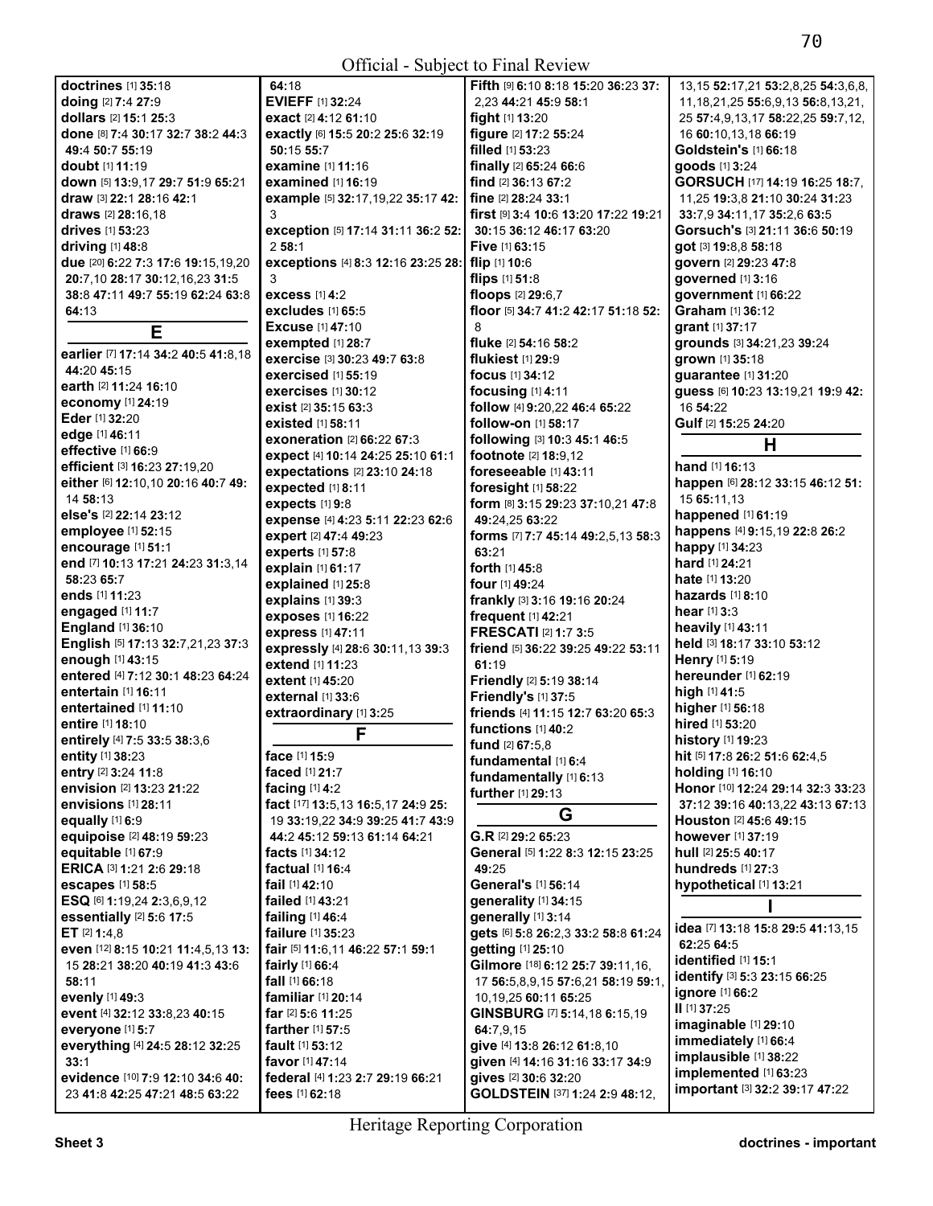Official - Subject to Final Review

**doctrines** [1] **35**:18
**doing** [2] **7**:4 **27**:9
**dollars** [2] **15**:1 **25**:3
**done** [8] **7**:4 **30**:17 **32**:7 **38**:2 **44**:3 **49**:4 **50**:7 **55**:19
**doubt** [1] **11**:19
**down** [5] **13**:9,17 **29**:7 **51**:9 **65**:21
**draw** [3] **22**:1 **28**:16 **42**:1
**draws** [2] **28**:16,18
**drives** [1] **53**:23
**driving** [1] **48**:8
**due** [20] **6**:22 **7**:3 **17**:6 **19**:15,19,20 **20**:7,10 **28**:17 **30**:12,16,23 **31**:5 **38**:8 **47**:11 **49**:7 **55**:19 **62**:24 **63**:8 **64**:13

## E

**earlier** [7] **17**:14 **34**:2 **40**:5 **41**:8,18 **44**:20 **45**:15
**earth** [2] **11**:24 **16**:10
**economy** [1] **24**:19
**Eder** [1] **32**:20
**edge** [1] **46**:11
**effective** [1] **66**:9
**efficient** [3] **16**:23 **27**:19,20
**either** [6] **12**:10,10 **20**:16 **40**:7 **49**:14 **58**:13
**else's** [2] **22**:14 **23**:12
**employee** [1] **52**:15
**encourage** [1] **51**:1
**end** [7] **10**:13 **17**:21 **24**:23 **31**:3,14 **58**:23 **65**:7
**ends** [1] **11**:23
**engaged** [1] **11**:7
**England** [1] **36**:10
**English** [5] **17**:13 **32**:7,21,23 **37**:3
**enough** [1] **43**:15
**entered** [4] **7**:12 **30**:1 **48**:23 **64**:24
**entertain** [1] **16**:11
**entertained** [1] **11**:10
**entire** [1] **18**:10
**entirely** [4] **7**:5 **33**:5 **38**:3,6
**entity** [1] **38**:23
**entry** [2] **3**:24 **11**:8
**envision** [2] **13**:23 **21**:22
**envisions** [1] **28**:11
**equally** [1] **6**:9
**equipoise** [2] **48**:19 **59**:23
**equitable** [1] **67**:9
**ERICA** [3] **1**:21 **2**:6 **29**:18
**escapes** [1] **58**:5
**ESQ** [6] **1**:19,24 **2**:3,6,9,12
**essentially** [2] **5**:6 **17**:5
**ET** [2] **1**:4,8
**even** [12] **8**:15 **10**:21 **11**:4,5,13 **13**:15 **28**:21 **38**:20 **40**:19 **41**:3 **43**:6 **58**:11
**evenly** [1] **49**:3
**event** [4] **32**:12 **33**:8,23 **40**:15
**everyone** [1] **5**:7
**everything** [4] **24**:5 **28**:12 **32**:25 **33**:1
**evidence** [10] **7**:9 **12**:10 **34**:6 **40**:23 **41**:8 **42**:25 **47**:21 **48**:5 **63**:22
**64**:18
**EVIEFF** [1] **32**:24
**exact** [2] **4**:12 **61**:10
**exactly** [6] **15**:5 **20**:2 **25**:6 **32**:19 **50**:15 **55**:7
**examine** [1] **11**:16
**examined** [1] **16**:19
**example** [5] **32**:17,19,22 **35**:17 **42**:3
**exception** [5] **17**:14 **31**:11 **36**:2 **52**:2 **58**:1
**exceptions** [4] **8**:3 **12**:16 **23**:25 **28**:3
**excess** [1] **4**:2
**excludes** [1] **65**:5
**Excuse** [1] **47**:10
**exempted** [1] **28**:7
**exercise** [3] **30**:23 **49**:7 **63**:8
**exercised** [1] **55**:19
**exercises** [1] **30**:12
**exist** [2] **35**:15 **63**:3
**existed** [1] **58**:11
**exoneration** [2] **66**:22 **67**:3
**expect** [4] **10**:14 **24**:25 **25**:10 **61**:1
**expectations** [2] **23**:10 **24**:18
**expected** [1] **8**:11
**expects** [1] **9**:8
**expense** [4] **4**:23 **5**:11 **22**:23 **62**:6
**expert** [2] **47**:4 **49**:23
**experts** [1] **57**:8
**explain** [1] **61**:17
**explained** [1] **25**:8
**explains** [1] **39**:3
**exposes** [1] **16**:22
**express** [1] **47**:11
**expressly** [4] **28**:6 **30**:11,13 **39**:3
**extend** [1] **11**:23
**extent** [1] **45**:20
**external** [1] **33**:6
**extraordinary** [1] **3**:25

## F

**face** [1] **15**:9
**faced** [1] **21**:7
**facing** [1] **4**:2
**fact** [17] **13**:5,13 **16**:5,17 **24**:9 **25**:19 **33**:19,22 **34**:9 **39**:25 **41**:7 **43**:9 **44**:2 **45**:12 **59**:13 **61**:14 **64**:21
**facts** [1] **34**:12
**factual** [1] **16**:4
**fail** [1] **42**:10
**failed** [1] **43**:21
**failing** [1] **46**:4
**failure** [1] **35**:23
**fair** [5] **11**:6,11 **46**:22 **57**:1 **59**:1
**fairly** [1] **66**:4
**fall** [1] **66**:18
**familiar** [1] **20**:14
**far** [2] **5**:6 **11**:25
**farther** [1] **57**:5
**fault** [1] **53**:12
**favor** [1] **47**:14
**federal** [4] **1**:23 **2**:7 **29**:19 **66**:21
**fees** [1] **62**:18
**Fifth** [9] **6**:10 **8**:18 **15**:20 **36**:23 **37**:2,23 **44**:21 **45**:9 **58**:1
**fight** [1] **13**:20
**figure** [2] **17**:2 **55**:24
**filled** [1] **53**:23
**finally** [2] **65**:24 **66**:6
**find** [2] **36**:13 **67**:2
**fine** [2] **28**:24 **33**:1
**first** [9] **3**:4 **10**:6 **13**:20 **17**:22 **19**:21 **30**:15 **36**:12 **46**:17 **63**:20
**Five** [1] **63**:15
**flip** [1] **10**:6
**flips** [1] **51**:8
**floops** [2] **29**:6,7
**floor** [5] **34**:7 **41**:2 **42**:17 **51**:18 **52**:8
**fluke** [2] **54**:16 **58**:2
**flukiest** [1] **29**:9
**focus** [1] **34**:12
**focusing** [1] **4**:11
**follow** [4] **9**:20,22 **46**:4 **65**:22
**follow-on** [1] **58**:17
**following** [3] **10**:3 **45**:1 **46**:5
**footnote** [2] **18**:9,12
**foreseeable** [1] **43**:11
**foresight** [1] **58**:22
**form** [8] **3**:15 **29**:23 **37**:10,21 **47**:8 **49**:24,25 **63**:22
**forms** [7] **7**:7 **45**:14 **49**:2,5,13 **58**:3 **63**:21
**forth** [1] **45**:8
**four** [1] **49**:24
**frankly** [3] **3**:16 **19**:16 **20**:24
**frequent** [1] **42**:21
**FRESCATI** [2] **1**:7 **3**:5
**friend** [5] **36**:22 **39**:25 **49**:22 **53**:11 **61**:19
**Friendly** [2] **5**:19 **38**:14
**Friendly's** [1] **37**:5
**friends** [4] **11**:15 **12**:7 **63**:20 **65**:3
**functions** [1] **40**:2
**fund** [2] **67**:5,8
**fundamental** [1] **6**:4
**fundamentally** [1] **6**:13
**further** [1] **29**:13

## G

**G.R** [2] **29**:2 **65**:23
**General** [5] **1**:22 **8**:3 **12**:15 **23**:25 **49**:25
**General's** [1] **56**:14
**generality** [1] **34**:15
**generally** [1] **3**:14
**gets** [6] **5**:8 **26**:2,3 **33**:2 **58**:6 **61**:24
**getting** [1] **25**:10
**Gilmore** [18] **6**:12 **25**:7 **39**:11,16,17 **56**:5,8,9,15 **57**:6,21 **58**:19 **59**:1,10,19,25 **60**:11 **65**:25
**GINSBURG** [7] **5**:14,18 **6**:15,19 **64**:7,9,15
**give** [4] **13**:8 **26**:12 **61**:8,10
**given** [4] **14**:16 **31**:16 **33**:17 **34**:9
**gives** [2] **30**:6 **32**:20
**GOLDSTEIN** [37] **1**:24 **2**:9 **48**:12,13,15 **52**:17,21 **53**:2,8,25 **54**:3,6,8,11,18,21,25 **55**:6,9,13 **56**:8,13,21,25 **57**:4,9,13,17 **58**:22,25 **59**:7,12,16 **60**:10,13,18 **66**:19
**Goldstein's** [1] **66**:18
**goods** [1] **3**:24
**GORSUCH** [17] **14**:19 **16**:25 **18**:7,11,25 **19**:3,8 **21**:10 **30**:24 **31**:23 **33**:7,9 **34**:11,17 **35**:2,6 **63**:5
**Gorsuch's** [3] **21**:11 **36**:6 **50**:19
**got** [3] **19**:8,8 **58**:18
**govern** [2] **29**:23 **47**:8
**governed** [1] **3**:16
**government** [1] **66**:22
**Graham** [1] **36**:12
**grant** [1] **37**:17
**grounds** [3] **34**:21,23 **39**:24
**grown** [1] **35**:18
**guarantee** [1] **31**:20
**guess** [6] **10**:23 **13**:19,21 **19**:9 **42**:16 **54**:22
**Gulf** [2] **15**:25 **24**:20

## H

**hand** [1] **16**:13
**happen** [6] **28**:12 **33**:15 **46**:12 **51**:15 **65**:11,13
**happened** [1] **61**:19
**happens** [4] **9**:15,19 **22**:8 **26**:2
**happy** [1] **34**:23
**hard** [1] **24**:21
**hate** [1] **13**:20
**hazards** [1] **8**:10
**hear** [1] **3**:3
**heavily** [1] **43**:11
**held** [3] **18**:17 **33**:10 **53**:12
**Henry** [1] **5**:19
**hereunder** [1] **62**:19
**high** [1] **41**:5
**higher** [1] **56**:18
**hired** [1] **53**:20
**history** [1] **19**:23
**hit** [5] **17**:8 **26**:2 **51**:6 **62**:4,5
**holding** [1] **16**:10
**Honor** [10] **12**:24 **29**:14 **32**:3 **33**:23 **37**:12 **39**:16 **40**:13,22 **43**:13 **67**:13
**Houston** [2] **45**:6 **49**:15
**however** [1] **37**:19
**hull** [2] **25**:5 **40**:17
**hundreds** [1] **27**:3
**hypothetical** [1] **13**:21

## I

**idea** [7] **13**:18 **15**:8 **29**:5 **41**:13,15 **62**:25 **64**:5
**identified** [1] **15**:1
**identify** [3] **5**:3 **23**:15 **66**:25
**ignore** [1] **66**:2
**II** [1] **37**:25
**imaginable** [1] **29**:10
**immediately** [1] **66**:4
**implausible** [1] **38**:22
**implemented** [1] **63**:23
**important** [3] **32**:2 **39**:17 **47**:22

Heritage Reporting Corporation

Sheet 3 doctrines - important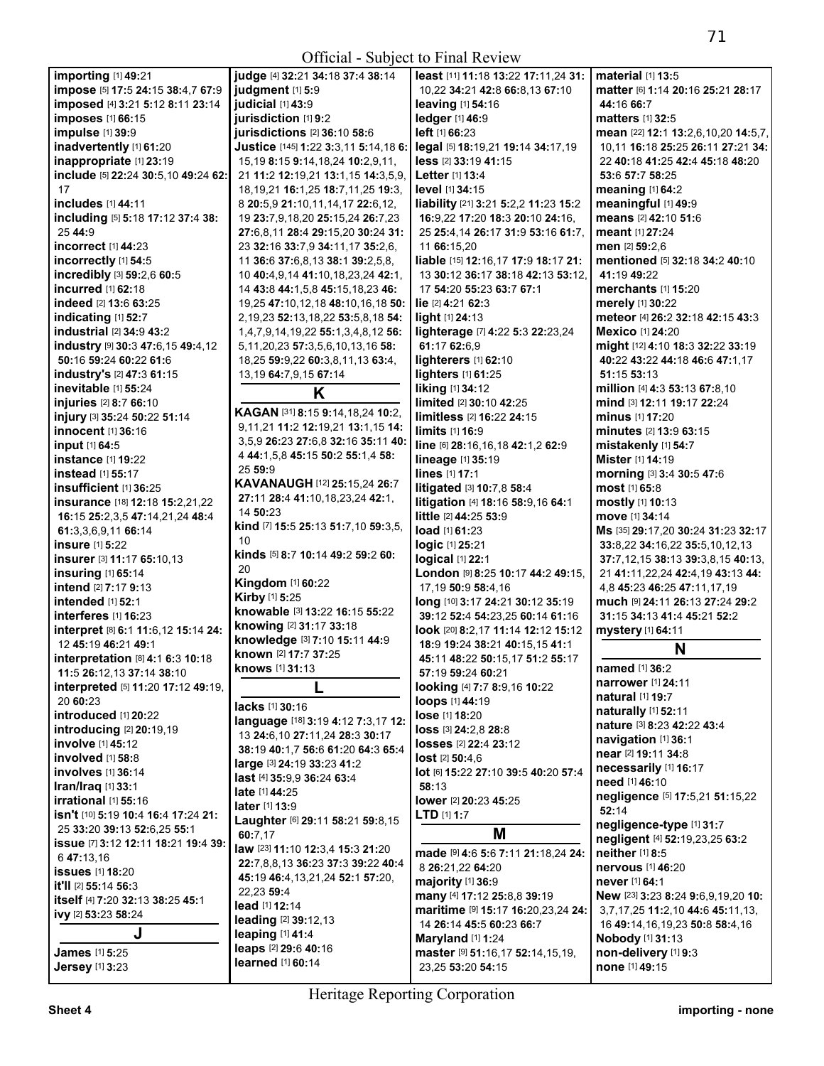Official - Subject to Final Review

**importing** [1] **49:**21
**impose** [5] **17:**5 **24:**15 **38:**4,7 **67:**9
**imposed** [4] **3:**21 **5:**12 **8:**11 **23:**14
**imposes** [1] **66:**15
**impulse** [1] **39:**9
**inadvertently** [1] **61:**20
**inappropriate** [1] **23:**19
**include** [5] **22:**24 **30:**5,10 **49:**24 **62:**17
**includes** [1] **44:**11
**including** [5] **5:**18 **17:**12 **37:**4 **38:**25 **44:**9
**incorrect** [1] **44:**23
**incorrectly** [1] **54:**5
**incredibly** [3] **59:**2,6 **60:**5
**incurred** [1] **62:**18
**indeed** [2] **13:**6 **63:**25
**indicating** [1] **52:**7
**industrial** [2] **34:**9 **43:**2
**industry** [9] **30:**3 **47:**6,15 **49:**4,12 **50:**16 **59:**24 **60:**22 **61:**6
**industry's** [2] **47:**3 **61:**15
**inevitable** [1] **55:**24
**injuries** [2] **8:**7 **66:**10
**injury** [3] **35:**24 **50:**22 **51:**14
**innocent** [1] **36:**16
**input** [1] **64:**5
**instance** [1] **19:**22
**instead** [1] **55:**17
**insufficient** [1] **36:**25
**insurance** [18] **12:**18 **15:**2,21,22 **16:**15 **25:**2,3,5 **47:**14,21,24 **48:**4 **61:**3,3,6,9,11 **66:**14
**insure** [1] **5:**22
**insurer** [3] **11:**17 **65:**10,13
**insuring** [1] **65:**14
**intend** [2] **7:**17 **9:**13
**intended** [1] **52:**1
**interferes** [1] **16:**23
**interpret** [8] **6:**1 **11:**6,12 **15:**14 **24:**12 **45:**19 **46:**21 **49:**1
**interpretation** [8] **4:**1 **6:**3 **10:**18 **11:**5 **26:**12,13 **37:**14 **38:**10
**interpreted** [5] **11:**20 **17:**12 **49:**19,20 **60:**23
**introduced** [1] **20:**22
**introducing** [2] **20:**19,19
**involve** [1] **45:**12
**involved** [1] **58:**8
**involves** [1] **36:**14
**Iran/Iraq** [1] **33:**1
**irrational** [1] **55:**16
**isn't** [10] **5:**19 **10:**4 **16:**4 **17:**24 **21:**25 **33:**20 **39:**13 **52:**6,25 **55:**1
**issue** [7] **3:**12 **12:**11 **18:**21 **19:**4 **39:**6 **47:**13,16
**issues** [1] **18:**20
**it'll** [2] **55:**14 **56:**3
**itself** [4] **7:**20 **32:**13 **38:**25 **45:**1
**ivy** [2] **53:**23 **58:**24

## J

**James** [1] **5:**25
**Jersey** [1] **3:**23
**judge** [4] **32:**21 **34:**18 **37:**4 **38:**14
**judgment** [1] **5:**9
**judicial** [1] **43:**9
**jurisdiction** [1] **9:**2
**jurisdictions** [2] **36:**10 **58:**6
**Justice** [145] **1:**22 **3:**3,11 **5:**14,18 **6:**15,19 **8:**15 **9:**14,18,24 **10:**2,9,11,21 **11:**2 **12:**19,21 **13:**1,15 **14:**3,5,9,18,19,21 **16:**1,25 **18:**7,11,25 **19:**3,8 **20:**5,9 **21:**10,11,14,17 **22:**6,12,19 **23:**7,9,18,20 **25:**15,24 **26:**7,23 **27:**6,8,11 **28:**4 **29:**15,20 **30:**24 **31:**23 **32:**16 **33:**7,9 **34:**11,17 **35:**2,6,11 **36:**6 **37:**6,8,13 **38:**1 **39:**2,5,8,10 **40:**4,9,14 **41:**10,18,23,24 **42:**1,14 **43:**8 **44:**1,5,8 **45:**15,18,23 **46:**19,25 **47:**10,12,18 **48:**10,16,18 **50:**2,19,23 **52:**13,18,22 **53:**5,8,18 **54:**1,4,7,9,14,19,22 **55:**1,3,4,8,12 **56:**5,11,20,23 **57:**3,5,6,10,13,16 **58:**18,25 **59:**9,22 **60:**3,8,11,13 **63:**4,13,19 **64:**7,9,15 **67:**14

## K

**KAGAN** [31] **8:**15 **9:**14,18,24 **10:**2,9,11,21 **11:**2 **12:**19,21 **13:**1,15 **14:**3,5,9 **26:**23 **27:**6,8 **32:**16 **35:**11 **40:**4 **44:**1,5,8 **45:**15 **50:**2 **55:**1,4 **58:**25 **59:**9
**KAVANAUGH** [12] **25:**15,24 **26:**7 **27:**11 **28:**4 **41:**10,18,23,24 **42:**1,14 **50:**23
**kind** [7] **15:**5 **25:**13 **51:**7,10 **59:**3,5,10
**kinds** [5] **8:**7 **10:**14 **49:**2 **59:**2 **60:**20
**Kingdom** [1] **60:**22
**Kirby** [1] **5:**25
**knowable** [3] **13:**22 **16:**15 **55:**22
**knowing** [2] **31:**17 **33:**18
**knowledge** [3] **7:**10 **15:**11 **44:**9
**known** [2] **17:**7 **37:**25
**knows** [1] **31:**13

## L

**lacks** [1] **30:**16
**language** [18] **3:**19 **4:**12 **7:**3,17 **12:**13 **24:**6,10 **27:**11,24 **28:**3 **30:**17 **38:**19 **40:**1,7 **56:**6 **61:**20 **64:**3 **65:**4
**large** [3] **24:**19 **33:**23 **41:**2
**last** [4] **35:**9,9 **36:**24 **63:**4
**late** [1] **44:**25
**later** [1] **13:**9
**Laughter** [6] **29:**11 **58:**21 **59:**8,15 **60:**7,17
**law** [23] **11:**10 **12:**3,4 **15:**3 **21:**20 **22:**7,8,8,13 **36:**23 **37:**3 **39:**22 **40:**4 **45:**19 **46:**4,13,21,24 **52:**1 **57:**20,22,23 **59:**4
**lead** [1] **12:**14
**leading** [2] **39:**12,13
**leaping** [1] **41:**4
**leaps** [2] **29:**6 **40:**16
**learned** [1] **60:**14
**least** [11] **11:**18 **13:**22 **17:**11,24 **31:**10,22 **34:**21 **42:**8 **66:**8,13 **67:**10
**leaving** [1] **54:**16
**ledger** [1] **46:**9
**left** [1] **66:**23
**legal** [5] **18:**19,21 **19:**14 **34:**17,19
**less** [2] **33:**19 **41:**15
**Letter** [1] **13:**4
**level** [1] **34:**15
**liability** [21] **3:**21 **5:**2,2 **11:**23 **15:**2 **16:**9,22 **17:**20 **18:**3 **20:**10 **24:**16,25 **25:**4,14 **26:**17 **31:**9 **53:**16 **61:**7,11 **66:**15,20
**liable** [15] **12:**16,17 **17:**9 **18:**17 **21:**13 **30:**12 **36:**17 **38:**18 **42:**13 **53:**12,17 **54:**20 **55:**23 **63:**7 **67:**1
**lie** [2] **4:**21 **62:**3
**light** [1] **24:**13
**lighterage** [7] **4:**22 **5:**3 **22:**23,24 **61:**17 **62:**6,9
**lighterers** [1] **62:**10
**lighters** [1] **61:**25
**liking** [1] **34:**12
**limited** [2] **30:**10 **42:**25
**limitless** [2] **16:**22 **24:**15
**limits** [1] **16:**9
**line** [6] **28:**16,16,18 **42:**1,2 **62:**9
**lineage** [1] **35:**19
**lines** [1] **17:**1
**litigated** [3] **10:**7,8 **58:**4
**litigation** [4] **18:**16 **58:**9,16 **64:**1
**little** [2] **44:**25 **53:**9
**load** [1] **61:**23
**logic** [1] **25:**21
**logical** [1] **22:**1
**London** [9] **8:**25 **10:**17 **44:**2 **49:**15,17,19 **50:**9 **58:**4,16
**long** [10] **3:**17 **24:**21 **30:**12 **35:**19 **39:**12 **52:**4 **54:**23,25 **60:**14 **61:**16
**look** [20] **8:**2,17 **11:**14 **12:**12 **15:**12 **18:**9 **19:**24 **38:**21 **40:**15,15 **41:**1 **45:**11 **48:**22 **50:**15,17 **51:**2 **55:**17 **57:**19 **59:**24 **60:**21
**looking** [4] **7:**7 **8:**9,16 **10:**22
**loops** [1] **44:**19
**lose** [1] **18:**20
**loss** [3] **24:**2,8 **28:**8
**losses** [2] **22:**4 **23:**12
**lost** [2] **50:**4,6
**lot** [6] **15:**22 **27:**10 **39:**5 **40:**20 **57:**4 **58:**13
**lower** [2] **20:**23 **45:**25
**LTD** [1] **1:**7

## M

**made** [9] **4:**6 **5:**6 **7:**11 **21:**18,24 **24:**8 **26:**21,22 **64:**20
**majority** [1] **36:**9
**many** [4] **17:**12 **25:**8,8 **39:**19
**maritime** [9] **15:**17 **16:**20,23,24 **24:**14 **26:**14 **45:**5 **60:**23 **66:**7
**Maryland** [1] **1:**24
**master** [9] **51:**16,17 **52:**14,15,19,23,25 **53:**20 **54:**15
**material** [1] **13:**5
**matter** [6] **1:**14 **20:**16 **25:**21 **28:**17 **44:**16 **66:**7
**matters** [1] **32:**5
**mean** [22] **12:**1 **13:**2,6,10,20 **14:**5,7,10,11 **16:**18 **25:**25 **26:**11 **27:**21 **34:**22 **40:**18 **41:**25 **42:**4 **45:**18 **48:**20 **53:**6 **57:**7 **58:**25
**meaning** [1] **64:**2
**meaningful** [1] **49:**9
**means** [2] **42:**10 **51:**6
**meant** [1] **27:**24
**men** [2] **59:**2,6
**mentioned** [5] **32:**18 **34:**2 **40:**10 **41:**19 **49:**22
**merchants** [1] **15:**20
**merely** [1] **30:**22
**meteor** [4] **26:**2 **32:**18 **42:**15 **43:**3
**Mexico** [1] **24:**20
**might** [12] **4:**10 **18:**3 **32:**22 **33:**19 **40:**22 **43:**22 **44:**18 **46:**6 **47:**1,17 **51:**15 **53:**13
**million** [4] **4:**3 **53:**13 **67:**8,10
**mind** [3] **12:**11 **19:**17 **22:**24
**minus** [1] **17:**20
**minutes** [2] **13:**9 **63:**15
**mistakenly** [1] **54:**7
**Mister** [1] **14:**19
**morning** [3] **3:**4 **30:**5 **47:**6
**most** [1] **65:**8
**mostly** [1] **10:**13
**move** [1] **34:**14
**Ms** [35] **29:**17,20 **30:**24 **31:**23 **32:**17 **33:**8,22 **34:**16,22 **35:**5,10,12,13 **37:**7,12,15 **38:**13 **39:**3,8,15 **40:**13,21 **41:**11,22,24 **42:**4,19 **43:**13 **44:**4,8 **45:**23 **46:**25 **47:**11,17,19
**much** [9] **24:**11 **26:**13 **27:**24 **29:**2 **31:**15 **34:**13 **41:**4 **45:**21 **52:**1
**mystery** [1] **64:**11

## N

**named** [1] **36:**2
**narrower** [1] **24:**11
**natural** [1] **19:**7
**naturally** [1] **52:**11
**nature** [3] **8:**23 **42:**22 **43:**4
**navigation** [1] **36:**1
**near** [2] **19:**11 **34:**8
**necessarily** [1] **16:**17
**need** [1] **46:**10
**negligence** [5] **17:**5,21 **51:**15,22 **52:**14
**negligence-type** [1] **31:**7
**negligent** [4] **52:**19,23,25 **63:**2
**neither** [1] **8:**5
**nervous** [1] **46:**20
**never** [1] **64:**1
**New** [23] **3:**23 **8:**24 **9:**6,9,19,20 **10:**3,7,17,25 **11:**2,10 **44:**6 **45:**11,13,16 **49:**14,16,19,23 **50:**8 **58:**4,16
**Nobody** [1] **31:**13
**non-delivery** [1] **9:**3
**none** [1] **49:**15

Heritage Reporting Corporation

Sheet 4 importing - none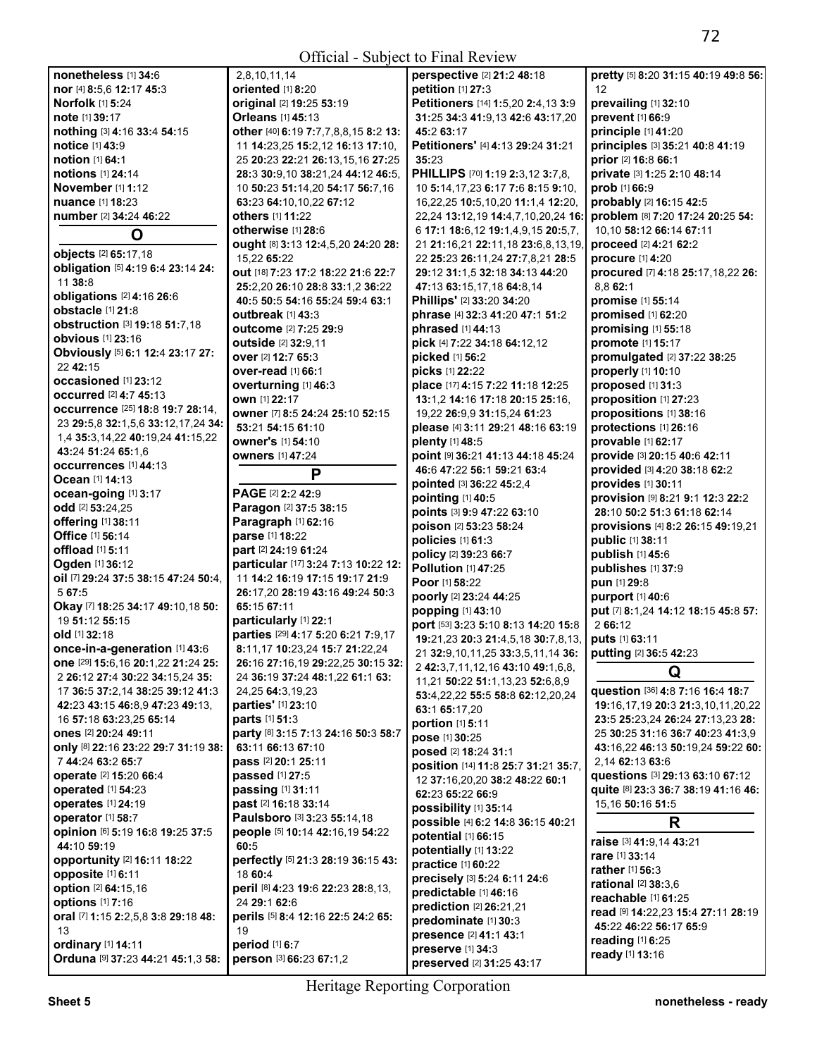**nonetheless** [1] **34:**6
**nor** [4] **8:**5,6 **12:**17 **45:**3
**Norfolk** [1] **5:**24
**note** [1] **39:**17
**nothing** [3] **4:**16 **33:**4 **54:**15
**notice** [1] **43:**9
**notion** [1] **64:**1
**notions** [1] **24:**14
**November** [1] **1:**12
**nuance** [1] **18:**23
**number** [2] **34:**24 **46:**22

## O

**objects** [2] **65:**17,18
**obligation** [5] **4:**19 **6:**4 **23:**14 **24:**11 **38:**8
**obligations** [2] **4:**16 **26:**6
**obstacle** [1] **21:**8
**obstruction** [3] **19:**18 **51:**7,18
**obvious** [1] **23:**16
**Obviously** [5] **6:**1 **12:**4 **23:**17 **27:**22 **42:**15
**occasioned** [1] **23:**12
**occurred** [2] **4:**7 **45:**13
**occurrence** [25] **18:**8 **19:**7 **28:**14, 23 **29:**5,8 **32:**1,5,6 **33:**12,17,24 **34:**1,4 **35:**3,14,22 **40:**19,24 **41:**15,22 **43:**24 **51:**24 **65:**1,6
**occurrences** [1] **44:**13
**Ocean** [1] **14:**13
**ocean-going** [1] **3:**17
**odd** [2] **53:**24,25
**offering** [1] **38:**11
**Office** [1] **56:**14
**offload** [1] **5:**11
**Ogden** [1] **36:**12
**oil** [7] **29:**24 **37:**5 **38:**15 **47:**24 **50:**4, 5 **67:**5
**Okay** [7] **18:**25 **34:**17 **49:**10,18 **50:**19 **51:**12 **55:**15
**old** [1] **32:**18
**once-in-a-generation** [1] **43:**6
**one** [29] **15:**6,16 **20:**1,22 **21:**24 **25:**2 **26:**12 **27:**4 **30:**24 **34:**15,24 **35:**17 **36:**5 **37:**2,14 **38:**25 **39:**12 **41:**3 **42:**23 **43:**15 **46:**8,9 **47:**23 **49:**13, 16 **57:**18 **63:**23,25 **65:**14
**ones** [2] **20:**24 **49:**11
**only** [8] **22:**16 **23:**22 **29:**7 **31:**19 **38:**7 **44:**24 **63:**2 **65:**7
**operate** [2] **15:**20 **66:**4
**operated** [1] **54:**23
**operates** [1] **24:**19
**operator** [1] **58:**7
**opinion** [6] **5:**19 **16:**8 **19:**25 **37:**5 **44:**10 **59:**19
**opportunity** [2] **16:**11 **18:**22
**opposite** [1] **6:**11
**option** [2] **64:**15,16
**options** [1] **7:**16
**oral** [7] **1:**15 **2:**2,5,8 **3:**8 **29:**18 **48:**13
**ordinary** [1] **14:**11
**Orduna** [9] **37:**23 **44:**21 **45:**1,3 **58:**2,8,10,11,14
**oriented** [1] **8:**20
**original** [2] **19:**25 **53:**19
**Orleans** [1] **45:**13
**other** [40] **6:**19 **7:**7,7,8,8,15 **8:**2 **13:**11 **14:**23,25 **15:**2,12 **16:**13 **17:**10, 25 **20:**23 **22:**21 **26:**13,15,16 **27:**25 **28:**3 **30:**9,10 **38:**21,24 **44:**12 **46:**5, 10 **50:**23 **51:**14,20 **54:**17 **56:**7,16 **63:**23 **64:**10,10,22 **67:**12
**others** [1] **11:**22
**otherwise** [1] **28:**6
**ought** [8] **3:**13 **12:**4,5,20 **24:**20 **28:**15,22 **65:**22
**out** [18] **7:**23 **17:**2 **18:**22 **21:**6 **22:**7 **25:**2,20 **26:**10 **28:**8 **33:**1,2 **36:**22 **40:**5 **50:**5 **54:**16 **55:**24 **59:**4 **63:**1
**outbreak** [1] **43:**3
**outcome** [2] **7:**25 **29:**9
**outside** [2] **32:**9,11
**over** [2] **12:**7 **65:**3
**over-read** [1] **66:**1
**overturning** [1] **46:**3
**own** [1] **22:**17
**owner** [7] **8:**5 **24:**24 **25:**10 **52:**15 **53:**21 **54:**15 **61:**10
**owner's** [1] **54:**10
**owners** [1] **47:**24

## P

**PAGE** [2] **2:**2 **42:**9
**Paragon** [2] **37:**5 **38:**15
**Paragraph** [1] **62:**16
**parse** [1] **18:**22
**part** [2] **24:**19 **61:**24
**particular** [17] **3:**24 **7:**13 **10:**22 **12:**11 **14:**2 **16:**19 **17:**15 **19:**17 **21:**9 **26:**17,20 **28:**19 **43:**16 **49:**24 **50:**3 **65:**15 **67:**11
**particularly** [1] **22:**1
**parties** [29] **4:**17 **5:**20 **6:**21 **7:**9,17 **8:**11,17 **10:**23,24 **15:**7 **21:**22,24 **26:**16 **27:**16,19 **29:**22,25 **30:**15 **32:**24 **36:**19 **37:**24 **48:**1,22 **61:**1 **63:**24,25 **64:**3,19,23
**parties'** [1] **23:**10
**parts** [1] **51:**3
**party** [8] **3:**15 **7:**13 **24:**16 **50:**3 **58:**7 **63:**11 **66:**13 **67:**10
**pass** [2] **20:**1 **25:**11
**passed** [1] **27:**5
**passing** [1] **31:**11
**past** [2] **16:**18 **33:**14
**Paulsboro** [3] **3:**23 **55:**14,18
**people** [5] **10:**14 **42:**16,19 **54:**22 **60:**5
**perfectly** [5] **21:**3 **28:**19 **36:**15 **43:**18 **60:**4
**peril** [8] **4:**23 **19:**6 **22:**23 **28:**8,13, 24 **29:**1 **62:**6
**perils** [5] **8:**4 **12:**16 **22:**5 **24:**2 **65:**19
**period** [1] **6:**7
**person** [3] **66:**23 **67:**1,2
**perspective** [2] **21:**2 **48:**18
**petition** [1] **27:**3
**Petitioners** [14] **1:**5,20 **2:**4,13 **3:**9 **31:**25 **34:**3 **41:**9,13 **42:**6 **43:**17,20 **45:**2 **63:**17
**Petitioners'** [4] **4:**13 **29:**24 **31:**21 **35:**23
**PHILLIPS** [70] **1:**19 **2:**3,12 **3:**7,8, 10 **5:**14,17,23 **6:**17 **7:**6 **8:**15 **9:**10, 16,22,25 **10:**5,10,20 **11:**1,4 **12:**20, 22,24 **13:**12,19 **14:**4,7,10,20,24 **16:**6 **17:**1 **18:**6,12 **19:**1,4,9,15 **20:**5,7, 21 **21:**16,21 **22:**11,18 **23:**6,8,13,19, 22 **25:**23 **26:**11,24 **27:**7,8,21 **28:**5 **29:**12 **31:**1,5 **32:**18 **34:**13 **44:**20 **47:**13 **63:**15,17,18 **64:**8,14
**Phillips'** [2] **33:**20 **34:**20
**phrase** [4] **32:**3 **41:**20 **47:**1 **51:**2
**phrased** [1] **44:**13
**pick** [4] **7:**22 **34:**18 **64:**12,12
**picked** [1] **56:**2
**picks** [1] **22:**22
**place** [17] **4:**15 **7:**22 **11:**18 **12:**25 **13:**1,2 **14:**16 **17:**18 **20:**15 **25:**16, 19,22 **26:**9,9 **31:**15,24 **61:**23
**please** [4] **3:**11 **29:**21 **48:**16 **63:**19
**plenty** [1] **48:**5
**point** [9] **36:**21 **41:**13 **44:**18 **45:**24 **46:**6 **47:**22 **56:**1 **59:**21 **63:**4
**pointed** [3] **36:**22 **45:**2,4
**pointing** [1] **40:**5
**points** [3] **9:**9 **47:**22 **63:**10
**poison** [2] **53:**23 **58:**24
**policies** [1] **61:**3
**policy** [2] **39:**23 **66:**7
**Pollution** [1] **47:**25
**Poor** [1] **58:**22
**poorly** [2] **23:**24 **44:**25
**popping** [1] **43:**10
**port** [53] **3:**23 **5:**10 **8:**13 **14:**20 **15:**8 **19:**21,23 **20:**3 **21:**4,5,18 **30:**7,8,13, 21 **32:**9,10,11,25 **33:**3,5,11,14 **36:**2 **42:**3,7,11,12,16 **43:**10 **49:**1,6,8, 11,21 **50:**22 **51:**1,13,23 **52:**6,8,9 **53:**4,22,22 **55:**5 **58:**8 **62:**12,20,24 **63:**1 **65:**17,20
**portion** [1] **5:**11
**pose** [1] **30:**25
**posed** [2] **18:**24 **31:**1
**position** [14] **11:**8 **25:**7 **31:**21 **35:**7, 12 **37:**16,20,20 **38:**2 **48:**22 **60:**1 **62:**23 **65:**22 **66:**9
**possibility** [1] **35:**14
**possible** [4] **6:**2 **14:**8 **36:**15 **40:**21
**potential** [1] **66:**15
**potentially** [1] **13:**22
**practice** [1] **60:**22
**precisely** [3] **5:**24 **6:**11 **24:**6
**predictable** [1] **46:**16
**prediction** [2] **26:**21,21
**predominate** [1] **30:**3
**presence** [2] **41:**1 **43:**1
**preserve** [1] **34:**3
**preserved** [2] **31:**25 **43:**17
**pretty** [5] **8:**20 **31:**15 **40:**19 **49:**8 **56:**12
**prevailing** [1] **32:**10
**prevent** [1] **66:**9
**principle** [1] **41:**20
**principles** [3] **35:**21 **40:**8 **41:**19
**prior** [2] **16:**8 **66:**1
**private** [3] **1:**25 **2:**10 **48:**14
**prob** [1] **66:**9
**probably** [2] **16:**15 **42:**5
**problem** [8] **7:**20 **17:**24 **20:**25 **54:**10,10 **58:**12 **66:**14 **67:**11
**proceed** [2] **4:**21 **62:**2
**procure** [1] **4:**20
**procured** [7] **4:**18 **25:**17,18,22 **26:**8,8 **62:**1
**promise** [1] **55:**14
**promised** [1] **62:**20
**promising** [1] **55:**18
**promote** [1] **15:**17
**promulgated** [2] **37:**22 **38:**25
**properly** [1] **10:**10
**proposed** [1] **31:**3
**proposition** [1] **27:**23
**propositions** [1] **38:**16
**protections** [1] **26:**16
**provable** [1] **62:**17
**provide** [3] **20:**15 **40:**6 **42:**11
**provided** [3] **4:**20 **38:**18 **62:**2
**provides** [1] **30:**11
**provision** [9] **8:**21 **9:**1 **12:**3 **22:**2 **28:**10 **50:**2 **51:**3 **61:**18 **62:**14
**provisions** [4] **8:**2 **26:**15 **49:**19,21
**public** [1] **38:**11
**publish** [1] **45:**6
**publishes** [1] **37:**9
**pun** [1] **29:**8
**purport** [1] **40:**6
**put** [7] **8:**1,24 **14:**12 **18:**15 **45:**8 **57:**2 **66:**12
**puts** [1] **63:**11
**putting** [2] **36:**5 **42:**23

## Q

**question** [36] **4:**8 **7:**16 **16:**4 **18:**7 **19:**16,17,19 **20:**3 **21:**3,10,11,20,22 **23:**5 **25:**23,24 **26:**24 **27:**13,23 **28:**25 **30:**25 **31:**16 **36:**7 **40:**23 **41:**3,9 **43:**16,22 **46:**13 **50:**19,24 **59:**22 **60:**2,14 **62:**13 **63:**6
**questions** [3] **29:**13 **63:**10 **67:**12
**quite** [8] **23:**3 **36:**7 **38:**19 **41:**16 **46:**15,16 **50:**16 **51:**5

## R

**raise** [3] **41:**9,14 **43:**21
**rare** [1] **33:**14
**rather** [1] **56:**3
**rational** [2] **38:**3,6
**reachable** [1] **61:**25
**read** [9] **14:**22,23 **15:**4 **27:**11 **28:**19 **45:**22 **46:**22 **56:**17 **65:**9
**reading** [1] **6:**25
**ready** [1] **13:**16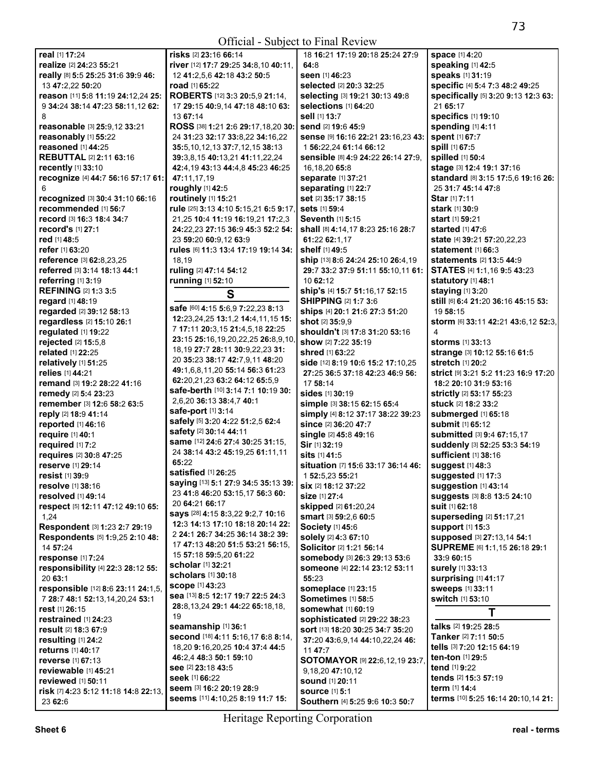**real** [1] **17:**24
**realize** [2] **24:**23 **55:**21
**really** [8] **5:**5 **25:**25 **31:**6 **39:**9 **46:**13 **47:**2,22 **50:**20
**reason** [11] **5:**8 **11:**19 **24:**12,24 **25:**9 **34:**24 **38:**14 **47:**23 **58:**11,12 **62:**8
**reasonable** [3] **25:**9,12 **33:**21
**reasonably** [1] **55:**22
**reasoned** [1] **44:**25
**REBUTTAL** [2] **2:**11 **63:**16
**recently** [1] **33:**10
**recognize** [4] **44:**7 **56:**16 **57:**17 **61:**6
**recognized** [3] **30:**4 **31:**10 **66:**16
**recommended** [1] **56:**7
**record** [3] **16:**3 **18:**4 **34:**7
**record's** [1] **27:**1
**red** [1] **48:**5
**refer** [1] **63:**20
**reference** [3] **62:**8,23,25
**referred** [3] **3:**14 **18:**13 **44:**1
**referring** [1] **3:**19
**REFINING** [2] **1:**3 **3:**5
**regard** [1] **48:**19
**regarded** [2] **39:**12 **58:**13
**regardless** [2] **15:**10 **26:**1
**regulated** [1] **19:**22
**rejected** [2] **15:**5,8
**related** [1] **22:**25
**relatively** [1] **51:**25
**relies** [1] **44:**21
**remand** [3] **19:**2 **28:**22 **41:**16
**remedy** [2] **5:**4 **23:**23
**remember** [3] **12:**6 **58:**2 **63:**5
**reply** [2] **18:**9 **41:**14
**reported** [1] **46:**16
**require** [1] **40:**1
**required** [1] **7:**2
**requires** [2] **30:**8 **47:**25
**reserve** [1] **29:**14
**resist** [1] **39:**9
**resolve** [1] **38:**16
**resolved** [1] **49:**14
**respect** [5] **12:**11 **47:**12 **49:**10 **65:**1,24
**Respondent** [3] **1:**23 **2:**7 **29:**19
**Respondents** [5] **1:**9,25 **2:**10 **48:**14 **57:**24
**response** [1] **7:**24
**responsibility** [4] **22:**3 **28:**12 **55:**20 **63:**1
**responsible** [12] **8:**6 **23:**11 **24:**1,5,7 **28:**7 **48:**1 **52:**13,14,20,24 **53:**1
**rest** [1] **26:**15
**restrained** [1] **24:**23
**result** [2] **18:**3 **67:**9
**resulting** [1] **24:**2
**returns** [1] **40:**17
**reverse** [1] **67:**13
**reviewable** [1] **45:**21
**reviewed** [1] **50:**11
**risk** [7] **4:**23 **5:**12 **11:**18 **14:**8 **22:**13,23 **62:**6
**risks** [2] **23:**16 **66:**14
**river** [12] **17:**7 **29:**25 **34:**8,10 **40:**11,12 **41:**2,5,6 **42:**18 **43:**2 **50:**5
**road** [1] **65:**22
**ROBERTS** [12] **3:**3 **20:**5,9 **21:**14,17 **29:**15 **40:**9,14 **47:**18 **48:**10 **63:**13 **67:**14
**ROSS** [38] **1:**21 **2:**6 **29:**17,18,20 **30:**24 **31:**23 **32:**17 **33:**8,22 **34:**16,22 **35:**5,10,12,13 **37:**7,12,15 **38:**13 **39:**3,8,15 **40:**13,21 **41:**11,22,24 **42:**4,19 **43:**13 **44:**4,8 **45:**23 **46:**25 **47:**11,17,19
**roughly** [1] **42:**5
**routinely** [1] **15:**21
**rule** [25] **3:**13 **4:**10 **5:**15,21 **6:**5 **9:**17,21,25 **10:**4 **11:**19 **16:**19,21 **17:**2,3 **24:**22,23 **27:**15 **36:**9 **45:**3 **52:**2 **54:**23 **59:**20 **60:**9,12 **63:**9
**rules** [6] **11:**3 **13:**4 **17:**19 **19:**14 **34:**18,19
**ruling** [2] **47:**14 **54:**12
**running** [1] **52:**10

## S

**safe** [60] **4:**15 **5:**6,9 **7:**22,23 **8:**13 **12:**23,24,25 **13:**1,2 **14:**4,11,15 **15:**7 **17:**11 **20:**3,15 **21:**4,5,18 **22:**25 **23:**15 **25:**16,19,20,22,25 **26:**8,9,10,18,19 **27:**7 **28:**11 **30:**9,22,23 **31:**20 **35:**23 **38:**17 **42:**7,9,11 **48:**20 **49:**1,6,8,11,20 **55:**14 **56:**3 **61:**23 **62:**20,21,23 **63:**2 **64:**12 **65:**5,9
**safe-berth** [10] **3:**14 **7:**1 **10:**19 **30:**2,6,20 **36:**13 **38:**4,7 **40:**1
**safe-port** [1] **3:**14
**safely** [5] **3:**20 **4:**22 **51:**2,5 **62:**4
**safety** [2] **30:**14 **44:**11
**same** [12] **24:**6 **27:**4 **30:**25 **31:**15,24 **38:**14 **43:**2 **45:**19,25 **61:**11,11 **65:**22
**satisfied** [1] **26:**25
**saying** [13] **5:**1 **27:**9 **34:**5 **35:**13 **39:**23 **41:**8 **46:**20 **53:**15,17 **56:**3 **60:**20 **64:**21 **66:**17
**says** [28] **4:**15 **8:**3,22 **9:**2,7 **10:**16 **12:**3 **14:**13 **17:**10 **18:**18 **20:**14 **22:**2 **24:**1 **26:**7 **34:**25 **36:**14 **38:**2 **39:**17 **47:**13 **48:**20 **51:**5 **53:**21 **56:**15,15 **57:**18 **59:**5,20 **61:**22
**scholar** [1] **32:**21
**scholars** [1] **30:**18
**scope** [1] **43:**23
**sea** [13] **8:**5 **12:**17 **19:**7 **22:**5 **24:**3 **28:**8,13,24 **29:**1 **44:**22 **65:**18,18,19
**seamanship** [1] **36:**1
**second** [18] **4:**11 **5:**16,17 **6:**8 **8:**14,18,20 **9:**16,20,25 **10:**4 **37:**4 **44:**5 **46:**2,4 **48:**3 **50:**1 **59:**10
**see** [2] **23:**18 **43:**5
**seek** [1] **66:**22
**seem** [3] **16:**2 **20:**19 **28:**9
**seems** [11] **4:**10,25 **8:**19 **11:**7 **15:**18 **16:**21 **17:**19 **20:**18 **25:**24 **27:**9 **64:**8
**seen** [1] **46:**23
**selected** [2] **20:**3 **32:**25
**selecting** [3] **19:**21 **30:**13 **49:**8
**selections** [1] **64:**20
**sell** [1] **13:**7
**send** [2] **19:**6 **45:**9
**sense** [9] **16:**16 **22:**21 **23:**16,23 **43:**1 **56:**22,24 **61:**14 **66:**12
**sensible** [8] **4:**9 **24:**22 **26:**14 **27:**9,16,18,20 **65:**8
**separate** [1] **37:**21
**separating** [1] **22:**7
**set** [2] **35:**17 **38:**15
**sets** [1] **59:**4
**Seventh** [1] **5:**15
**shall** [8] **4:**14,17 **8:**23 **25:**16 **28:**7 **61:**22 **62:**1,17
**shelf** [1] **49:**5
**ship** [13] **8:**26 **24:**24 **25:**10 **26:**4,19 **29:**7 **33:**2 **37:**9 **51:**11 **55:**10,11 **61:**10 **62:**12
**ship's** [4] **15:**7 **51:**16,17 **52:**15
**SHIPPING** [2] **1:**7 **3:**6
**ships** [4] **20:**1 **21:**6 **27:**3 **51:**20
**shot** [2] **35:**9,9
**shouldn't** [3] **17:**8 **31:**20 **53:**16
**show** [2] **7:**22 **35:**19
**shred** [1] **63:**22
**side** [12] **8:**19 **10:**6 **15:**2 **17:**10,25 **27:**25 **36:**5 **37:**18 **42:**23 **46:**9 **56:**17 **58:**14
**sides** [1] **30:**19
**simple** [3] **38:**15 **62:**15 **65:**4
**simply** [4] **8:**12 **37:**17 **38:**22 **39:**23
**since** [2] **36:**20 **47:**7
**single** [2] **45:**8 **49:**16
**Sir** [1] **32:**19
**sits** [1] **41:**5
**situation** [7] **15:**6 **33:**17 **36:**14 **46:**1 **52:**5,23 **55:**21
**six** [2] **18:**12 **37:**22
**size** [1] **27:**4
**skipped** [2] **61:**20,24
**smart** [3] **59:**2,6 **60:**5
**Society** [1] **45:**6
**solely** [2] **4:**3 **67:**10
**Solicitor** [2] **1:**21 **56:**14
**somebody** [3] **26:**3 **29:**13 **53:**6
**someone** [4] **22:**14 **23:**12 **53:**11 **55:**23
**someplace** [1] **23:**15
**Sometimes** [1] **58:**5
**somewhat** [1] **60:**19
**sophisticated** [2] **29:**22 **38:**23
**sort** [13] **18:**20 **30:**25 **34:**7 **35:**20 **37:**20 **43:**6,9,14 **44:**10,22,24 **46:**11 **47:**7
**SOTOMAYOR** [9] **22:**6,12,19 **23:**7,9,18,20 **47:**10,12
**sound** [1] **20:**11
**source** [1] **5:**1
**Southern** [4] **5:**25 **9:**6 **10:**3 **50:**7
**space** [1] **4:**20
**speaking** [1] **42:**5
**speaks** [1] **31:**19
**specific** [4] **5:**4 **7:**3 **48:**2 **49:**25
**specifically** [5] **3:**20 **9:**13 **12:**3 **63:**21 **65:**17
**specifics** [1] **19:**10
**spending** [1] **4:**11
**spent** [1] **67:**7
**spill** [1] **67:**5
**spilled** [1] **50:**4
**stage** [3] **12:**4 **19:**1 **37:**16
**standard** [8] **3:**15 **17:**5,6 **19:**16 **26:**25 **31:**7 **45:**14 **47:**8
**Star** [1] **7:**11
**stark** [1] **30:**9
**start** [1] **59:**21
**started** [1] **47:**6
**state** [4] **39:**21 **57:**20,22,23
**statement** [1] **66:**3
**statements** [2] **13:**5 **44:**9
**STATES** [4] **1:**1,16 **9:**5 **43:**23
**statutory** [1] **48:**1
**staying** [1] **3:**20
**still** [6] **6:**4 **21:**20 **36:**16 **45:**15 **53:**19 **58:**15
**storm** [6] **33:**11 **42:**21 **43:**6,12 **52:**3,4
**storms** [1] **33:**13
**strange** [3] **10:**12 **55:**16 **61:**5
**stretch** [1] **20:**2
**strict** [9] **3:**21 **5:**2 **11:**23 **16:**9 **17:**20 **18:**2 **20:**10 **31:**9 **53:**16
**strictly** [2] **53:**17 **55:**23
**stuck** [2] **18:**2 **33:**2
**submerged** [1] **65:**18
**submit** [1] **65:**12
**submitted** [3] **9:**4 **67:**15,17
**suddenly** [3] **52:**25 **53:**19 **54:**19
**sufficient** [1] **38:**16
**suggest** [1] **48:**3
**suggested** [1] **17:**3
**suggestion** [1] **43:**14
**suggests** [3] **8:**8 **13:**5 **24:**10
**suit** [1] **62:**18
**superseding** [2] **51:**17,21
**support** [1] **15:**3
**supposed** [3] **27:**13,14 **54:**1
**SUPREME** [6] **1:**1,15 **26:**18 **29:**1 **33:**9 **60:**15
**surely** [1] **33:**13
**surprising** [1] **41:**17
**sweeps** [1] **33:**11
**switch** [1] **53:**10

## T

**talks** [2] **19:**25 **28:**5
**Tanker** [2] **7:**11 **50:**5
**tells** [3] **7:**20 **12:**15 **64:**19
**ten-ton** [1] **29:**5
**tend** [1] **9:**22
**tends** [2] **15:**3 **57:**19
**term** [1] **14:**4
**terms** [10] **5:**25 **16:**14 **20:**10,14 **21:**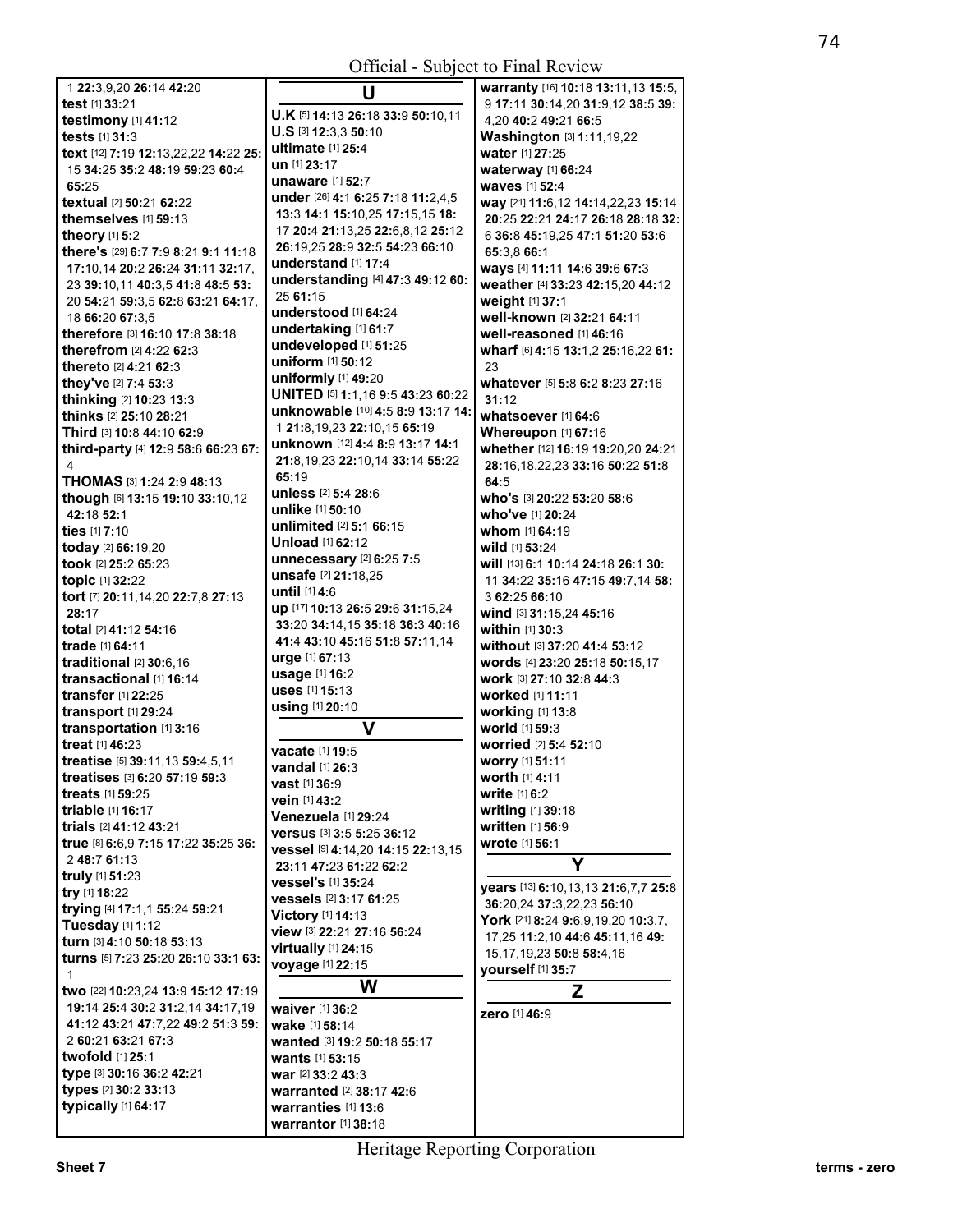1 **22:**3,9,20 **26:**14 **42:**20
**test** [1] **33:**21
**testimony** [1] **41:**12
**tests** [1] **31:**3
**text** [12] **7:**19 **12:**13,22,22 **14:**22 **25:**15 **34:**25 **35:**2 **48:**19 **59:**23 **60:**4 **65:**25
**textual** [2] **50:**21 **62:**22
**themselves** [1] **59:**13
**theory** [1] **5:**2
**there's** [29] **6:**7 **7:**9 **8:**21 **9:**1 **11:**18 **17:**10,14 **20:**2 **26:**24 **31:**11 **32:**17, 23 **39:**10,11 **40:**3,5 **41:**8 **48:**5 **53:**20 **54:**21 **59:**3,5 **62:**8 **63:**21 **64:**17, 18 **66:**20 **67:**3,5
**therefore** [3] **16:**10 **17:**8 **38:**18
**therefrom** [2] **4:**22 **62:**3
**thereto** [2] **4:**21 **62:**3
**they've** [2] **7:**4 **53:**3
**thinking** [2] **10:**23 **13:**3
**thinks** [2] **25:**10 **28:**21
**Third** [3] **10:**8 **44:**10 **62:**9
**third-party** [4] **12:**9 **58:**6 **66:**23 **67:**4
**THOMAS** [3] **1:**24 **2:**9 **48:**13
**though** [6] **13:**15 **19:**10 **33:**10,12 **42:**18 **52:**1
**ties** [1] **7:**10
**today** [2] **66:**19,20
**took** [2] **25:**2 **65:**23
**topic** [1] **32:**22
**tort** [7] **20:**11,14,20 **22:**7,8 **27:**13 **28:**17
**total** [2] **41:**12 **54:**16
**trade** [1] **64:**11
**traditional** [2] **30:**6,16
**transactional** [1] **16:**14
**transfer** [1] **22:**25
**transport** [1] **29:**24
**transportation** [1] **3:**16
**treat** [1] **46:**23
**treatise** [5] **39:**11,13 **59:**4,5,11
**treatises** [3] **6:**20 **57:**19 **59:**3
**treats** [1] **59:**25
**triable** [1] **16:**17
**trials** [2] **41:**12 **43:**21
**true** [8] **6:**6,9 **7:**15 **17:**22 **35:**25 **36:**2 **48:**7 **61:**13
**truly** [1] **51:**23
**try** [1] **18:**22
**trying** [4] **17:**1,1 **55:**24 **59:**21
**Tuesday** [1] **1:**12
**turn** [3] **4:**10 **50:**18 **53:**13
**turns** [5] **7:**23 **25:**20 **26:**10 **33:**1 **63:**1
**two** [22] **10:**23,24 **13:**9 **15:**12 **17:**19 **19:**14 **25:**4 **30:**2 **31:**2,14 **34:**17,19 **41:**12 **43:**21 **47:**7,22 **49:**2 **51:**3 **59:**2 **60:**21 **63:**21 **67:**3
**twofold** [1] **25:**1
**type** [3] **30:**16 **36:**2 **42:**21
**types** [2] **30:**2 **33:**13
**typically** [1] **64:**17

## U

**U.K** [5] **14:**13 **26:**18 **33:**9 **50:**10,11
**U.S** [3] **12:**3,3 **50:**10
**ultimate** [1] **25:**4
**un** [1] **23:**17
**unaware** [1] **52:**7
**under** [26] **4:**1 **6:**25 **7:**18 **11:**2,4,5 **13:**3 **14:**1 **15:**10,25 **17:**15,15 **18:**17 **20:**4 **21:**13,25 **22:**6,8,12 **25:**12 **26:**19,25 **28:**9 **32:**5 **54:**23 **66:**10
**understand** [1] **17:**4
**understanding** [4] **47:**3 **49:**12 **60:**25 **61:**15
**understood** [1] **64:**24
**undertaking** [1] **61:**7
**undeveloped** [1] **51:**25
**uniform** [1] **50:**12
**uniformly** [1] **49:**20
**UNITED** [5] **1:**1,16 **9:**5 **43:**23 **60:**22
**unknowable** [10] **4:**5 **8:**9 **13:**17 **14:**1 **21:**8,19,23 **22:**10,15 **65:**19
**unknown** [12] **4:**4 **8:**9 **13:**17 **14:**1 **21:**8,19,23 **22:**10,14 **33:**14 **55:**22 **65:**19
**unless** [2] **5:**4 **28:**6
**unlike** [1] **50:**10
**unlimited** [2] **5:**1 **66:**15
**Unload** [1] **62:**12
**unnecessary** [2] **6:**25 **7:**5
**unsafe** [2] **21:**18,25
**until** [1] **4:**6
**up** [17] **10:**13 **26:**5 **29:**6 **31:**15,24 **33:**20 **34:**14,15 **35:**18 **36:**3 **40:**16 **41:**4 **43:**10 **45:**16 **51:**8 **57:**11,14
**urge** [1] **67:**13
**usage** [1] **16:**2
**uses** [1] **15:**13
**using** [1] **20:**10

## V

**vacate** [1] **19:**5
**vandal** [1] **26:**3
**vast** [1] **36:**9
**vein** [1] **43:**2
**Venezuela** [1] **29:**24
**versus** [3] **3:**5 **5:**25 **36:**12
**vessel** [9] **4:**14,20 **14:**15 **22:**13,15 **23:**11 **47:**23 **61:**22 **62:**2
**vessel's** [1] **35:**24
**vessels** [2] **3:**17 **61:**25
**Victory** [1] **14:**13
**view** [3] **22:**21 **27:**16 **56:**24
**virtually** [1] **24:**15
**voyage** [1] **22:**15

## W

**waiver** [1] **36:**2
**wake** [1] **58:**14
**wanted** [3] **19:**2 **50:**18 **55:**17
**wants** [1] **53:**15
**war** [2] **33:**2 **43:**3
**warranted** [2] **38:**17 **42:**6
**warranties** [1] **13:**6
**warrantor** [1] **38:**18
**warranty** [16] **10:**18 **13:**11,13 **15:**5, 9 **17:**11 **30:**14,20 **31:**9,12 **38:**5 **39:**4,20 **40:**2 **49:**21 **66:**5
**Washington** [3] **1:**11,19,22
**water** [1] **27:**25
**waterway** [1] **66:**24
**waves** [1] **52:**4
**way** [21] **11:**6,12 **14:**14,22,23 **15:**14 **20:**25 **22:**21 **24:**17 **26:**18 **28:**18 **32:**6 **36:**8 **45:**19,25 **47:**1 **51:**20 **53:**6 **65:**3,8 **66:**1
**ways** [4] **11:**11 **14:**6 **39:**6 **67:**3
**weather** [4] **33:**23 **42:**15,20 **44:**12
**weight** [1] **37:**1
**well-known** [2] **32:**21 **64:**11
**well-reasoned** [1] **46:**16
**wharf** [6] **4:**15 **13:**1,2 **25:**16,22 **61:**23
**whatever** [5] **5:**8 **6:**2 **8:**23 **27:**16 **31:**12
**whatsoever** [1] **64:**6
**Whereupon** [1] **67:**16
**whether** [12] **16:**19 **19:**20,20 **24:**21 **28:**16,18,22,23 **33:**16 **50:**22 **51:**8 **64:**5
**who's** [3] **20:**22 **53:**20 **58:**6
**who've** [1] **20:**24
**whom** [1] **64:**19
**wild** [1] **53:**24
**will** [13] **6:**1 **10:**14 **24:**18 **26:**1 **30:**11 **34:**22 **35:**16 **47:**15 **49:**7,14 **58:**3 **62:**25 **66:**10
**wind** [3] **31:**15,24 **45:**16
**within** [1] **30:**3
**without** [3] **37:**20 **41:**4 **53:**12
**words** [4] **23:**20 **25:**18 **50:**15,17
**work** [3] **27:**10 **32:**8 **44:**3
**worked** [1] **11:**11
**working** [1] **13:**8
**world** [1] **59:**3
**worried** [2] **5:**4 **52:**10
**worry** [1] **51:**11
**worth** [1] **4:**11
**write** [1] **6:**2
**writing** [1] **39:**18
**written** [1] **56:**9
**wrote** [1] **56:**1

## Y

**years** [13] **6:**10,13,13 **21:**6,7,7 **25:**8 **36:**20,24 **37:**3,22,23 **56:**10
**York** [21] **8:**24 **9:**6,9,19,20 **10:**3,7, 17,25 **11:**2,10 **44:**6 **45:**11,16 **49:**15,17,19,23 **50:**8 **58:**4,16
**yourself** [1] **35:**7

## Z

**zero** [1] **46:**9